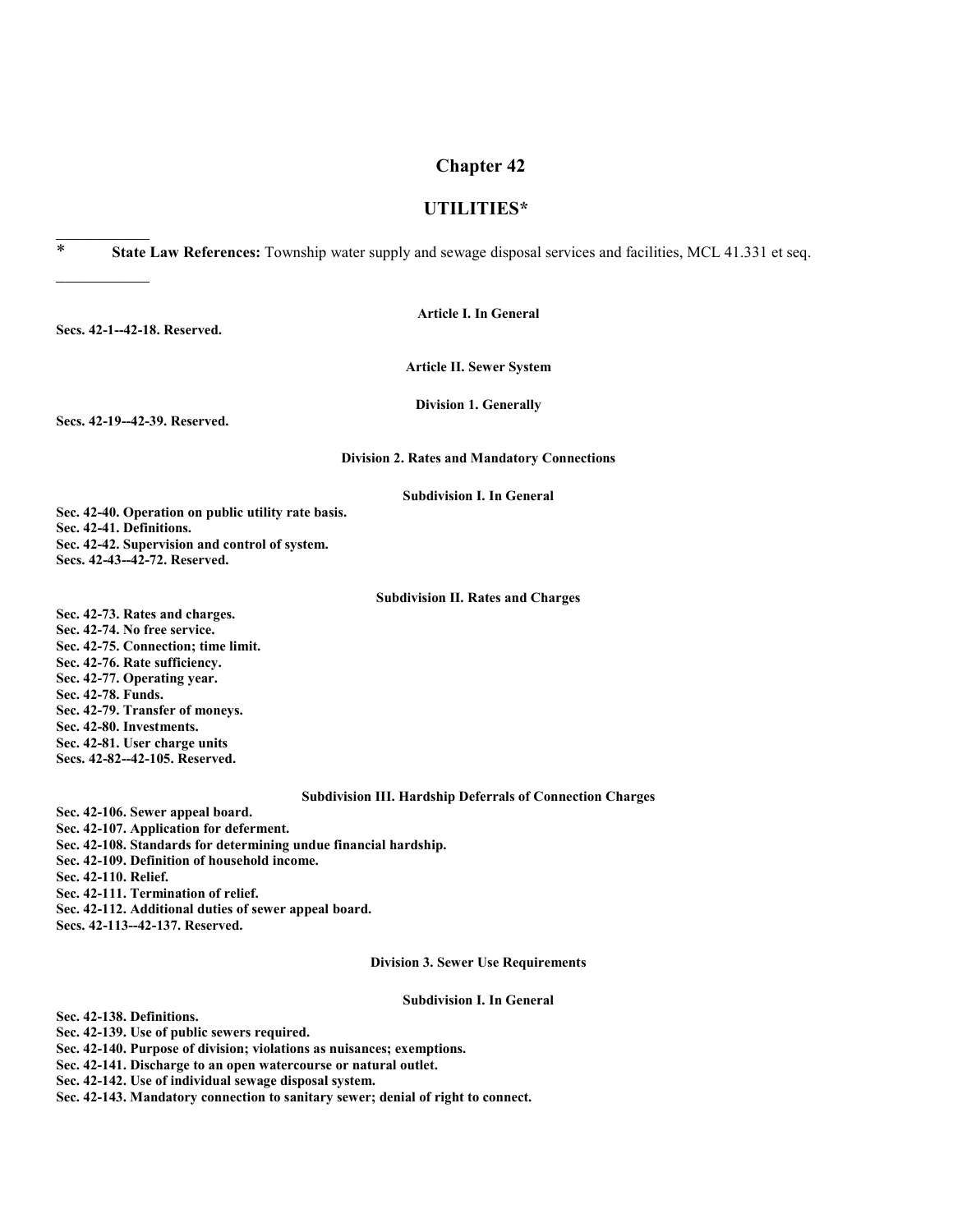# Chapter 42

## UTILITIES*

\* **State Law References:** Township water supply and sewage disposal services and facilities, MCL 41.331 et seq.

**Article I. In General**

**Secs. 42-1--42-18. Reserved.**

**Article II. Sewer System**

**Division 1. Generally**

**Secs. 42-19--42-39. Reserved.**

**Division 2. Rates and Mandatory Connections**

**Subdivision I. In General**

**Sec. 42-40. Operation on public utility rate basis.**
**Sec. 42-41. Definitions.**
**Sec. 42-42. Supervision and control of system.**
**Secs. 42-43--42-72. Reserved.**

**Subdivision II. Rates and Charges**

**Sec. 42-73. Rates and charges.**
**Sec. 42-74. No free service.**
**Sec. 42-75. Connection; time limit.**
**Sec. 42-76. Rate sufficiency.**
**Sec. 42-77. Operating year.**
**Sec. 42-78. Funds.**
**Sec. 42-79. Transfer of moneys.**
**Sec. 42-80. Investments.**
**Sec. 42-81. User charge units**
**Secs. 42-82--42-105. Reserved.**

**Subdivision III. Hardship Deferrals of Connection Charges**

**Sec. 42-106. Sewer appeal board.**
**Sec. 42-107. Application for deferment.**
**Sec. 42-108. Standards for determining undue financial hardship.**
**Sec. 42-109. Definition of household income.**
**Sec. 42-110. Relief.**
**Sec. 42-111. Termination of relief.**
**Sec. 42-112. Additional duties of sewer appeal board.**
**Secs. 42-113--42-137. Reserved.**

**Division 3. Sewer Use Requirements**

**Subdivision I. In General**

**Sec. 42-138. Definitions.**
**Sec. 42-139. Use of public sewers required.**
**Sec. 42-140. Purpose of division; violations as nuisances; exemptions.**
**Sec. 42-141. Discharge to an open watercourse or natural outlet.**
**Sec. 42-142. Use of individual sewage disposal system.**
**Sec. 42-143. Mandatory connection to sanitary sewer; denial of right to connect.**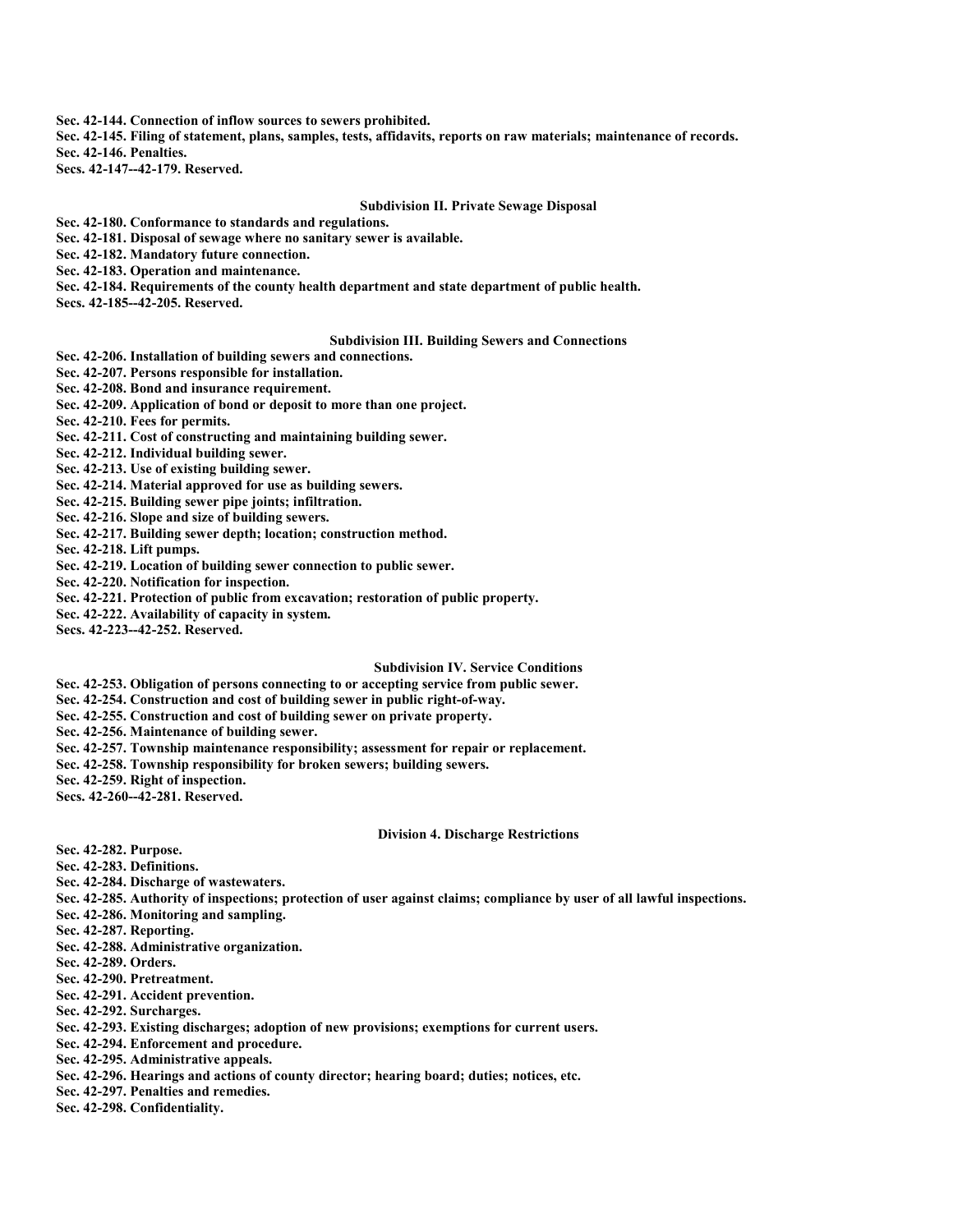**Sec. 42-144. Connection of inflow sources to sewers prohibited.**
**Sec. 42-145. Filing of statement, plans, samples, tests, affidavits, reports on raw materials; maintenance of records.**
**Sec. 42-146. Penalties.**
**Secs. 42-147--42-179. Reserved.**

### Subdivision II. Private Sewage Disposal

**Sec. 42-180. Conformance to standards and regulations.**
**Sec. 42-181. Disposal of sewage where no sanitary sewer is available.**
**Sec. 42-182. Mandatory future connection.**
**Sec. 42-183. Operation and maintenance.**
**Sec. 42-184. Requirements of the county health department and state department of public health.**
**Secs. 42-185--42-205. Reserved.**

### Subdivision III. Building Sewers and Connections

**Sec. 42-206. Installation of building sewers and connections.**
**Sec. 42-207. Persons responsible for installation.**
**Sec. 42-208. Bond and insurance requirement.**
**Sec. 42-209. Application of bond or deposit to more than one project.**
**Sec. 42-210. Fees for permits.**
**Sec. 42-211. Cost of constructing and maintaining building sewer.**
**Sec. 42-212. Individual building sewer.**
**Sec. 42-213. Use of existing building sewer.**
**Sec. 42-214. Material approved for use as building sewers.**
**Sec. 42-215. Building sewer pipe joints; infiltration.**
**Sec. 42-216. Slope and size of building sewers.**
**Sec. 42-217. Building sewer depth; location; construction method.**
**Sec. 42-218. Lift pumps.**
**Sec. 42-219. Location of building sewer connection to public sewer.**
**Sec. 42-220. Notification for inspection.**
**Sec. 42-221. Protection of public from excavation; restoration of public property.**
**Sec. 42-222. Availability of capacity in system.**
**Secs. 42-223--42-252. Reserved.**

### Subdivision IV. Service Conditions

**Sec. 42-253. Obligation of persons connecting to or accepting service from public sewer.**
**Sec. 42-254. Construction and cost of building sewer in public right-of-way.**
**Sec. 42-255. Construction and cost of building sewer on private property.**
**Sec. 42-256. Maintenance of building sewer.**
**Sec. 42-257. Township maintenance responsibility; assessment for repair or replacement.**
**Sec. 42-258. Township responsibility for broken sewers; building sewers.**
**Sec. 42-259. Right of inspection.**
**Secs. 42-260--42-281. Reserved.**

### Division 4. Discharge Restrictions

**Sec. 42-282. Purpose.**
**Sec. 42-283. Definitions.**
**Sec. 42-284. Discharge of wastewaters.**
**Sec. 42-285. Authority of inspections; protection of user against claims; compliance by user of all lawful inspections.**
**Sec. 42-286. Monitoring and sampling.**
**Sec. 42-287. Reporting.**
**Sec. 42-288. Administrative organization.**
**Sec. 42-289. Orders.**
**Sec. 42-290. Pretreatment.**
**Sec. 42-291. Accident prevention.**
**Sec. 42-292. Surcharges.**
**Sec. 42-293. Existing discharges; adoption of new provisions; exemptions for current users.**
**Sec. 42-294. Enforcement and procedure.**
**Sec. 42-295. Administrative appeals.**
**Sec. 42-296. Hearings and actions of county director; hearing board; duties; notices, etc.**
**Sec. 42-297. Penalties and remedies.**
**Sec. 42-298. Confidentiality.**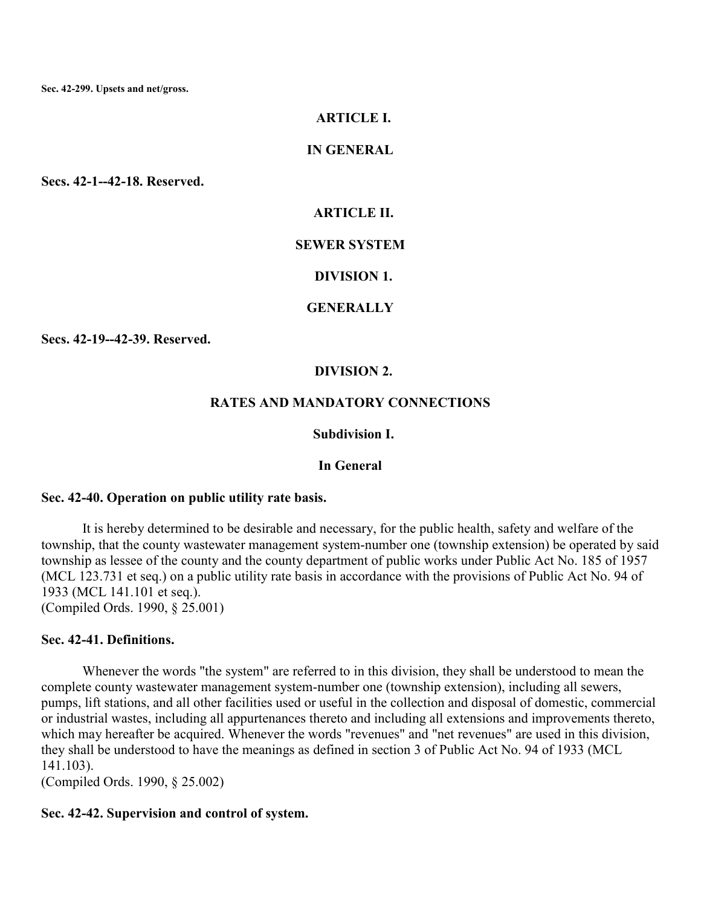**Sec. 42-299. Upsets and net/gross.**

## ARTICLE I.

## IN GENERAL

**Secs. 42-1--42-18. Reserved.**

## ARTICLE II.

## SEWER SYSTEM

### DIVISION 1.

### GENERALLY

**Secs. 42-19--42-39. Reserved.**

### DIVISION 2.

### RATES AND MANDATORY CONNECTIONS

#### Subdivision I.

#### In General

**Sec. 42-40. Operation on public utility rate basis.**

It is hereby determined to be desirable and necessary, for the public health, safety and welfare of the township, that the county wastewater management system-number one (township extension) be operated by said township as lessee of the county and the county department of public works under Public Act No. 185 of 1957 (MCL 123.731 et seq.) on a public utility rate basis in accordance with the provisions of Public Act No. 94 of 1933 (MCL 141.101 et seq.).
(Compiled Ords. 1990, § 25.001)

**Sec. 42-41. Definitions.**

Whenever the words "the system" are referred to in this division, they shall be understood to mean the complete county wastewater management system-number one (township extension), including all sewers, pumps, lift stations, and all other facilities used or useful in the collection and disposal of domestic, commercial or industrial wastes, including all appurtenances thereto and including all extensions and improvements thereto, which may hereafter be acquired. Whenever the words "revenues" and "net revenues" are used in this division, they shall be understood to have the meanings as defined in section 3 of Public Act No. 94 of 1933 (MCL 141.103).
(Compiled Ords. 1990, § 25.002)

**Sec. 42-42. Supervision and control of system.**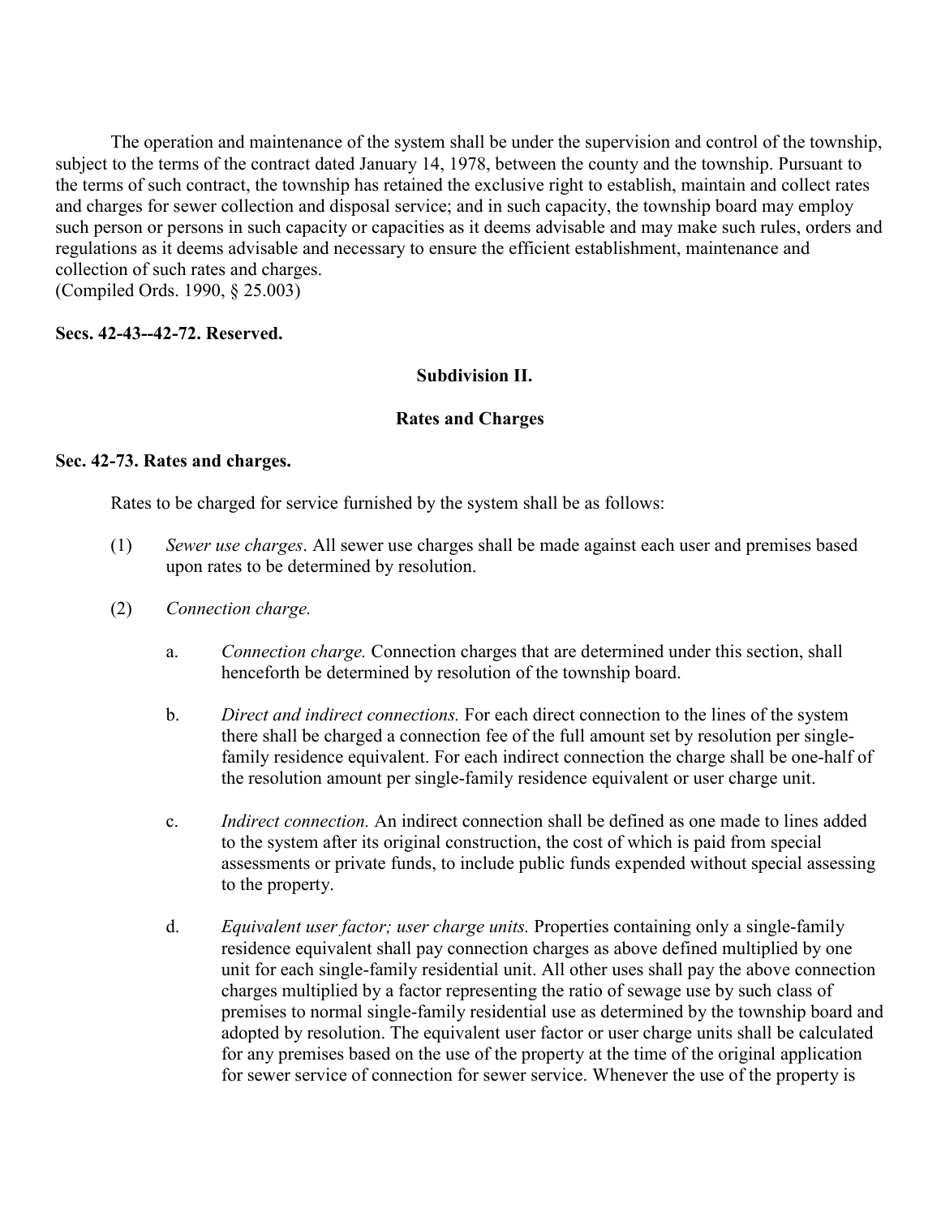The operation and maintenance of the system shall be under the supervision and control of the township, subject to the terms of the contract dated January 14, 1978, between the county and the township. Pursuant to the terms of such contract, the township has retained the exclusive right to establish, maintain and collect rates and charges for sewer collection and disposal service; and in such capacity, the township board may employ such person or persons in such capacity or capacities as it deems advisable and may make such rules, orders and regulations as it deems advisable and necessary to ensure the efficient establishment, maintenance and collection of such rates and charges.
(Compiled Ords. 1990, § 25.003)

**Secs. 42-43--42-72. Reserved.**

**Subdivision II.**

**Rates and Charges**

**Sec. 42-73. Rates and charges.**

Rates to be charged for service furnished by the system shall be as follows:

(1) *Sewer use charges*. All sewer use charges shall be made against each user and premises based upon rates to be determined by resolution.

(2) *Connection charge.*

a. *Connection charge.* Connection charges that are determined under this section, shall henceforth be determined by resolution of the township board.

b. *Direct and indirect connections.* For each direct connection to the lines of the system there shall be charged a connection fee of the full amount set by resolution per single-family residence equivalent. For each indirect connection the charge shall be one-half of the resolution amount per single-family residence equivalent or user charge unit.

c. *Indirect connection.* An indirect connection shall be defined as one made to lines added to the system after its original construction, the cost of which is paid from special assessments or private funds, to include public funds expended without special assessing to the property.

d. *Equivalent user factor; user charge units.* Properties containing only a single-family residence equivalent shall pay connection charges as above defined multiplied by one unit for each single-family residential unit. All other uses shall pay the above connection charges multiplied by a factor representing the ratio of sewage use by such class of premises to normal single-family residential use as determined by the township board and adopted by resolution. The equivalent user factor or user charge units shall be calculated for any premises based on the use of the property at the time of the original application for sewer service of connection for sewer service. Whenever the use of the property is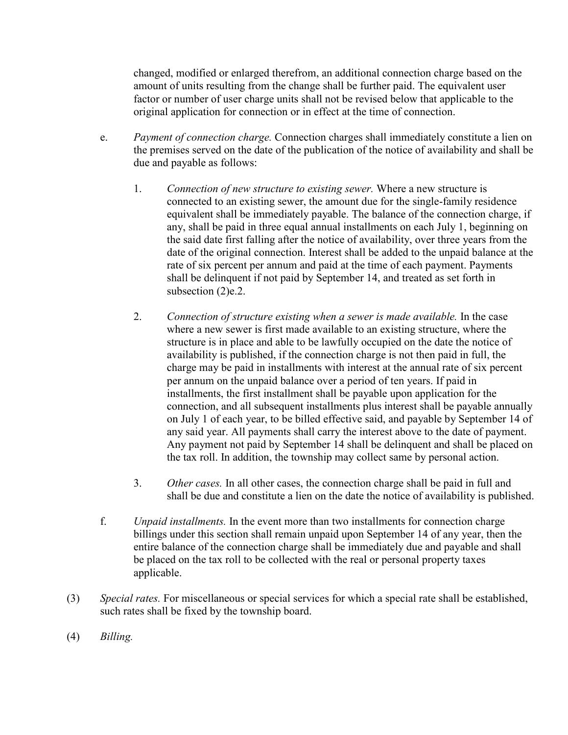changed, modified or enlarged therefrom, an additional connection charge based on the amount of units resulting from the change shall be further paid. The equivalent user factor or number of user charge units shall not be revised below that applicable to the original application for connection or in effect at the time of connection.

e. *Payment of connection charge.* Connection charges shall immediately constitute a lien on the premises served on the date of the publication of the notice of availability and shall be due and payable as follows:

   1. *Connection of new structure to existing sewer.* Where a new structure is connected to an existing sewer, the amount due for the single-family residence equivalent shall be immediately payable. The balance of the connection charge, if any, shall be paid in three equal annual installments on each July 1, beginning on the said date first falling after the notice of availability, over three years from the date of the original connection. Interest shall be added to the unpaid balance at the rate of six percent per annum and paid at the time of each payment. Payments shall be delinquent if not paid by September 14, and treated as set forth in subsection (2)e.2.

   2. *Connection of structure existing when a sewer is made available.* In the case where a new sewer is first made available to an existing structure, where the structure is in place and able to be lawfully occupied on the date the notice of availability is published, if the connection charge is not then paid in full, the charge may be paid in installments with interest at the annual rate of six percent per annum on the unpaid balance over a period of ten years. If paid in installments, the first installment shall be payable upon application for the connection, and all subsequent installments plus interest shall be payable annually on July 1 of each year, to be billed effective said, and payable by September 14 of any said year. All payments shall carry the interest above to the date of payment. Any payment not paid by September 14 shall be delinquent and shall be placed on the tax roll. In addition, the township may collect same by personal action.

   3. *Other cases.* In all other cases, the connection charge shall be paid in full and shall be due and constitute a lien on the date the notice of availability is published.

f. *Unpaid installments.* In the event more than two installments for connection charge billings under this section shall remain unpaid upon September 14 of any year, then the entire balance of the connection charge shall be immediately due and payable and shall be placed on the tax roll to be collected with the real or personal property taxes applicable.

(3) *Special rates.* For miscellaneous or special services for which a special rate shall be established, such rates shall be fixed by the township board.

(4) *Billing.*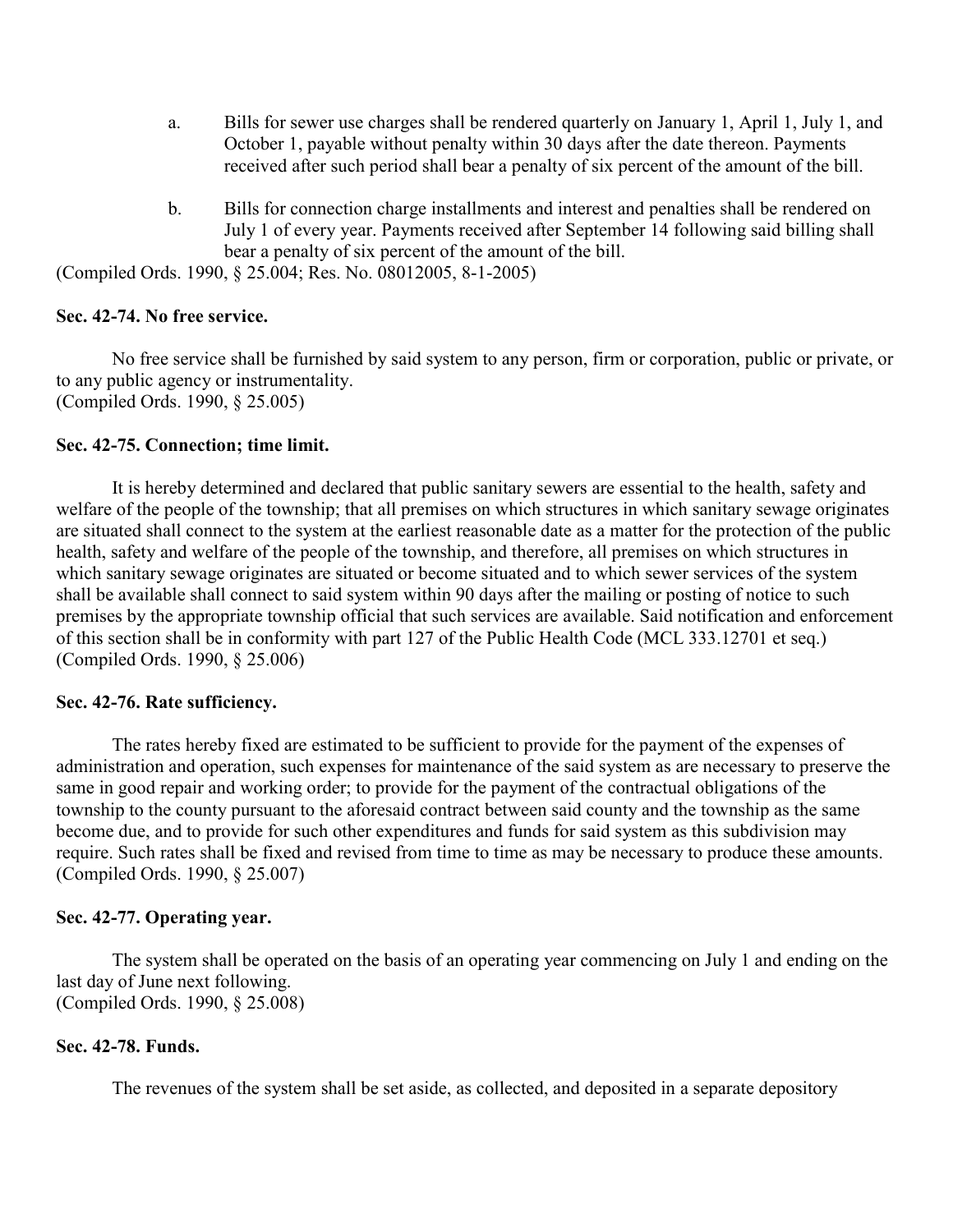a. Bills for sewer use charges shall be rendered quarterly on January 1, April 1, July 1, and October 1, payable without penalty within 30 days after the date thereon. Payments received after such period shall bear a penalty of six percent of the amount of the bill.

b. Bills for connection charge installments and interest and penalties shall be rendered on July 1 of every year. Payments received after September 14 following said billing shall bear a penalty of six percent of the amount of the bill.

(Compiled Ords. 1990, § 25.004; Res. No. 08012005, 8-1-2005)

**Sec. 42-74. No free service.**

No free service shall be furnished by said system to any person, firm or corporation, public or private, or to any public agency or instrumentality.
(Compiled Ords. 1990, § 25.005)

**Sec. 42-75. Connection; time limit.**

It is hereby determined and declared that public sanitary sewers are essential to the health, safety and welfare of the people of the township; that all premises on which structures in which sanitary sewage originates are situated shall connect to the system at the earliest reasonable date as a matter for the protection of the public health, safety and welfare of the people of the township, and therefore, all premises on which structures in which sanitary sewage originates are situated or become situated and to which sewer services of the system shall be available shall connect to said system within 90 days after the mailing or posting of notice to such premises by the appropriate township official that such services are available. Said notification and enforcement of this section shall be in conformity with part 127 of the Public Health Code (MCL 333.12701 et seq.)
(Compiled Ords. 1990, § 25.006)

**Sec. 42-76. Rate sufficiency.**

The rates hereby fixed are estimated to be sufficient to provide for the payment of the expenses of administration and operation, such expenses for maintenance of the said system as are necessary to preserve the same in good repair and working order; to provide for the payment of the contractual obligations of the township to the county pursuant to the aforesaid contract between said county and the township as the same become due, and to provide for such other expenditures and funds for said system as this subdivision may require. Such rates shall be fixed and revised from time to time as may be necessary to produce these amounts.
(Compiled Ords. 1990, § 25.007)

**Sec. 42-77. Operating year.**

The system shall be operated on the basis of an operating year commencing on July 1 and ending on the last day of June next following.
(Compiled Ords. 1990, § 25.008)

**Sec. 42-78. Funds.**

The revenues of the system shall be set aside, as collected, and deposited in a separate depository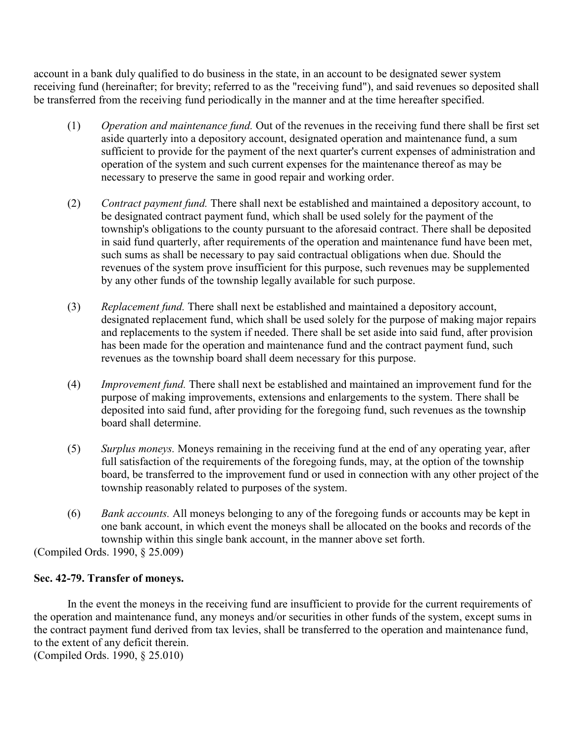account in a bank duly qualified to do business in the state, in an account to be designated sewer system receiving fund (hereinafter; for brevity; referred to as the "receiving fund"), and said revenues so deposited shall be transferred from the receiving fund periodically in the manner and at the time hereafter specified.

(1) *Operation and maintenance fund.* Out of the revenues in the receiving fund there shall be first set aside quarterly into a depository account, designated operation and maintenance fund, a sum sufficient to provide for the payment of the next quarter's current expenses of administration and operation of the system and such current expenses for the maintenance thereof as may be necessary to preserve the same in good repair and working order.

(2) *Contract payment fund.* There shall next be established and maintained a depository account, to be designated contract payment fund, which shall be used solely for the payment of the township's obligations to the county pursuant to the aforesaid contract. There shall be deposited in said fund quarterly, after requirements of the operation and maintenance fund have been met, such sums as shall be necessary to pay said contractual obligations when due. Should the revenues of the system prove insufficient for this purpose, such revenues may be supplemented by any other funds of the township legally available for such purpose.

(3) *Replacement fund.* There shall next be established and maintained a depository account, designated replacement fund, which shall be used solely for the purpose of making major repairs and replacements to the system if needed. There shall be set aside into said fund, after provision has been made for the operation and maintenance fund and the contract payment fund, such revenues as the township board shall deem necessary for this purpose.

(4) *Improvement fund.* There shall next be established and maintained an improvement fund for the purpose of making improvements, extensions and enlargements to the system. There shall be deposited into said fund, after providing for the foregoing fund, such revenues as the township board shall determine.

(5) *Surplus moneys.* Moneys remaining in the receiving fund at the end of any operating year, after full satisfaction of the requirements of the foregoing funds, may, at the option of the township board, be transferred to the improvement fund or used in connection with any other project of the township reasonably related to purposes of the system.

(6) *Bank accounts.* All moneys belonging to any of the foregoing funds or accounts may be kept in one bank account, in which event the moneys shall be allocated on the books and records of the township within this single bank account, in the manner above set forth.

(Compiled Ords. 1990, § 25.009)

**Sec. 42-79. Transfer of moneys.**

In the event the moneys in the receiving fund are insufficient to provide for the current requirements of the operation and maintenance fund, any moneys and/or securities in other funds of the system, except sums in the contract payment fund derived from tax levies, shall be transferred to the operation and maintenance fund, to the extent of any deficit therein.

(Compiled Ords. 1990, § 25.010)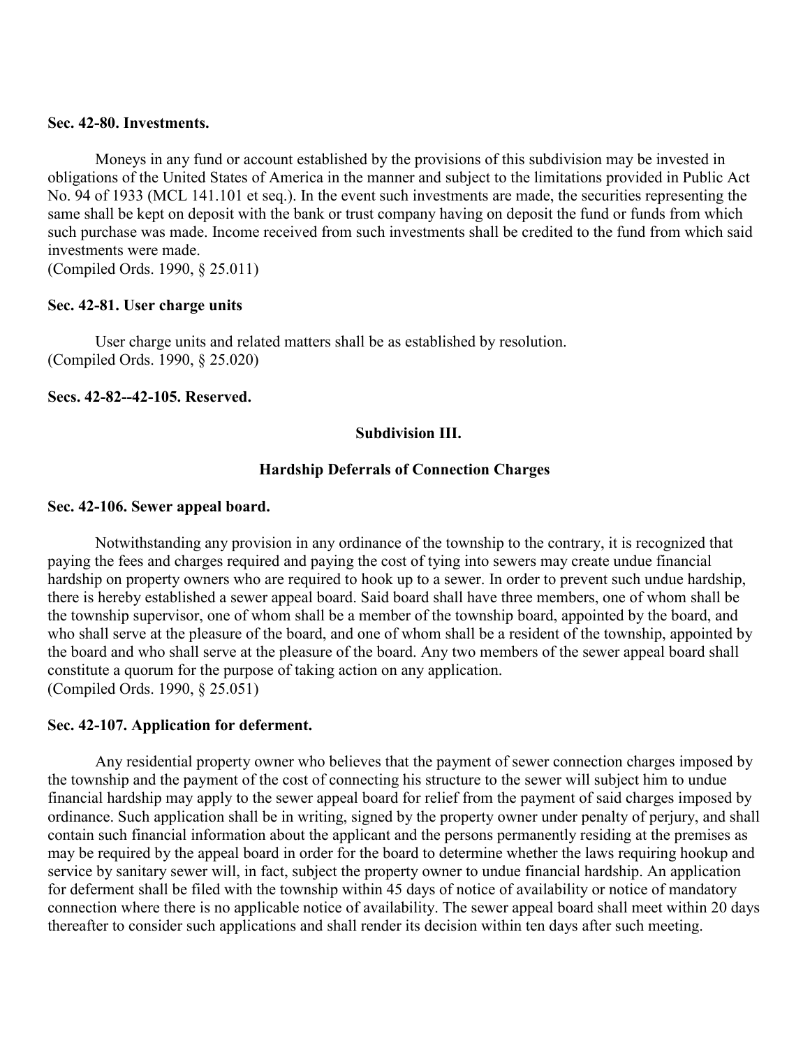**Sec. 42-80. Investments.**

Moneys in any fund or account established by the provisions of this subdivision may be invested in obligations of the United States of America in the manner and subject to the limitations provided in Public Act No. 94 of 1933 (MCL 141.101 et seq.). In the event such investments are made, the securities representing the same shall be kept on deposit with the bank or trust company having on deposit the fund or funds from which such purchase was made. Income received from such investments shall be credited to the fund from which said investments were made.
(Compiled Ords. 1990, § 25.011)

**Sec. 42-81. User charge units**

User charge units and related matters shall be as established by resolution.
(Compiled Ords. 1990, § 25.020)

**Secs. 42-82--42-105. Reserved.**

**Subdivision III.**

**Hardship Deferrals of Connection Charges**

**Sec. 42-106. Sewer appeal board.**

Notwithstanding any provision in any ordinance of the township to the contrary, it is recognized that paying the fees and charges required and paying the cost of tying into sewers may create undue financial hardship on property owners who are required to hook up to a sewer. In order to prevent such undue hardship, there is hereby established a sewer appeal board. Said board shall have three members, one of whom shall be the township supervisor, one of whom shall be a member of the township board, appointed by the board, and who shall serve at the pleasure of the board, and one of whom shall be a resident of the township, appointed by the board and who shall serve at the pleasure of the board. Any two members of the sewer appeal board shall constitute a quorum for the purpose of taking action on any application.
(Compiled Ords. 1990, § 25.051)

**Sec. 42-107. Application for deferment.**

Any residential property owner who believes that the payment of sewer connection charges imposed by the township and the payment of the cost of connecting his structure to the sewer will subject him to undue financial hardship may apply to the sewer appeal board for relief from the payment of said charges imposed by ordinance. Such application shall be in writing, signed by the property owner under penalty of perjury, and shall contain such financial information about the applicant and the persons permanently residing at the premises as may be required by the appeal board in order for the board to determine whether the laws requiring hookup and service by sanitary sewer will, in fact, subject the property owner to undue financial hardship. An application for deferment shall be filed with the township within 45 days of notice of availability or notice of mandatory connection where there is no applicable notice of availability. The sewer appeal board shall meet within 20 days thereafter to consider such applications and shall render its decision within ten days after such meeting.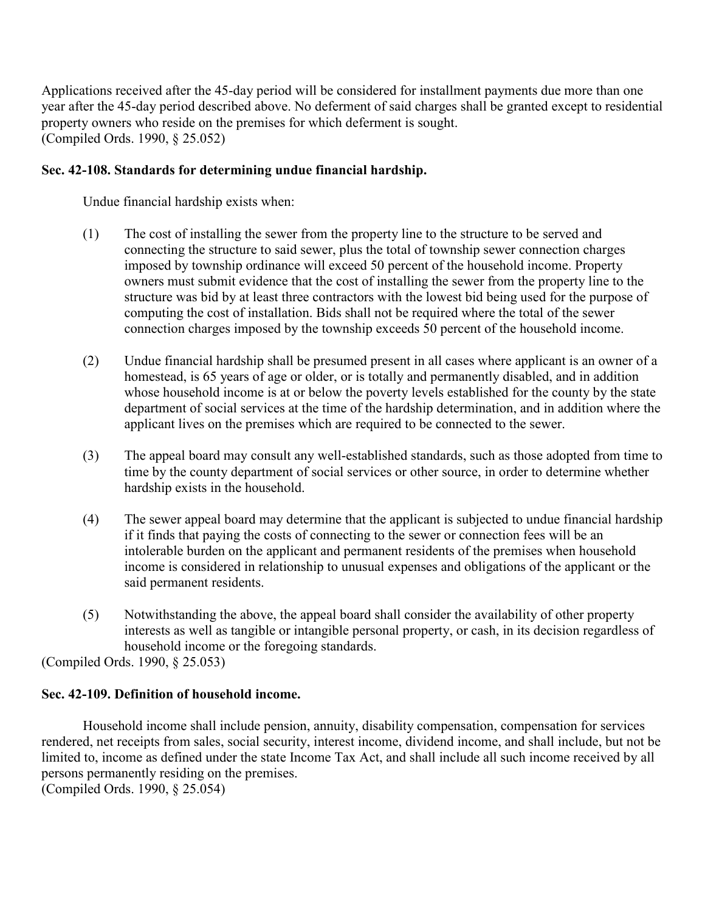Applications received after the 45-day period will be considered for installment payments due more than one year after the 45-day period described above. No deferment of said charges shall be granted except to residential property owners who reside on the premises for which deferment is sought.
(Compiled Ords. 1990, § 25.052)

**Sec. 42-108. Standards for determining undue financial hardship.**

Undue financial hardship exists when:

(1) The cost of installing the sewer from the property line to the structure to be served and connecting the structure to said sewer, plus the total of township sewer connection charges imposed by township ordinance will exceed 50 percent of the household income. Property owners must submit evidence that the cost of installing the sewer from the property line to the structure was bid by at least three contractors with the lowest bid being used for the purpose of computing the cost of installation. Bids shall not be required where the total of the sewer connection charges imposed by the township exceeds 50 percent of the household income.

(2) Undue financial hardship shall be presumed present in all cases where applicant is an owner of a homestead, is 65 years of age or older, or is totally and permanently disabled, and in addition whose household income is at or below the poverty levels established for the county by the state department of social services at the time of the hardship determination, and in addition where the applicant lives on the premises which are required to be connected to the sewer.

(3) The appeal board may consult any well-established standards, such as those adopted from time to time by the county department of social services or other source, in order to determine whether hardship exists in the household.

(4) The sewer appeal board may determine that the applicant is subjected to undue financial hardship if it finds that paying the costs of connecting to the sewer or connection fees will be an intolerable burden on the applicant and permanent residents of the premises when household income is considered in relationship to unusual expenses and obligations of the applicant or the said permanent residents.

(5) Notwithstanding the above, the appeal board shall consider the availability of other property interests as well as tangible or intangible personal property, or cash, in its decision regardless of household income or the foregoing standards.

(Compiled Ords. 1990, § 25.053)

**Sec. 42-109. Definition of household income.**

Household income shall include pension, annuity, disability compensation, compensation for services rendered, net receipts from sales, social security, interest income, dividend income, and shall include, but not be limited to, income as defined under the state Income Tax Act, and shall include all such income received by all persons permanently residing on the premises.
(Compiled Ords. 1990, § 25.054)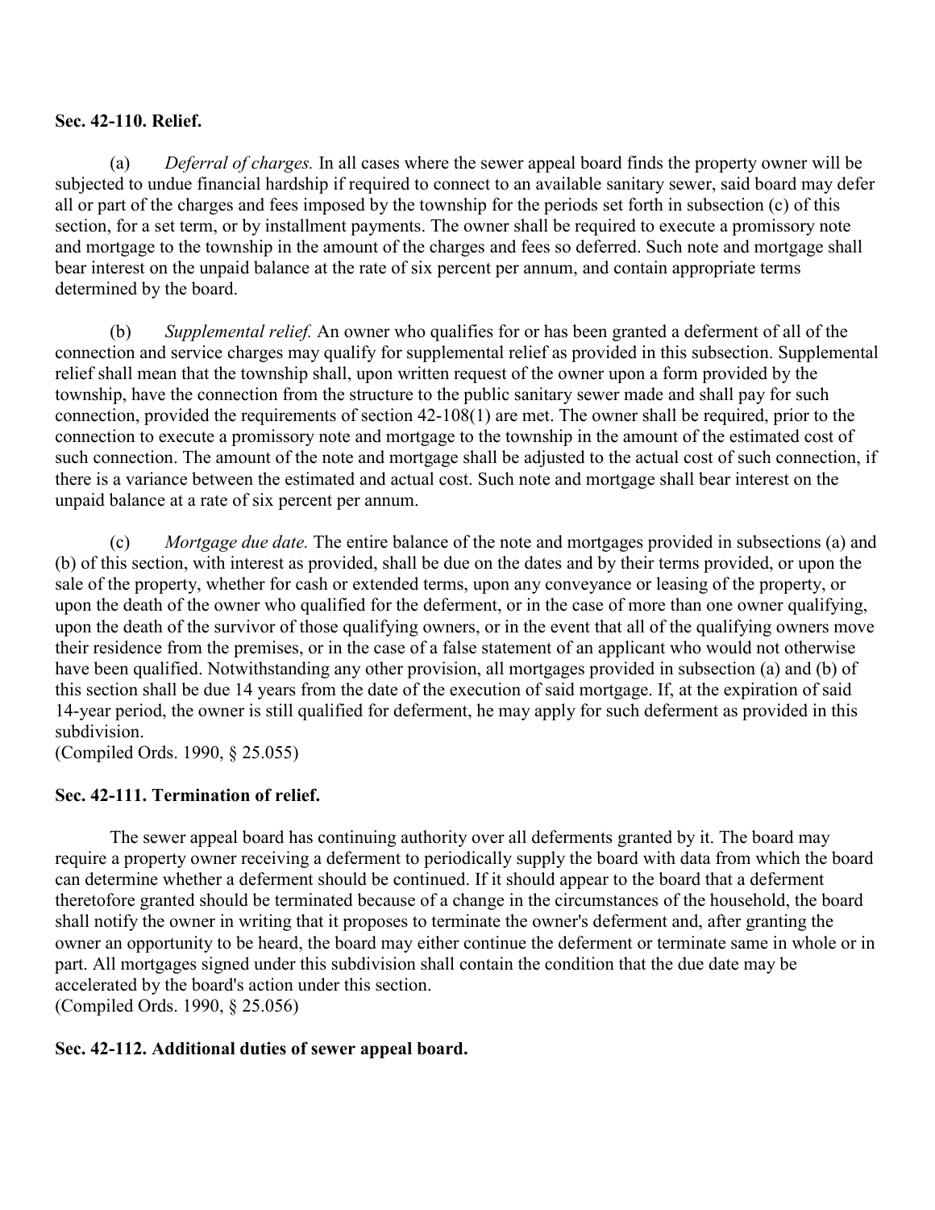**Sec. 42-110. Relief.**

(a) *Deferral of charges.* In all cases where the sewer appeal board finds the property owner will be subjected to undue financial hardship if required to connect to an available sanitary sewer, said board may defer all or part of the charges and fees imposed by the township for the periods set forth in subsection (c) of this section, for a set term, or by installment payments. The owner shall be required to execute a promissory note and mortgage to the township in the amount of the charges and fees so deferred. Such note and mortgage shall bear interest on the unpaid balance at the rate of six percent per annum, and contain appropriate terms determined by the board.

(b) *Supplemental relief.* An owner who qualifies for or has been granted a deferment of all of the connection and service charges may qualify for supplemental relief as provided in this subsection. Supplemental relief shall mean that the township shall, upon written request of the owner upon a form provided by the township, have the connection from the structure to the public sanitary sewer made and shall pay for such connection, provided the requirements of section 42-108(1) are met. The owner shall be required, prior to the connection to execute a promissory note and mortgage to the township in the amount of the estimated cost of such connection. The amount of the note and mortgage shall be adjusted to the actual cost of such connection, if there is a variance between the estimated and actual cost. Such note and mortgage shall bear interest on the unpaid balance at a rate of six percent per annum.

(c) *Mortgage due date.* The entire balance of the note and mortgages provided in subsections (a) and (b) of this section, with interest as provided, shall be due on the dates and by their terms provided, or upon the sale of the property, whether for cash or extended terms, upon any conveyance or leasing of the property, or upon the death of the owner who qualified for the deferment, or in the case of more than one owner qualifying, upon the death of the survivor of those qualifying owners, or in the event that all of the qualifying owners move their residence from the premises, or in the case of a false statement of an applicant who would not otherwise have been qualified. Notwithstanding any other provision, all mortgages provided in subsection (a) and (b) of this section shall be due 14 years from the date of the execution of said mortgage. If, at the expiration of said 14-year period, the owner is still qualified for deferment, he may apply for such deferment as provided in this subdivision.

(Compiled Ords. 1990, § 25.055)

**Sec. 42-111. Termination of relief.**

The sewer appeal board has continuing authority over all deferments granted by it. The board may require a property owner receiving a deferment to periodically supply the board with data from which the board can determine whether a deferment should be continued. If it should appear to the board that a deferment theretofore granted should be terminated because of a change in the circumstances of the household, the board shall notify the owner in writing that it proposes to terminate the owner's deferment and, after granting the owner an opportunity to be heard, the board may either continue the deferment or terminate same in whole or in part. All mortgages signed under this subdivision shall contain the condition that the due date may be accelerated by the board's action under this section.

(Compiled Ords. 1990, § 25.056)

**Sec. 42-112. Additional duties of sewer appeal board.**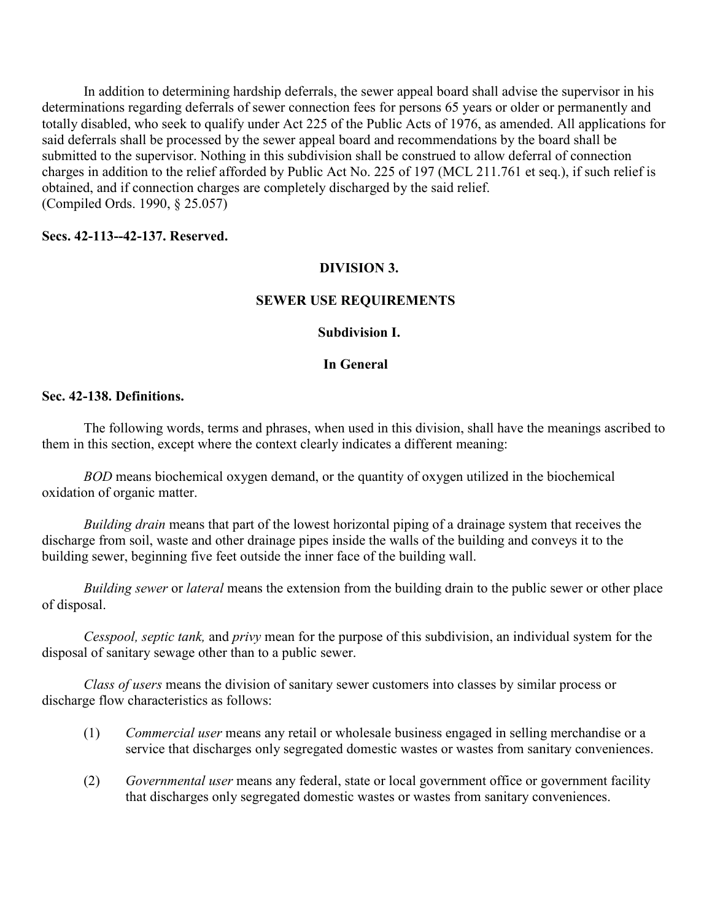In addition to determining hardship deferrals, the sewer appeal board shall advise the supervisor in his determinations regarding deferrals of sewer connection fees for persons 65 years or older or permanently and totally disabled, who seek to qualify under Act 225 of the Public Acts of 1976, as amended. All applications for said deferrals shall be processed by the sewer appeal board and recommendations by the board shall be submitted to the supervisor. Nothing in this subdivision shall be construed to allow deferral of connection charges in addition to the relief afforded by Public Act No. 225 of 197 (MCL 211.761 et seq.), if such relief is obtained, and if connection charges are completely discharged by the said relief.
(Compiled Ords. 1990, § 25.057)

**Secs. 42-113--42-137. Reserved.**

## DIVISION 3.

## SEWER USE REQUIREMENTS

### Subdivision I.

### In General

**Sec. 42-138. Definitions.**

The following words, terms and phrases, when used in this division, shall have the meanings ascribed to them in this section, except where the context clearly indicates a different meaning:

*BOD* means biochemical oxygen demand, or the quantity of oxygen utilized in the biochemical oxidation of organic matter.

*Building drain* means that part of the lowest horizontal piping of a drainage system that receives the discharge from soil, waste and other drainage pipes inside the walls of the building and conveys it to the building sewer, beginning five feet outside the inner face of the building wall.

*Building sewer* or *lateral* means the extension from the building drain to the public sewer or other place of disposal.

*Cesspool, septic tank,* and *privy* mean for the purpose of this subdivision, an individual system for the disposal of sanitary sewage other than to a public sewer.

*Class of users* means the division of sanitary sewer customers into classes by similar process or discharge flow characteristics as follows:

(1) *Commercial user* means any retail or wholesale business engaged in selling merchandise or a service that discharges only segregated domestic wastes or wastes from sanitary conveniences.

(2) *Governmental user* means any federal, state or local government office or government facility that discharges only segregated domestic wastes or wastes from sanitary conveniences.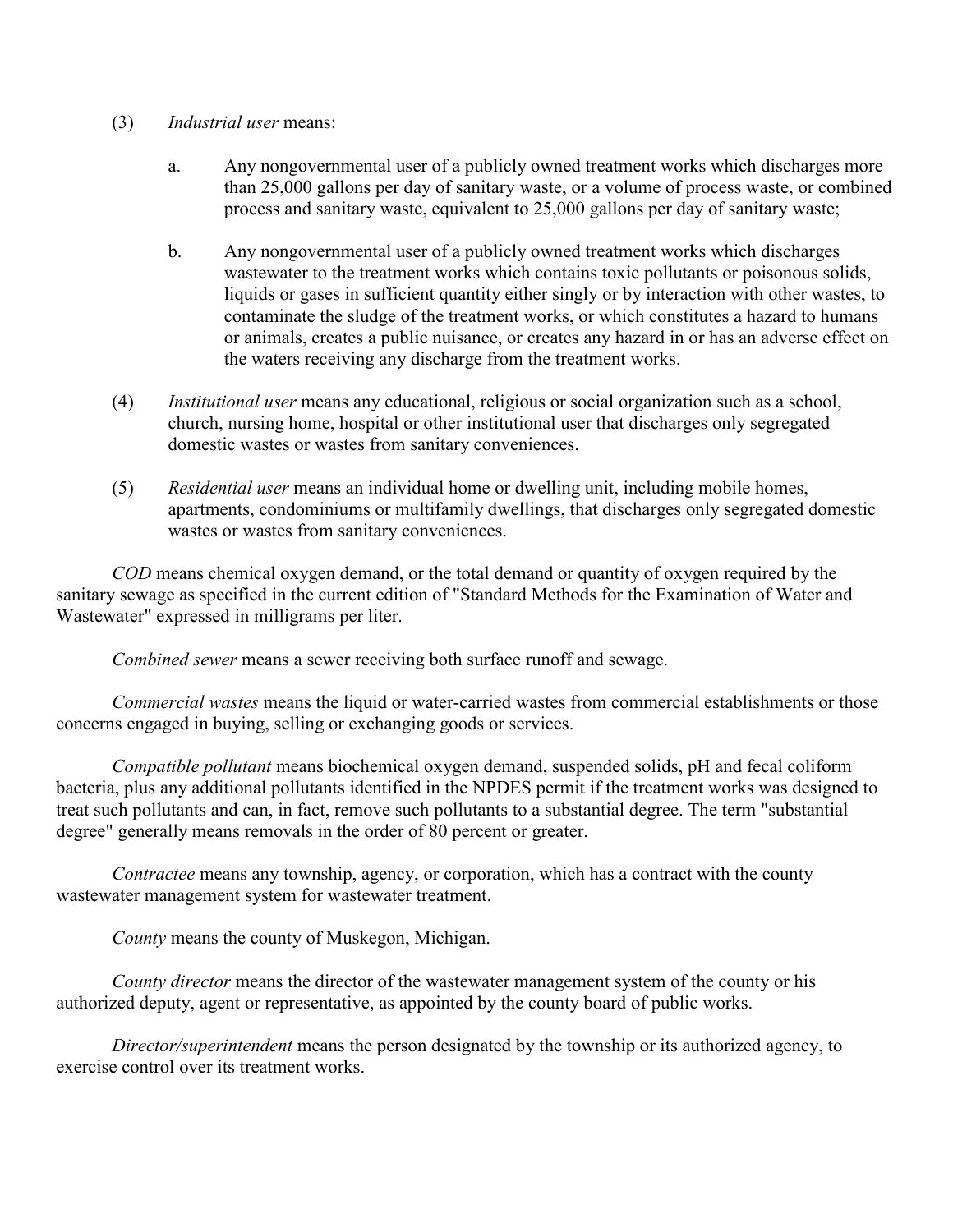(3) *Industrial user* means:

   a. Any nongovernmental user of a publicly owned treatment works which discharges more than 25,000 gallons per day of sanitary waste, or a volume of process waste, or combined process and sanitary waste, equivalent to 25,000 gallons per day of sanitary waste;

   b. Any nongovernmental user of a publicly owned treatment works which discharges wastewater to the treatment works which contains toxic pollutants or poisonous solids, liquids or gases in sufficient quantity either singly or by interaction with other wastes, to contaminate the sludge of the treatment works, or which constitutes a hazard to humans or animals, creates a public nuisance, or creates any hazard in or has an adverse effect on the waters receiving any discharge from the treatment works.

(4) *Institutional user* means any educational, religious or social organization such as a school, church, nursing home, hospital or other institutional user that discharges only segregated domestic wastes or wastes from sanitary conveniences.

(5) *Residential user* means an individual home or dwelling unit, including mobile homes, apartments, condominiums or multifamily dwellings, that discharges only segregated domestic wastes or wastes from sanitary conveniences.

*COD* means chemical oxygen demand, or the total demand or quantity of oxygen required by the sanitary sewage as specified in the current edition of "Standard Methods for the Examination of Water and Wastewater" expressed in milligrams per liter.

*Combined sewer* means a sewer receiving both surface runoff and sewage.

*Commercial wastes* means the liquid or water-carried wastes from commercial establishments or those concerns engaged in buying, selling or exchanging goods or services.

*Compatible pollutant* means biochemical oxygen demand, suspended solids, pH and fecal coliform bacteria, plus any additional pollutants identified in the NPDES permit if the treatment works was designed to treat such pollutants and can, in fact, remove such pollutants to a substantial degree. The term "substantial degree" generally means removals in the order of 80 percent or greater.

*Contractee* means any township, agency, or corporation, which has a contract with the county wastewater management system for wastewater treatment.

*County* means the county of Muskegon, Michigan.

*County director* means the director of the wastewater management system of the county or his authorized deputy, agent or representative, as appointed by the county board of public works.

*Director/superintendent* means the person designated by the township or its authorized agency, to exercise control over its treatment works.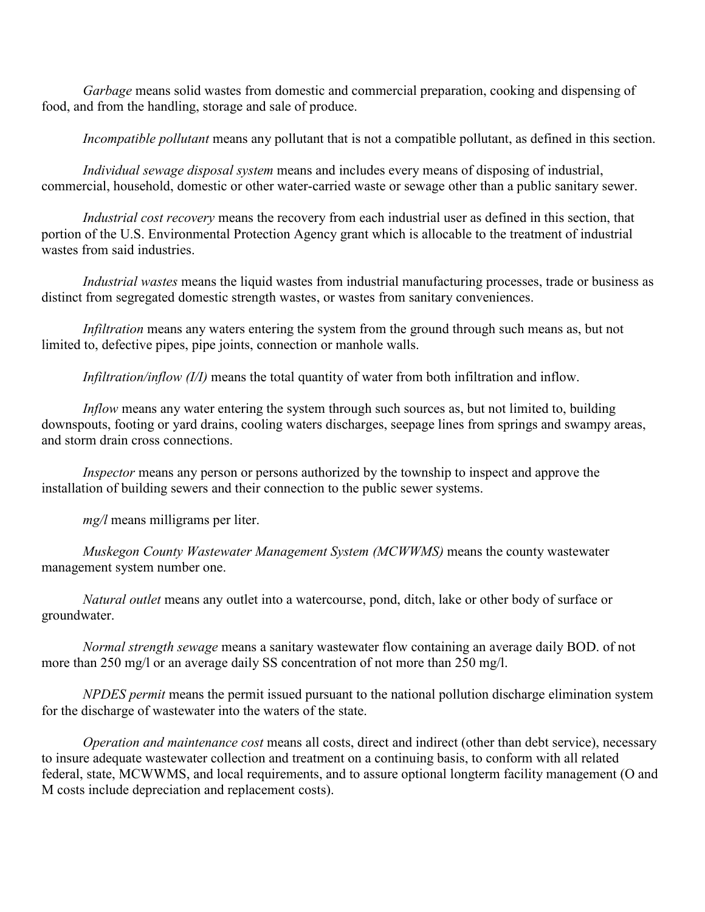*Garbage* means solid wastes from domestic and commercial preparation, cooking and dispensing of food, and from the handling, storage and sale of produce.

*Incompatible pollutant* means any pollutant that is not a compatible pollutant, as defined in this section.

*Individual sewage disposal system* means and includes every means of disposing of industrial, commercial, household, domestic or other water-carried waste or sewage other than a public sanitary sewer.

*Industrial cost recovery* means the recovery from each industrial user as defined in this section, that portion of the U.S. Environmental Protection Agency grant which is allocable to the treatment of industrial wastes from said industries.

*Industrial wastes* means the liquid wastes from industrial manufacturing processes, trade or business as distinct from segregated domestic strength wastes, or wastes from sanitary conveniences.

*Infiltration* means any waters entering the system from the ground through such means as, but not limited to, defective pipes, pipe joints, connection or manhole walls.

*Infiltration/inflow (I/I)* means the total quantity of water from both infiltration and inflow.

*Inflow* means any water entering the system through such sources as, but not limited to, building downspouts, footing or yard drains, cooling waters discharges, seepage lines from springs and swampy areas, and storm drain cross connections.

*Inspector* means any person or persons authorized by the township to inspect and approve the installation of building sewers and their connection to the public sewer systems.

*mg/l* means milligrams per liter.

*Muskegon County Wastewater Management System (MCWWMS)* means the county wastewater management system number one.

*Natural outlet* means any outlet into a watercourse, pond, ditch, lake or other body of surface or groundwater.

*Normal strength sewage* means a sanitary wastewater flow containing an average daily BOD. of not more than 250 mg/l or an average daily SS concentration of not more than 250 mg/l.

*NPDES permit* means the permit issued pursuant to the national pollution discharge elimination system for the discharge of wastewater into the waters of the state.

*Operation and maintenance cost* means all costs, direct and indirect (other than debt service), necessary to insure adequate wastewater collection and treatment on a continuing basis, to conform with all related federal, state, MCWWMS, and local requirements, and to assure optional longterm facility management (O and M costs include depreciation and replacement costs).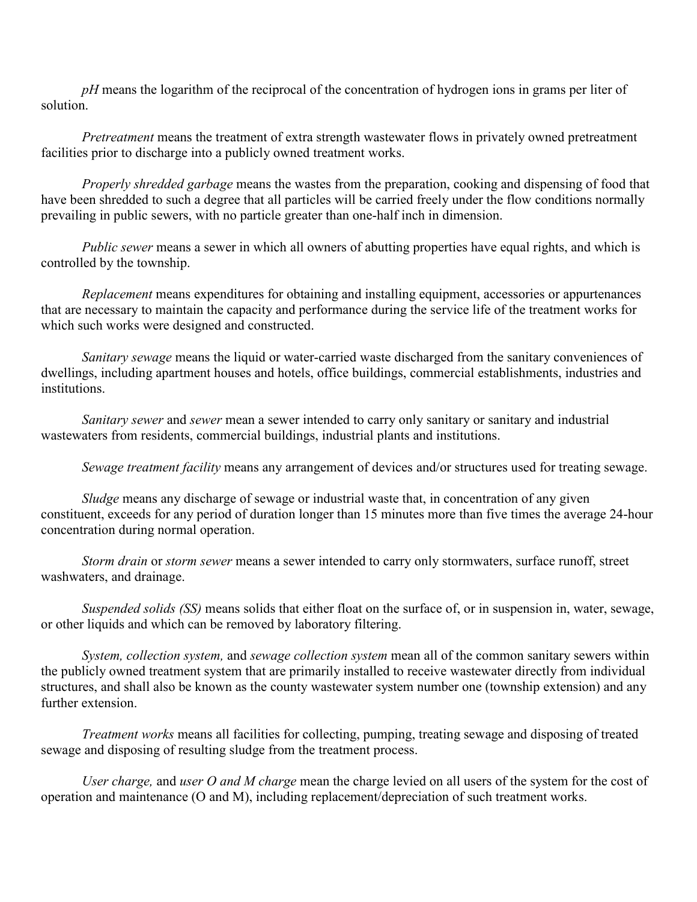*pH* means the logarithm of the reciprocal of the concentration of hydrogen ions in grams per liter of solution.

*Pretreatment* means the treatment of extra strength wastewater flows in privately owned pretreatment facilities prior to discharge into a publicly owned treatment works.

*Properly shredded garbage* means the wastes from the preparation, cooking and dispensing of food that have been shredded to such a degree that all particles will be carried freely under the flow conditions normally prevailing in public sewers, with no particle greater than one-half inch in dimension.

*Public sewer* means a sewer in which all owners of abutting properties have equal rights, and which is controlled by the township.

*Replacement* means expenditures for obtaining and installing equipment, accessories or appurtenances that are necessary to maintain the capacity and performance during the service life of the treatment works for which such works were designed and constructed.

*Sanitary sewage* means the liquid or water-carried waste discharged from the sanitary conveniences of dwellings, including apartment houses and hotels, office buildings, commercial establishments, industries and institutions.

*Sanitary sewer* and *sewer* mean a sewer intended to carry only sanitary or sanitary and industrial wastewaters from residents, commercial buildings, industrial plants and institutions.

*Sewage treatment facility* means any arrangement of devices and/or structures used for treating sewage.

*Sludge* means any discharge of sewage or industrial waste that, in concentration of any given constituent, exceeds for any period of duration longer than 15 minutes more than five times the average 24-hour concentration during normal operation.

*Storm drain* or *storm sewer* means a sewer intended to carry only stormwaters, surface runoff, street washwaters, and drainage.

*Suspended solids (SS)* means solids that either float on the surface of, or in suspension in, water, sewage, or other liquids and which can be removed by laboratory filtering.

*System, collection system,* and *sewage collection system* mean all of the common sanitary sewers within the publicly owned treatment system that are primarily installed to receive wastewater directly from individual structures, and shall also be known as the county wastewater system number one (township extension) and any further extension.

*Treatment works* means all facilities for collecting, pumping, treating sewage and disposing of treated sewage and disposing of resulting sludge from the treatment process.

*User charge,* and *user O and M charge* mean the charge levied on all users of the system for the cost of operation and maintenance (O and M), including replacement/depreciation of such treatment works.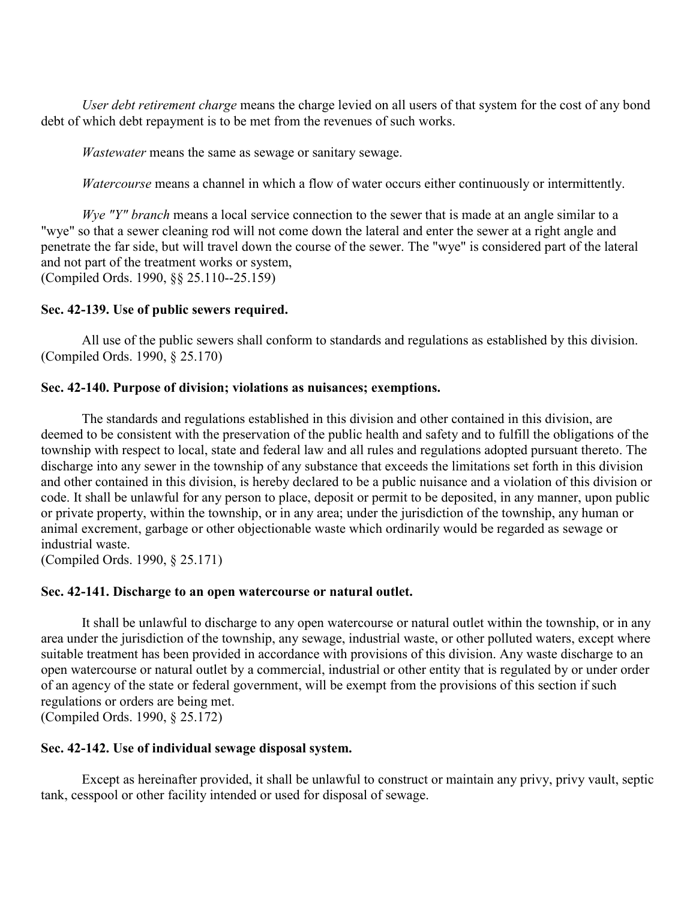*User debt retirement charge* means the charge levied on all users of that system for the cost of any bond debt of which debt repayment is to be met from the revenues of such works.

*Wastewater* means the same as sewage or sanitary sewage.

*Watercourse* means a channel in which a flow of water occurs either continuously or intermittently.

*Wye "Y" branch* means a local service connection to the sewer that is made at an angle similar to a "wye" so that a sewer cleaning rod will not come down the lateral and enter the sewer at a right angle and penetrate the far side, but will travel down the course of the sewer. The "wye" is considered part of the lateral and not part of the treatment works or system,
(Compiled Ords. 1990, §§ 25.110--25.159)

**Sec. 42-139. Use of public sewers required.**

All use of the public sewers shall conform to standards and regulations as established by this division.
(Compiled Ords. 1990, § 25.170)

**Sec. 42-140. Purpose of division; violations as nuisances; exemptions.**

The standards and regulations established in this division and other contained in this division, are deemed to be consistent with the preservation of the public health and safety and to fulfill the obligations of the township with respect to local, state and federal law and all rules and regulations adopted pursuant thereto. The discharge into any sewer in the township of any substance that exceeds the limitations set forth in this division and other contained in this division, is hereby declared to be a public nuisance and a violation of this division or code. It shall be unlawful for any person to place, deposit or permit to be deposited, in any manner, upon public or private property, within the township, or in any area; under the jurisdiction of the township, any human or animal excrement, garbage or other objectionable waste which ordinarily would be regarded as sewage or industrial waste.
(Compiled Ords. 1990, § 25.171)

**Sec. 42-141. Discharge to an open watercourse or natural outlet.**

It shall be unlawful to discharge to any open watercourse or natural outlet within the township, or in any area under the jurisdiction of the township, any sewage, industrial waste, or other polluted waters, except where suitable treatment has been provided in accordance with provisions of this division. Any waste discharge to an open watercourse or natural outlet by a commercial, industrial or other entity that is regulated by or under order of an agency of the state or federal government, will be exempt from the provisions of this section if such regulations or orders are being met.
(Compiled Ords. 1990, § 25.172)

**Sec. 42-142. Use of individual sewage disposal system.**

Except as hereinafter provided, it shall be unlawful to construct or maintain any privy, privy vault, septic tank, cesspool or other facility intended or used for disposal of sewage.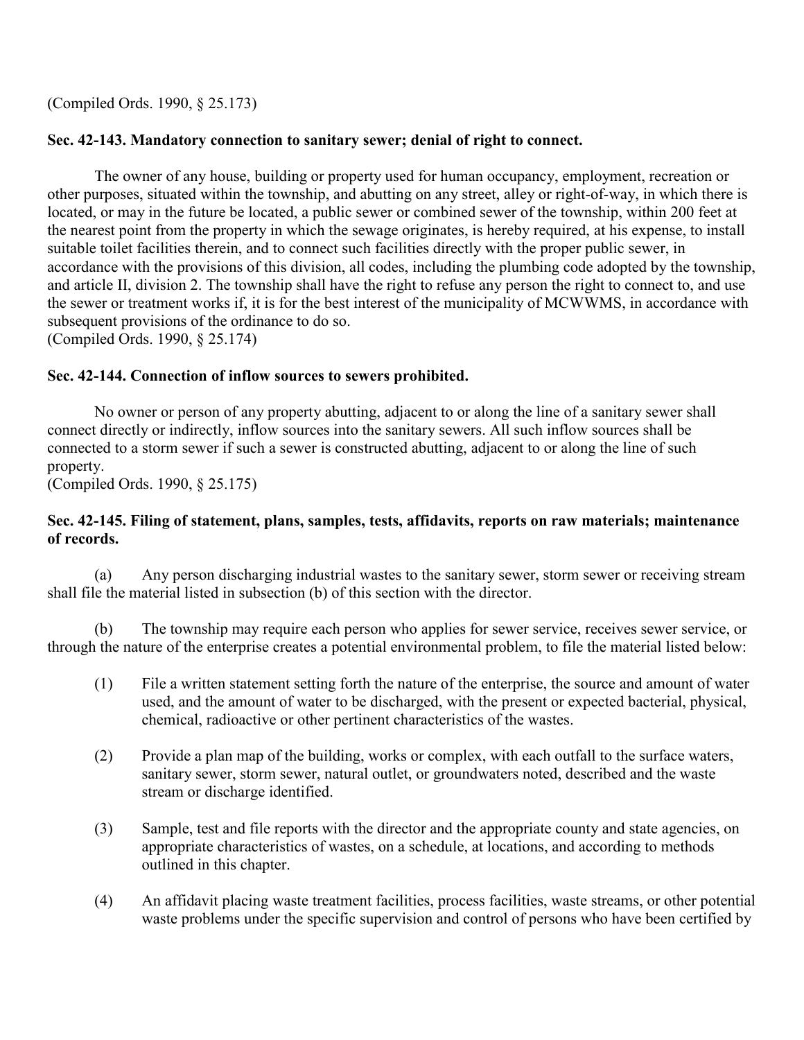(Compiled Ords. 1990, § 25.173)

### Sec. 42-143. Mandatory connection to sanitary sewer; denial of right to connect.

The owner of any house, building or property used for human occupancy, employment, recreation or other purposes, situated within the township, and abutting on any street, alley or right-of-way, in which there is located, or may in the future be located, a public sewer or combined sewer of the township, within 200 feet at the nearest point from the property in which the sewage originates, is hereby required, at his expense, to install suitable toilet facilities therein, and to connect such facilities directly with the proper public sewer, in accordance with the provisions of this division, all codes, including the plumbing code adopted by the township, and article II, division 2. The township shall have the right to refuse any person the right to connect to, and use the sewer or treatment works if, it is for the best interest of the municipality of MCWWMS, in accordance with subsequent provisions of the ordinance to do so.
(Compiled Ords. 1990, § 25.174)

### Sec. 42-144. Connection of inflow sources to sewers prohibited.

No owner or person of any property abutting, adjacent to or along the line of a sanitary sewer shall connect directly or indirectly, inflow sources into the sanitary sewers. All such inflow sources shall be connected to a storm sewer if such a sewer is constructed abutting, adjacent to or along the line of such property.
(Compiled Ords. 1990, § 25.175)

### Sec. 42-145. Filing of statement, plans, samples, tests, affidavits, reports on raw materials; maintenance of records.

(a) Any person discharging industrial wastes to the sanitary sewer, storm sewer or receiving stream shall file the material listed in subsection (b) of this section with the director.

(b) The township may require each person who applies for sewer service, receives sewer service, or through the nature of the enterprise creates a potential environmental problem, to file the material listed below:

(1) File a written statement setting forth the nature of the enterprise, the source and amount of water used, and the amount of water to be discharged, with the present or expected bacterial, physical, chemical, radioactive or other pertinent characteristics of the wastes.

(2) Provide a plan map of the building, works or complex, with each outfall to the surface waters, sanitary sewer, storm sewer, natural outlet, or groundwaters noted, described and the waste stream or discharge identified.

(3) Sample, test and file reports with the director and the appropriate county and state agencies, on appropriate characteristics of wastes, on a schedule, at locations, and according to methods outlined in this chapter.

(4) An affidavit placing waste treatment facilities, process facilities, waste streams, or other potential waste problems under the specific supervision and control of persons who have been certified by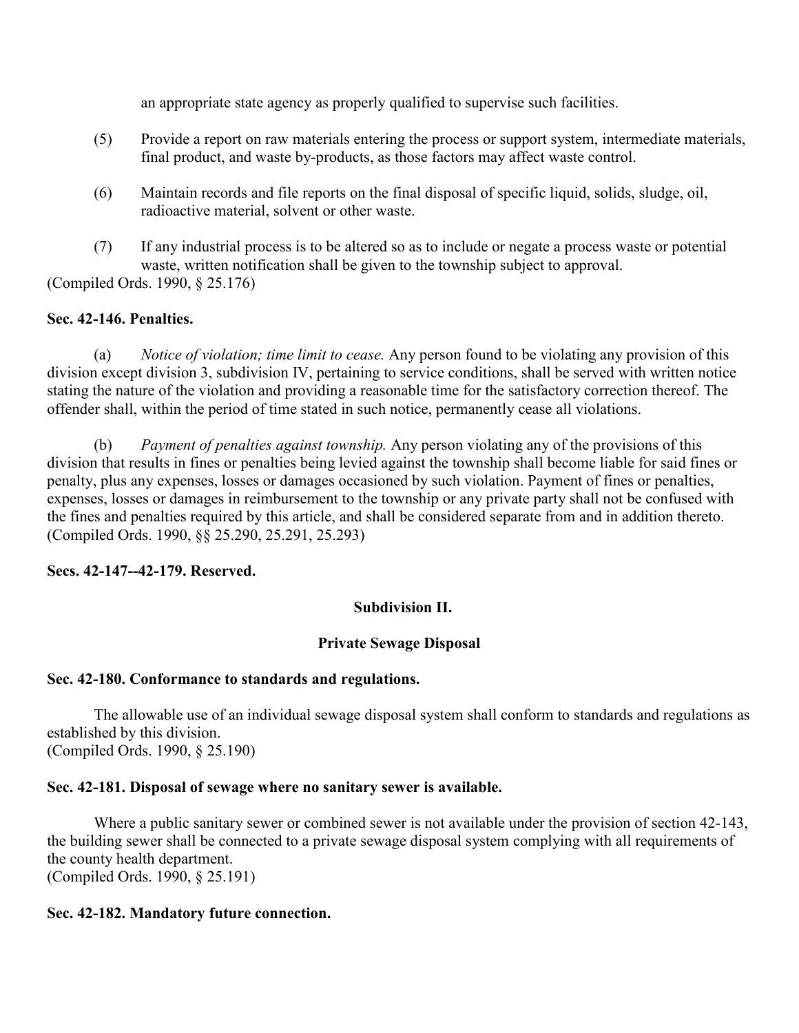an appropriate state agency as properly qualified to supervise such facilities.

(5) Provide a report on raw materials entering the process or support system, intermediate materials, final product, and waste by-products, as those factors may affect waste control.

(6) Maintain records and file reports on the final disposal of specific liquid, solids, sludge, oil, radioactive material, solvent or other waste.

(7) If any industrial process is to be altered so as to include or negate a process waste or potential waste, written notification shall be given to the township subject to approval.

(Compiled Ords. 1990, § 25.176)

**Sec. 42-146. Penalties.**

(a) *Notice of violation; time limit to cease.* Any person found to be violating any provision of this division except division 3, subdivision IV, pertaining to service conditions, shall be served with written notice stating the nature of the violation and providing a reasonable time for the satisfactory correction thereof. The offender shall, within the period of time stated in such notice, permanently cease all violations.

(b) *Payment of penalties against township.* Any person violating any of the provisions of this division that results in fines or penalties being levied against the township shall become liable for said fines or penalty, plus any expenses, losses or damages occasioned by such violation. Payment of fines or penalties, expenses, losses or damages in reimbursement to the township or any private party shall not be confused with the fines and penalties required by this article, and shall be considered separate from and in addition thereto.
(Compiled Ords. 1990, §§ 25.290, 25.291, 25.293)

**Secs. 42-147--42-179. Reserved.**

**Subdivision II.**

**Private Sewage Disposal**

**Sec. 42-180. Conformance to standards and regulations.**

The allowable use of an individual sewage disposal system shall conform to standards and regulations as established by this division.
(Compiled Ords. 1990, § 25.190)

**Sec. 42-181. Disposal of sewage where no sanitary sewer is available.**

Where a public sanitary sewer or combined sewer is not available under the provision of section 42-143, the building sewer shall be connected to a private sewage disposal system complying with all requirements of the county health department.
(Compiled Ords. 1990, § 25.191)

**Sec. 42-182. Mandatory future connection.**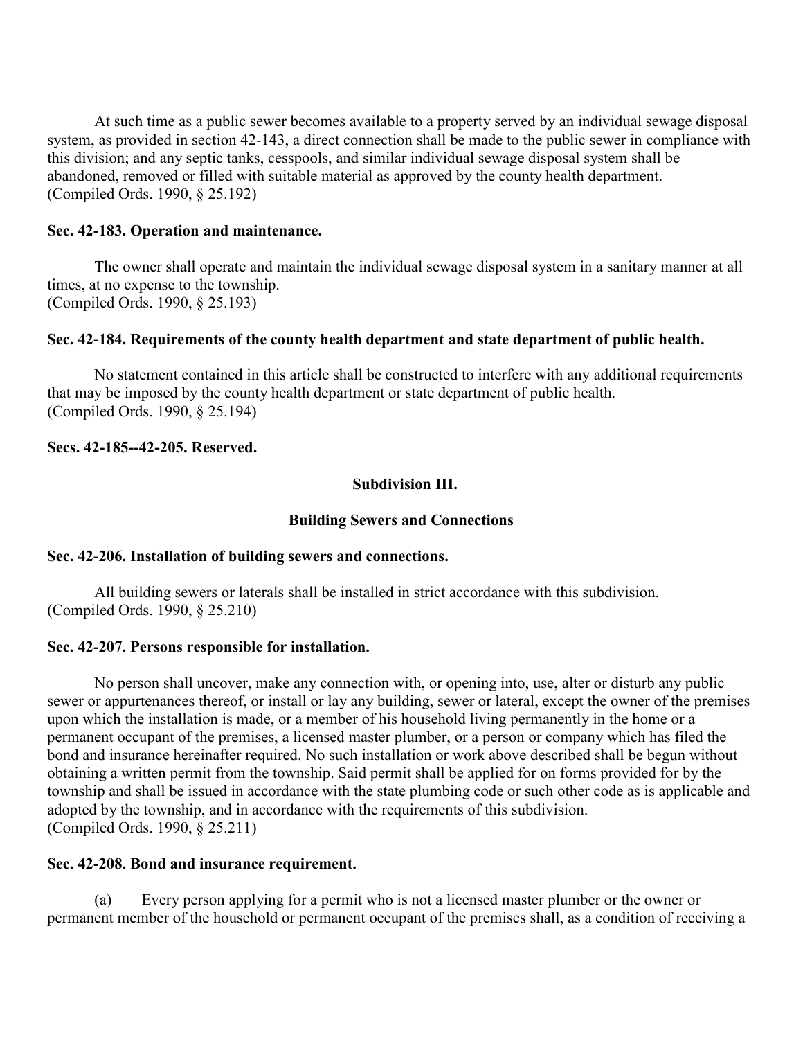At such time as a public sewer becomes available to a property served by an individual sewage disposal system, as provided in section 42-143, a direct connection shall be made to the public sewer in compliance with this division; and any septic tanks, cesspools, and similar individual sewage disposal system shall be abandoned, removed or filled with suitable material as approved by the county health department.
(Compiled Ords. 1990, § 25.192)

**Sec. 42-183. Operation and maintenance.**

The owner shall operate and maintain the individual sewage disposal system in a sanitary manner at all times, at no expense to the township.
(Compiled Ords. 1990, § 25.193)

**Sec. 42-184. Requirements of the county health department and state department of public health.**

No statement contained in this article shall be constructed to interfere with any additional requirements that may be imposed by the county health department or state department of public health.
(Compiled Ords. 1990, § 25.194)

**Secs. 42-185--42-205. Reserved.**

**Subdivision III.**

**Building Sewers and Connections**

**Sec. 42-206. Installation of building sewers and connections.**

All building sewers or laterals shall be installed in strict accordance with this subdivision.
(Compiled Ords. 1990, § 25.210)

**Sec. 42-207. Persons responsible for installation.**

No person shall uncover, make any connection with, or opening into, use, alter or disturb any public sewer or appurtenances thereof, or install or lay any building, sewer or lateral, except the owner of the premises upon which the installation is made, or a member of his household living permanently in the home or a permanent occupant of the premises, a licensed master plumber, or a person or company which has filed the bond and insurance hereinafter required. No such installation or work above described shall be begun without obtaining a written permit from the township. Said permit shall be applied for on forms provided for by the township and shall be issued in accordance with the state plumbing code or such other code as is applicable and adopted by the township, and in accordance with the requirements of this subdivision.
(Compiled Ords. 1990, § 25.211)

**Sec. 42-208. Bond and insurance requirement.**

(a) Every person applying for a permit who is not a licensed master plumber or the owner or permanent member of the household or permanent occupant of the premises shall, as a condition of receiving a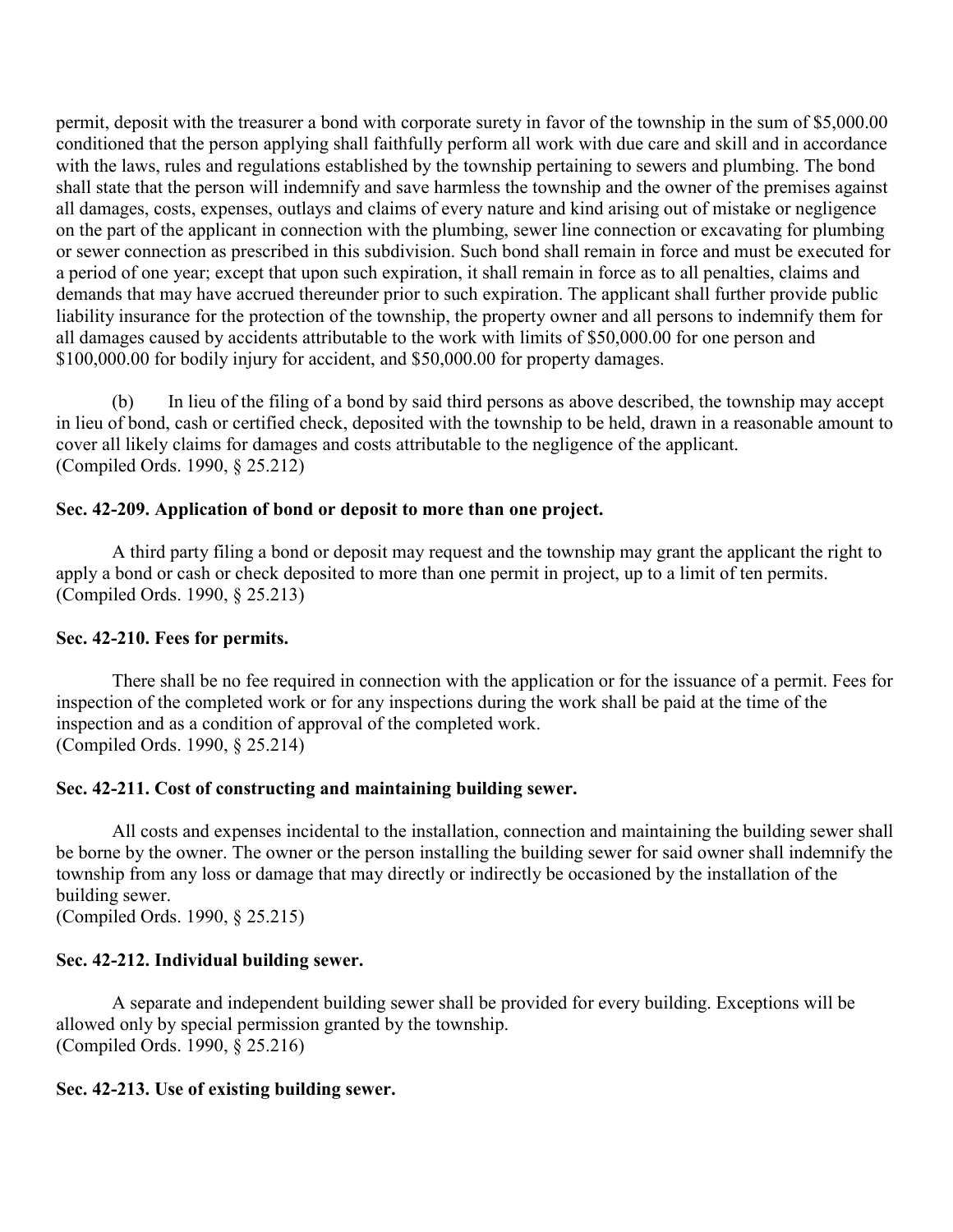permit, deposit with the treasurer a bond with corporate surety in favor of the township in the sum of $5,000.00 conditioned that the person applying shall faithfully perform all work with due care and skill and in accordance with the laws, rules and regulations established by the township pertaining to sewers and plumbing. The bond shall state that the person will indemnify and save harmless the township and the owner of the premises against all damages, costs, expenses, outlays and claims of every nature and kind arising out of mistake or negligence on the part of the applicant in connection with the plumbing, sewer line connection or excavating for plumbing or sewer connection as prescribed in this subdivision. Such bond shall remain in force and must be executed for a period of one year; except that upon such expiration, it shall remain in force as to all penalties, claims and demands that may have accrued thereunder prior to such expiration. The applicant shall further provide public liability insurance for the protection of the township, the property owner and all persons to indemnify them for all damages caused by accidents attributable to the work with limits of $50,000.00 for one person and $100,000.00 for bodily injury for accident, and $50,000.00 for property damages.

(b) In lieu of the filing of a bond by said third persons as above described, the township may accept in lieu of bond, cash or certified check, deposited with the township to be held, drawn in a reasonable amount to cover all likely claims for damages and costs attributable to the negligence of the applicant.
(Compiled Ords. 1990, § 25.212)

**Sec. 42-209. Application of bond or deposit to more than one project.**

A third party filing a bond or deposit may request and the township may grant the applicant the right to apply a bond or cash or check deposited to more than one permit in project, up to a limit of ten permits.
(Compiled Ords. 1990, § 25.213)

**Sec. 42-210. Fees for permits.**

There shall be no fee required in connection with the application or for the issuance of a permit. Fees for inspection of the completed work or for any inspections during the work shall be paid at the time of the inspection and as a condition of approval of the completed work.
(Compiled Ords. 1990, § 25.214)

**Sec. 42-211. Cost of constructing and maintaining building sewer.**

All costs and expenses incidental to the installation, connection and maintaining the building sewer shall be borne by the owner. The owner or the person installing the building sewer for said owner shall indemnify the township from any loss or damage that may directly or indirectly be occasioned by the installation of the building sewer.
(Compiled Ords. 1990, § 25.215)

**Sec. 42-212. Individual building sewer.**

A separate and independent building sewer shall be provided for every building. Exceptions will be allowed only by special permission granted by the township.
(Compiled Ords. 1990, § 25.216)

**Sec. 42-213. Use of existing building sewer.**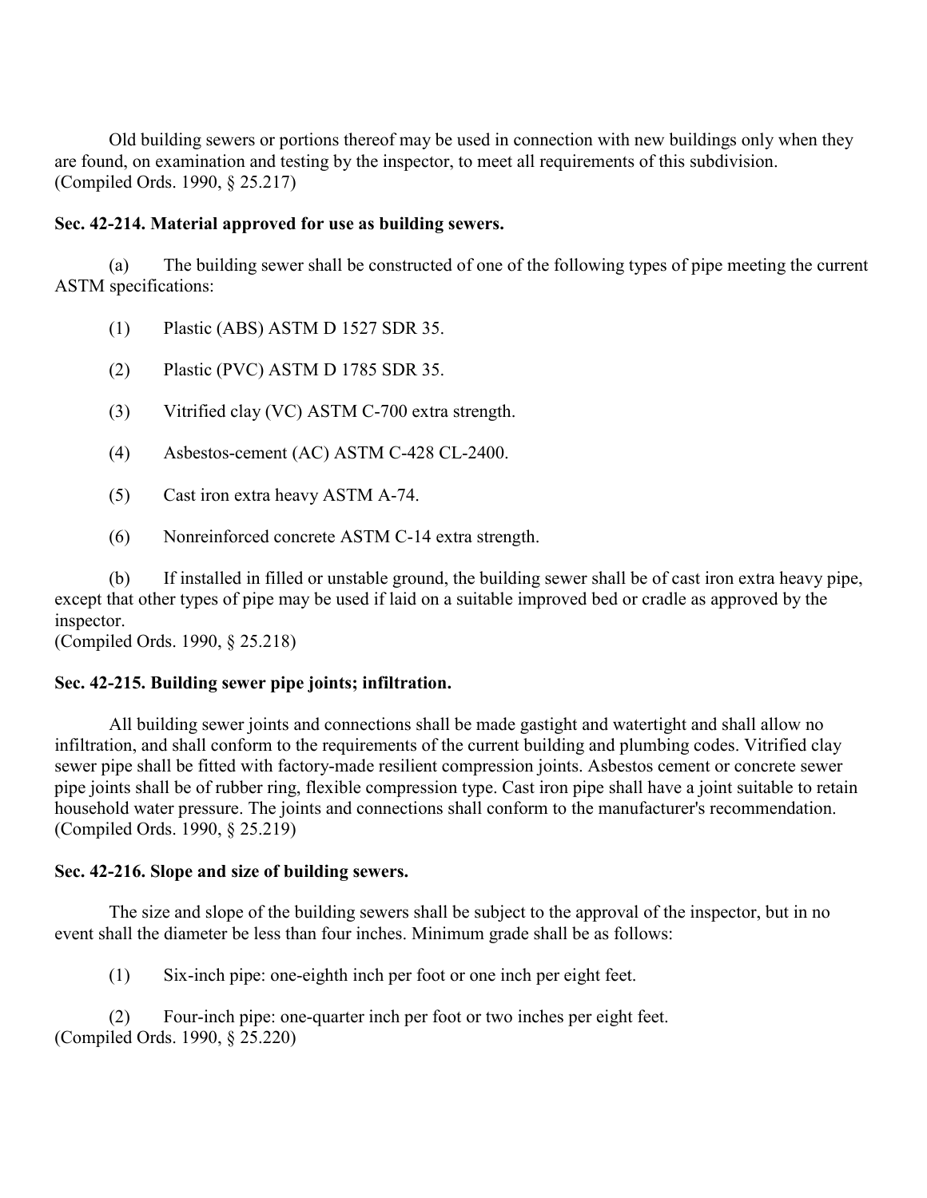Old building sewers or portions thereof may be used in connection with new buildings only when they are found, on examination and testing by the inspector, to meet all requirements of this subdivision.
(Compiled Ords. 1990, § 25.217)

### Sec. 42-214. Material approved for use as building sewers.

(a) The building sewer shall be constructed of one of the following types of pipe meeting the current ASTM specifications:

(1) Plastic (ABS) ASTM D 1527 SDR 35.

(2) Plastic (PVC) ASTM D 1785 SDR 35.

(3) Vitrified clay (VC) ASTM C-700 extra strength.

(4) Asbestos-cement (AC) ASTM C-428 CL-2400.

(5) Cast iron extra heavy ASTM A-74.

(6) Nonreinforced concrete ASTM C-14 extra strength.

(b) If installed in filled or unstable ground, the building sewer shall be of cast iron extra heavy pipe, except that other types of pipe may be used if laid on a suitable improved bed or cradle as approved by the inspector.
(Compiled Ords. 1990, § 25.218)

### Sec. 42-215. Building sewer pipe joints; infiltration.

All building sewer joints and connections shall be made gastight and watertight and shall allow no infiltration, and shall conform to the requirements of the current building and plumbing codes. Vitrified clay sewer pipe shall be fitted with factory-made resilient compression joints. Asbestos cement or concrete sewer pipe joints shall be of rubber ring, flexible compression type. Cast iron pipe shall have a joint suitable to retain household water pressure. The joints and connections shall conform to the manufacturer's recommendation.
(Compiled Ords. 1990, § 25.219)

### Sec. 42-216. Slope and size of building sewers.

The size and slope of the building sewers shall be subject to the approval of the inspector, but in no event shall the diameter be less than four inches. Minimum grade shall be as follows:

(1) Six-inch pipe: one-eighth inch per foot or one inch per eight feet.

(2) Four-inch pipe: one-quarter inch per foot or two inches per eight feet.
(Compiled Ords. 1990, § 25.220)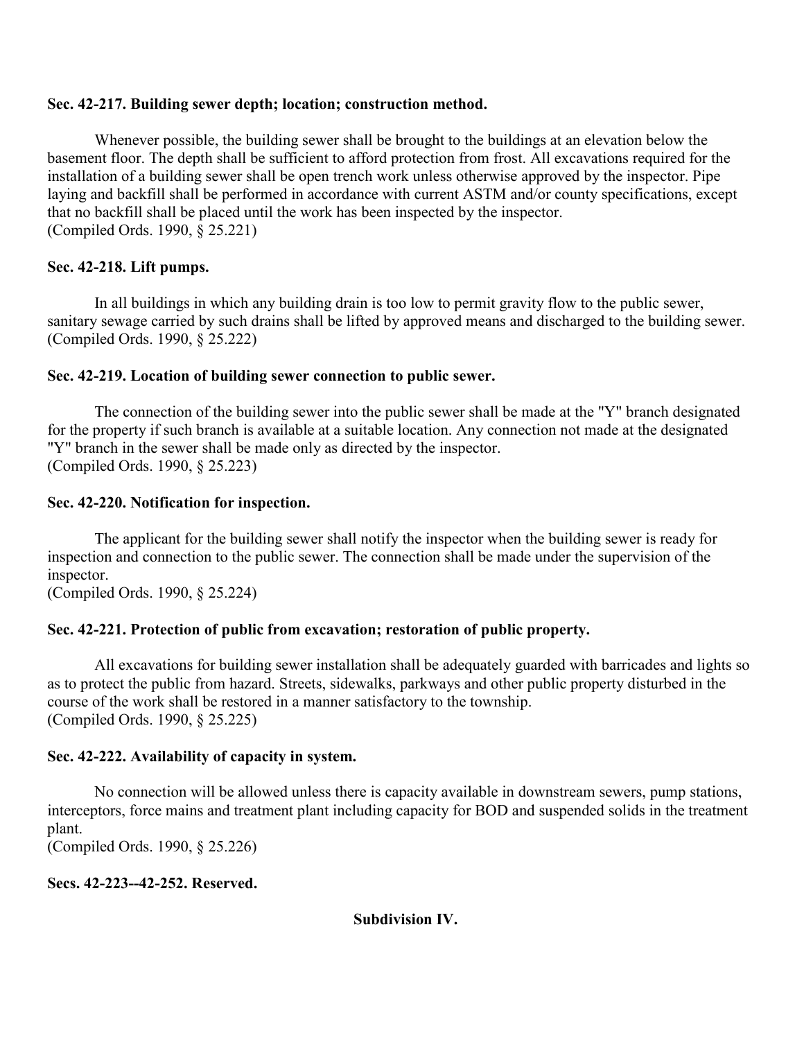**Sec. 42-217. Building sewer depth; location; construction method.**

Whenever possible, the building sewer shall be brought to the buildings at an elevation below the basement floor. The depth shall be sufficient to afford protection from frost. All excavations required for the installation of a building sewer shall be open trench work unless otherwise approved by the inspector. Pipe laying and backfill shall be performed in accordance with current ASTM and/or county specifications, except that no backfill shall be placed until the work has been inspected by the inspector.
(Compiled Ords. 1990, § 25.221)

**Sec. 42-218. Lift pumps.**

In all buildings in which any building drain is too low to permit gravity flow to the public sewer, sanitary sewage carried by such drains shall be lifted by approved means and discharged to the building sewer.
(Compiled Ords. 1990, § 25.222)

**Sec. 42-219. Location of building sewer connection to public sewer.**

The connection of the building sewer into the public sewer shall be made at the "Y" branch designated for the property if such branch is available at a suitable location. Any connection not made at the designated "Y" branch in the sewer shall be made only as directed by the inspector.
(Compiled Ords. 1990, § 25.223)

**Sec. 42-220. Notification for inspection.**

The applicant for the building sewer shall notify the inspector when the building sewer is ready for inspection and connection to the public sewer. The connection shall be made under the supervision of the inspector.
(Compiled Ords. 1990, § 25.224)

**Sec. 42-221. Protection of public from excavation; restoration of public property.**

All excavations for building sewer installation shall be adequately guarded with barricades and lights so as to protect the public from hazard. Streets, sidewalks, parkways and other public property disturbed in the course of the work shall be restored in a manner satisfactory to the township.
(Compiled Ords. 1990, § 25.225)

**Sec. 42-222. Availability of capacity in system.**

No connection will be allowed unless there is capacity available in downstream sewers, pump stations, interceptors, force mains and treatment plant including capacity for BOD and suspended solids in the treatment plant.
(Compiled Ords. 1990, § 25.226)

**Secs. 42-223--42-252. Reserved.**

**Subdivision IV.**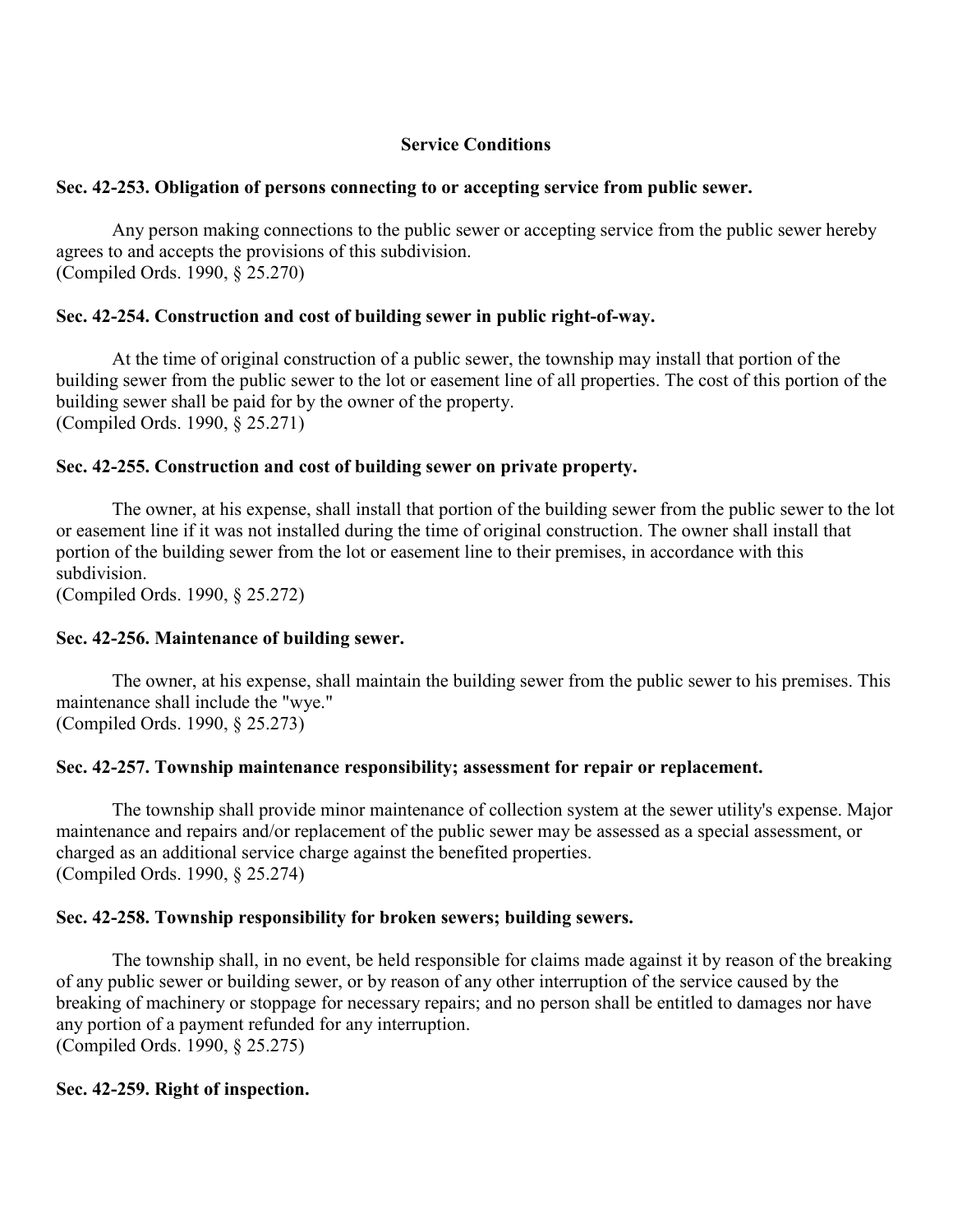**Service Conditions**

**Sec. 42-253. Obligation of persons connecting to or accepting service from public sewer.**

Any person making connections to the public sewer or accepting service from the public sewer hereby agrees to and accepts the provisions of this subdivision.
(Compiled Ords. 1990, § 25.270)

**Sec. 42-254. Construction and cost of building sewer in public right-of-way.**

At the time of original construction of a public sewer, the township may install that portion of the building sewer from the public sewer to the lot or easement line of all properties. The cost of this portion of the building sewer shall be paid for by the owner of the property.
(Compiled Ords. 1990, § 25.271)

**Sec. 42-255. Construction and cost of building sewer on private property.**

The owner, at his expense, shall install that portion of the building sewer from the public sewer to the lot or easement line if it was not installed during the time of original construction. The owner shall install that portion of the building sewer from the lot or easement line to their premises, in accordance with this subdivision.
(Compiled Ords. 1990, § 25.272)

**Sec. 42-256. Maintenance of building sewer.**

The owner, at his expense, shall maintain the building sewer from the public sewer to his premises. This maintenance shall include the "wye."
(Compiled Ords. 1990, § 25.273)

**Sec. 42-257. Township maintenance responsibility; assessment for repair or replacement.**

The township shall provide minor maintenance of collection system at the sewer utility's expense. Major maintenance and repairs and/or replacement of the public sewer may be assessed as a special assessment, or charged as an additional service charge against the benefited properties.
(Compiled Ords. 1990, § 25.274)

**Sec. 42-258. Township responsibility for broken sewers; building sewers.**

The township shall, in no event, be held responsible for claims made against it by reason of the breaking of any public sewer or building sewer, or by reason of any other interruption of the service caused by the breaking of machinery or stoppage for necessary repairs; and no person shall be entitled to damages nor have any portion of a payment refunded for any interruption.
(Compiled Ords. 1990, § 25.275)

**Sec. 42-259. Right of inspection.**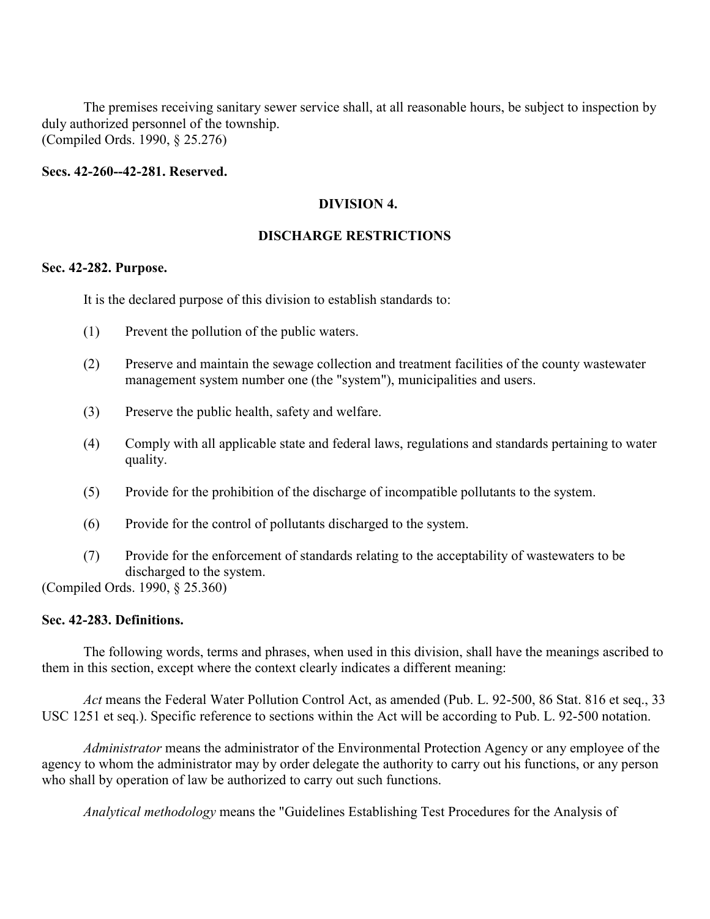The premises receiving sanitary sewer service shall, at all reasonable hours, be subject to inspection by duly authorized personnel of the township.
(Compiled Ords. 1990, § 25.276)

**Secs. 42-260--42-281. Reserved.**

## DIVISION 4.

## DISCHARGE RESTRICTIONS

**Sec. 42-282. Purpose.**

It is the declared purpose of this division to establish standards to:

(1) Prevent the pollution of the public waters.

(2) Preserve and maintain the sewage collection and treatment facilities of the county wastewater management system number one (the "system"), municipalities and users.

(3) Preserve the public health, safety and welfare.

(4) Comply with all applicable state and federal laws, regulations and standards pertaining to water quality.

(5) Provide for the prohibition of the discharge of incompatible pollutants to the system.

(6) Provide for the control of pollutants discharged to the system.

(7) Provide for the enforcement of standards relating to the acceptability of wastewaters to be discharged to the system.

(Compiled Ords. 1990, § 25.360)

**Sec. 42-283. Definitions.**

The following words, terms and phrases, when used in this division, shall have the meanings ascribed to them in this section, except where the context clearly indicates a different meaning:

*Act* means the Federal Water Pollution Control Act, as amended (Pub. L. 92-500, 86 Stat. 816 et seq., 33 USC 1251 et seq.). Specific reference to sections within the Act will be according to Pub. L. 92-500 notation.

*Administrator* means the administrator of the Environmental Protection Agency or any employee of the agency to whom the administrator may by order delegate the authority to carry out his functions, or any person who shall by operation of law be authorized to carry out such functions.

*Analytical methodology* means the "Guidelines Establishing Test Procedures for the Analysis of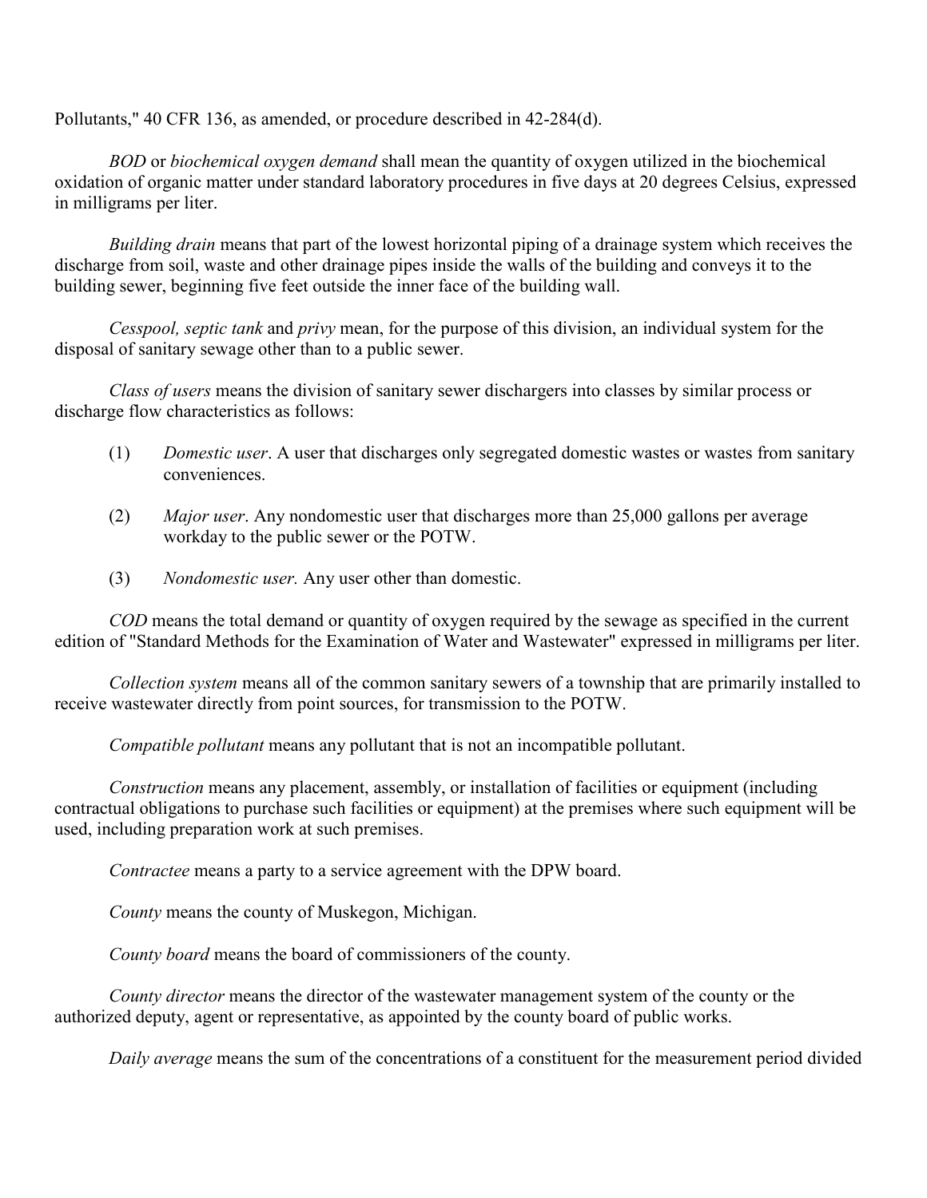Pollutants," 40 CFR 136, as amended, or procedure described in 42-284(d).

*BOD* or *biochemical oxygen demand* shall mean the quantity of oxygen utilized in the biochemical oxidation of organic matter under standard laboratory procedures in five days at 20 degrees Celsius, expressed in milligrams per liter.

*Building drain* means that part of the lowest horizontal piping of a drainage system which receives the discharge from soil, waste and other drainage pipes inside the walls of the building and conveys it to the building sewer, beginning five feet outside the inner face of the building wall.

*Cesspool, septic tank* and *privy* mean, for the purpose of this division, an individual system for the disposal of sanitary sewage other than to a public sewer.

*Class of users* means the division of sanitary sewer dischargers into classes by similar process or discharge flow characteristics as follows:

(1) *Domestic user*. A user that discharges only segregated domestic wastes or wastes from sanitary conveniences.

(2) *Major user*. Any nondomestic user that discharges more than 25,000 gallons per average workday to the public sewer or the POTW.

(3) *Nondomestic user.* Any user other than domestic.

*COD* means the total demand or quantity of oxygen required by the sewage as specified in the current edition of "Standard Methods for the Examination of Water and Wastewater" expressed in milligrams per liter.

*Collection system* means all of the common sanitary sewers of a township that are primarily installed to receive wastewater directly from point sources, for transmission to the POTW.

*Compatible pollutant* means any pollutant that is not an incompatible pollutant.

*Construction* means any placement, assembly, or installation of facilities or equipment (including contractual obligations to purchase such facilities or equipment) at the premises where such equipment will be used, including preparation work at such premises.

*Contractee* means a party to a service agreement with the DPW board.

*County* means the county of Muskegon, Michigan.

*County board* means the board of commissioners of the county.

*County director* means the director of the wastewater management system of the county or the authorized deputy, agent or representative, as appointed by the county board of public works.

*Daily average* means the sum of the concentrations of a constituent for the measurement period divided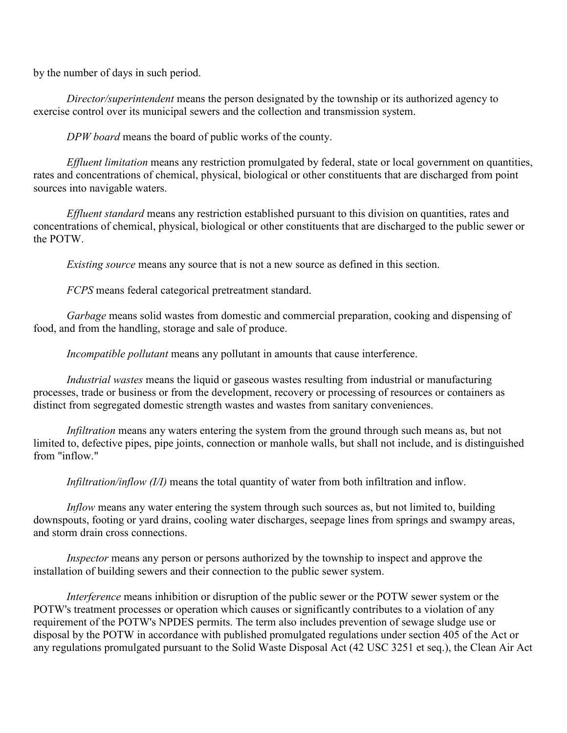by the number of days in such period.

*Director/superintendent* means the person designated by the township or its authorized agency to exercise control over its municipal sewers and the collection and transmission system.

*DPW board* means the board of public works of the county.

*Effluent limitation* means any restriction promulgated by federal, state or local government on quantities, rates and concentrations of chemical, physical, biological or other constituents that are discharged from point sources into navigable waters.

*Effluent standard* means any restriction established pursuant to this division on quantities, rates and concentrations of chemical, physical, biological or other constituents that are discharged to the public sewer or the POTW.

*Existing source* means any source that is not a new source as defined in this section.

*FCPS* means federal categorical pretreatment standard.

*Garbage* means solid wastes from domestic and commercial preparation, cooking and dispensing of food, and from the handling, storage and sale of produce.

*Incompatible pollutant* means any pollutant in amounts that cause interference.

*Industrial wastes* means the liquid or gaseous wastes resulting from industrial or manufacturing processes, trade or business or from the development, recovery or processing of resources or containers as distinct from segregated domestic strength wastes and wastes from sanitary conveniences.

*Infiltration* means any waters entering the system from the ground through such means as, but not limited to, defective pipes, pipe joints, connection or manhole walls, but shall not include, and is distinguished from "inflow."

*Infiltration/inflow (I/I)* means the total quantity of water from both infiltration and inflow.

*Inflow* means any water entering the system through such sources as, but not limited to, building downspouts, footing or yard drains, cooling water discharges, seepage lines from springs and swampy areas, and storm drain cross connections.

*Inspector* means any person or persons authorized by the township to inspect and approve the installation of building sewers and their connection to the public sewer system.

*Interference* means inhibition or disruption of the public sewer or the POTW sewer system or the POTW's treatment processes or operation which causes or significantly contributes to a violation of any requirement of the POTW's NPDES permits. The term also includes prevention of sewage sludge use or disposal by the POTW in accordance with published promulgated regulations under section 405 of the Act or any regulations promulgated pursuant to the Solid Waste Disposal Act (42 USC 3251 et seq.), the Clean Air Act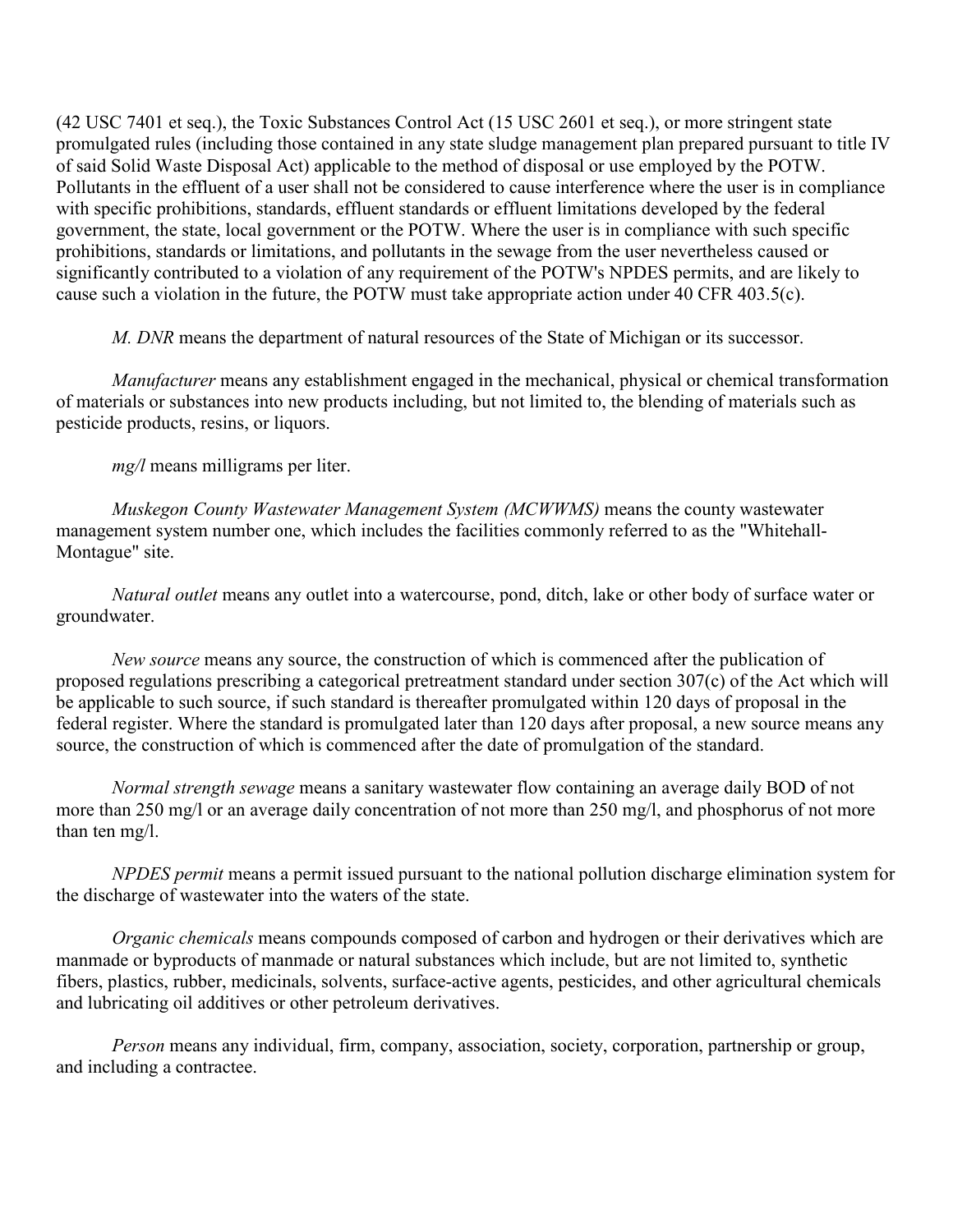(42 USC 7401 et seq.), the Toxic Substances Control Act (15 USC 2601 et seq.), or more stringent state promulgated rules (including those contained in any state sludge management plan prepared pursuant to title IV of said Solid Waste Disposal Act) applicable to the method of disposal or use employed by the POTW. Pollutants in the effluent of a user shall not be considered to cause interference where the user is in compliance with specific prohibitions, standards, effluent standards or effluent limitations developed by the federal government, the state, local government or the POTW. Where the user is in compliance with such specific prohibitions, standards or limitations, and pollutants in the sewage from the user nevertheless caused or significantly contributed to a violation of any requirement of the POTW's NPDES permits, and are likely to cause such a violation in the future, the POTW must take appropriate action under 40 CFR 403.5(c).

*M. DNR* means the department of natural resources of the State of Michigan or its successor.

*Manufacturer* means any establishment engaged in the mechanical, physical or chemical transformation of materials or substances into new products including, but not limited to, the blending of materials such as pesticide products, resins, or liquors.

*mg/l* means milligrams per liter.

*Muskegon County Wastewater Management System (MCWWMS)* means the county wastewater management system number one, which includes the facilities commonly referred to as the "Whitehall-Montague" site.

*Natural outlet* means any outlet into a watercourse, pond, ditch, lake or other body of surface water or groundwater.

*New source* means any source, the construction of which is commenced after the publication of proposed regulations prescribing a categorical pretreatment standard under section 307(c) of the Act which will be applicable to such source, if such standard is thereafter promulgated within 120 days of proposal in the federal register. Where the standard is promulgated later than 120 days after proposal, a new source means any source, the construction of which is commenced after the date of promulgation of the standard.

*Normal strength sewage* means a sanitary wastewater flow containing an average daily BOD of not more than 250 mg/l or an average daily concentration of not more than 250 mg/l, and phosphorus of not more than ten mg/l.

*NPDES permit* means a permit issued pursuant to the national pollution discharge elimination system for the discharge of wastewater into the waters of the state.

*Organic chemicals* means compounds composed of carbon and hydrogen or their derivatives which are manmade or byproducts of manmade or natural substances which include, but are not limited to, synthetic fibers, plastics, rubber, medicinals, solvents, surface-active agents, pesticides, and other agricultural chemicals and lubricating oil additives or other petroleum derivatives.

*Person* means any individual, firm, company, association, society, corporation, partnership or group, and including a contractee.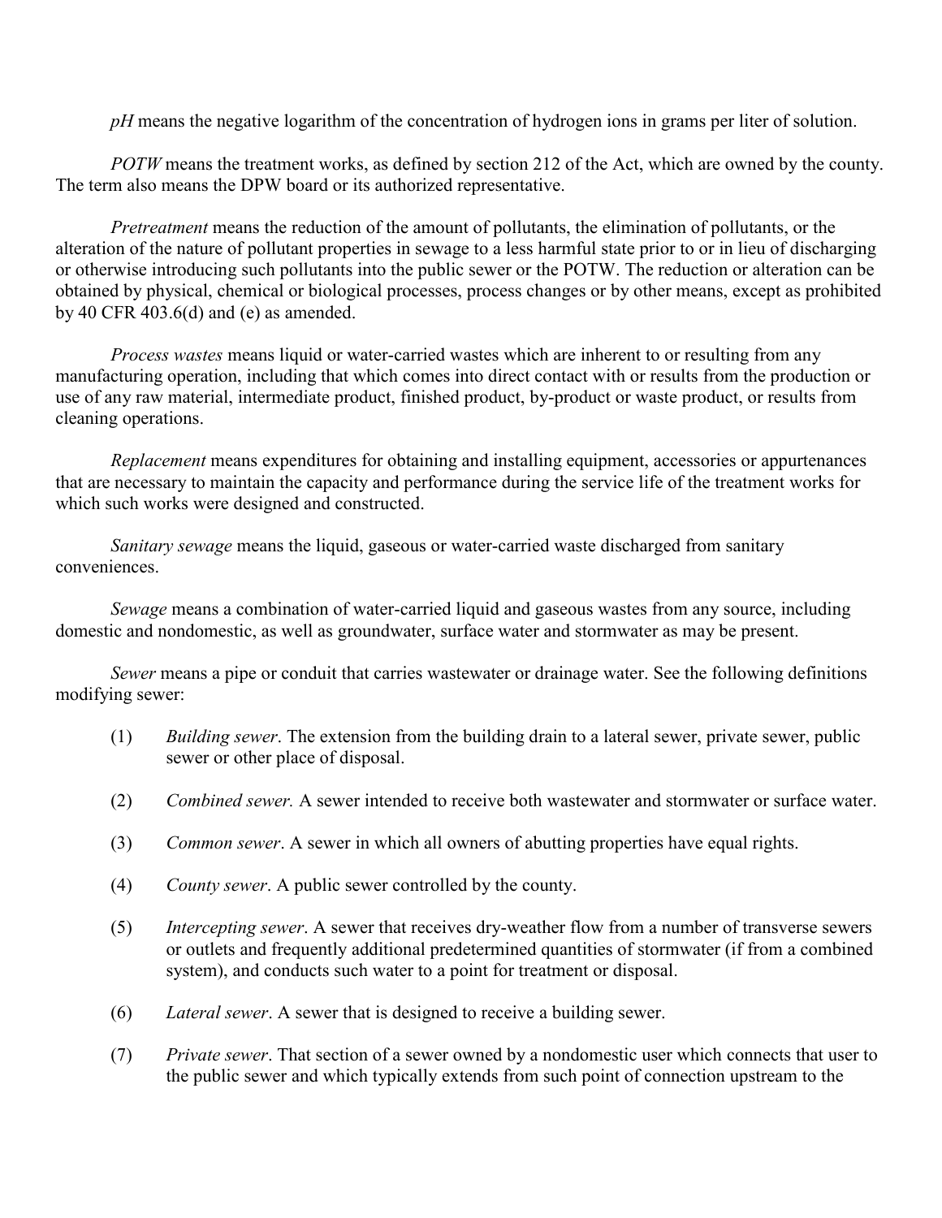*pH* means the negative logarithm of the concentration of hydrogen ions in grams per liter of solution.

*POTW* means the treatment works, as defined by section 212 of the Act, which are owned by the county. The term also means the DPW board or its authorized representative.

*Pretreatment* means the reduction of the amount of pollutants, the elimination of pollutants, or the alteration of the nature of pollutant properties in sewage to a less harmful state prior to or in lieu of discharging or otherwise introducing such pollutants into the public sewer or the POTW. The reduction or alteration can be obtained by physical, chemical or biological processes, process changes or by other means, except as prohibited by 40 CFR 403.6(d) and (e) as amended.

*Process wastes* means liquid or water-carried wastes which are inherent to or resulting from any manufacturing operation, including that which comes into direct contact with or results from the production or use of any raw material, intermediate product, finished product, by-product or waste product, or results from cleaning operations.

*Replacement* means expenditures for obtaining and installing equipment, accessories or appurtenances that are necessary to maintain the capacity and performance during the service life of the treatment works for which such works were designed and constructed.

*Sanitary sewage* means the liquid, gaseous or water-carried waste discharged from sanitary conveniences.

*Sewage* means a combination of water-carried liquid and gaseous wastes from any source, including domestic and nondomestic, as well as groundwater, surface water and stormwater as may be present.

*Sewer* means a pipe or conduit that carries wastewater or drainage water. See the following definitions modifying sewer:

(1) *Building sewer*. The extension from the building drain to a lateral sewer, private sewer, public sewer or other place of disposal.

(2) *Combined sewer.* A sewer intended to receive both wastewater and stormwater or surface water.

(3) *Common sewer*. A sewer in which all owners of abutting properties have equal rights.

(4) *County sewer*. A public sewer controlled by the county.

(5) *Intercepting sewer*. A sewer that receives dry-weather flow from a number of transverse sewers or outlets and frequently additional predetermined quantities of stormwater (if from a combined system), and conducts such water to a point for treatment or disposal.

(6) *Lateral sewer*. A sewer that is designed to receive a building sewer.

(7) *Private sewer*. That section of a sewer owned by a nondomestic user which connects that user to the public sewer and which typically extends from such point of connection upstream to the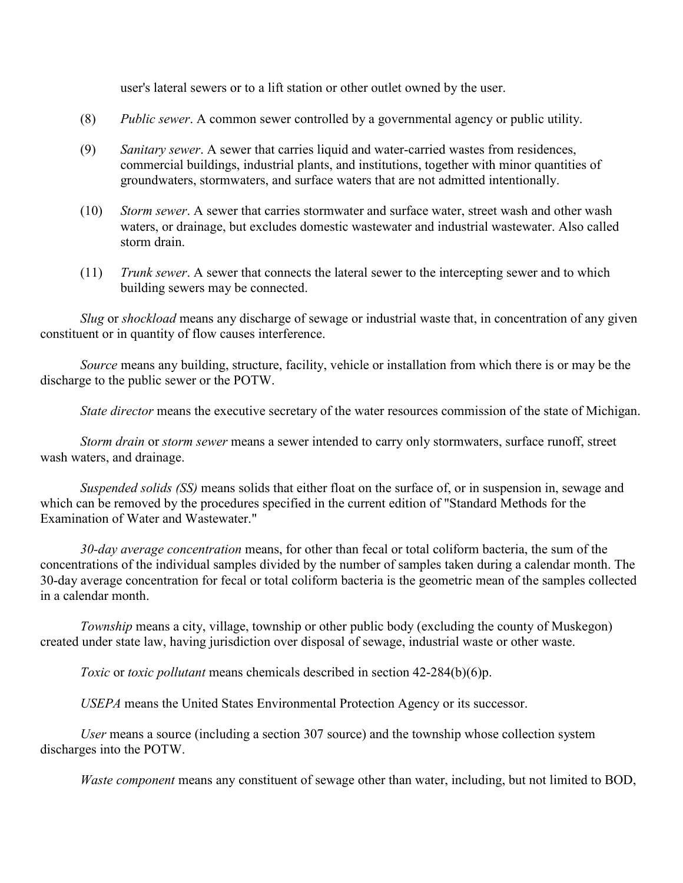user's lateral sewers or to a lift station or other outlet owned by the user.

(8) *Public sewer*. A common sewer controlled by a governmental agency or public utility.

(9) *Sanitary sewer*. A sewer that carries liquid and water-carried wastes from residences, commercial buildings, industrial plants, and institutions, together with minor quantities of groundwaters, stormwaters, and surface waters that are not admitted intentionally.

(10) *Storm sewer*. A sewer that carries stormwater and surface water, street wash and other wash waters, or drainage, but excludes domestic wastewater and industrial wastewater. Also called storm drain.

(11) *Trunk sewer*. A sewer that connects the lateral sewer to the intercepting sewer and to which building sewers may be connected.

*Slug* or *shockload* means any discharge of sewage or industrial waste that, in concentration of any given constituent or in quantity of flow causes interference.

*Source* means any building, structure, facility, vehicle or installation from which there is or may be the discharge to the public sewer or the POTW.

*State director* means the executive secretary of the water resources commission of the state of Michigan.

*Storm drain* or *storm sewer* means a sewer intended to carry only stormwaters, surface runoff, street wash waters, and drainage.

*Suspended solids (SS)* means solids that either float on the surface of, or in suspension in, sewage and which can be removed by the procedures specified in the current edition of "Standard Methods for the Examination of Water and Wastewater."

*30-day average concentration* means, for other than fecal or total coliform bacteria, the sum of the concentrations of the individual samples divided by the number of samples taken during a calendar month. The 30-day average concentration for fecal or total coliform bacteria is the geometric mean of the samples collected in a calendar month.

*Township* means a city, village, township or other public body (excluding the county of Muskegon) created under state law, having jurisdiction over disposal of sewage, industrial waste or other waste.

*Toxic* or *toxic pollutant* means chemicals described in section 42-284(b)(6)p.

*USEPA* means the United States Environmental Protection Agency or its successor.

*User* means a source (including a section 307 source) and the township whose collection system discharges into the POTW.

*Waste component* means any constituent of sewage other than water, including, but not limited to BOD,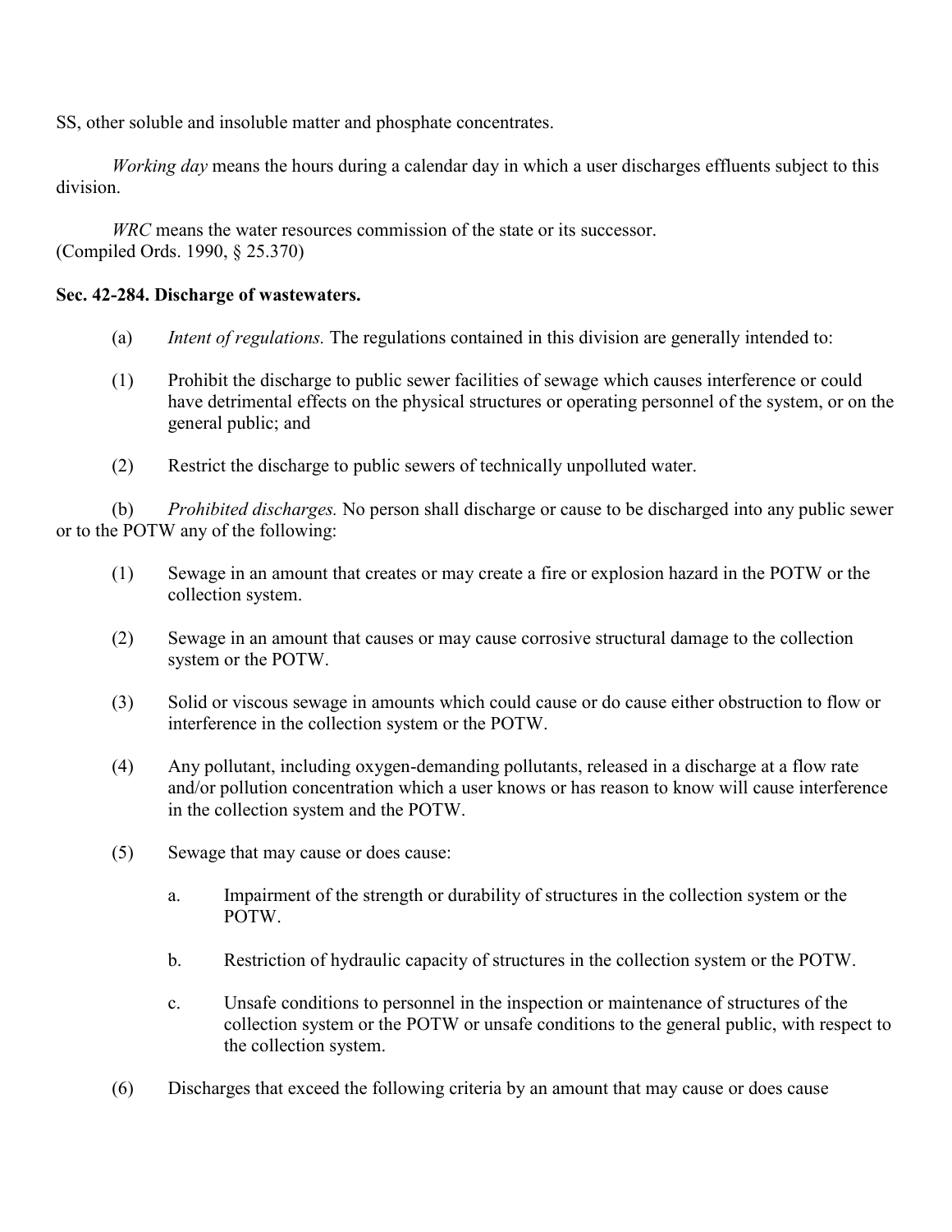SS, other soluble and insoluble matter and phosphate concentrates.

*Working day* means the hours during a calendar day in which a user discharges effluents subject to this division.

*WRC* means the water resources commission of the state or its successor.
(Compiled Ords. 1990, § 25.370)

**Sec. 42-284. Discharge of wastewaters.**

(a) *Intent of regulations.* The regulations contained in this division are generally intended to:

(1) Prohibit the discharge to public sewer facilities of sewage which causes interference or could have detrimental effects on the physical structures or operating personnel of the system, or on the general public; and

(2) Restrict the discharge to public sewers of technically unpolluted water.

(b) *Prohibited discharges.* No person shall discharge or cause to be discharged into any public sewer or to the POTW any of the following:

(1) Sewage in an amount that creates or may create a fire or explosion hazard in the POTW or the collection system.

(2) Sewage in an amount that causes or may cause corrosive structural damage to the collection system or the POTW.

(3) Solid or viscous sewage in amounts which could cause or do cause either obstruction to flow or interference in the collection system or the POTW.

(4) Any pollutant, including oxygen-demanding pollutants, released in a discharge at a flow rate and/or pollution concentration which a user knows or has reason to know will cause interference in the collection system and the POTW.

(5) Sewage that may cause or does cause:

a. Impairment of the strength or durability of structures in the collection system or the POTW.

b. Restriction of hydraulic capacity of structures in the collection system or the POTW.

c. Unsafe conditions to personnel in the inspection or maintenance of structures of the collection system or the POTW or unsafe conditions to the general public, with respect to the collection system.

(6) Discharges that exceed the following criteria by an amount that may cause or does cause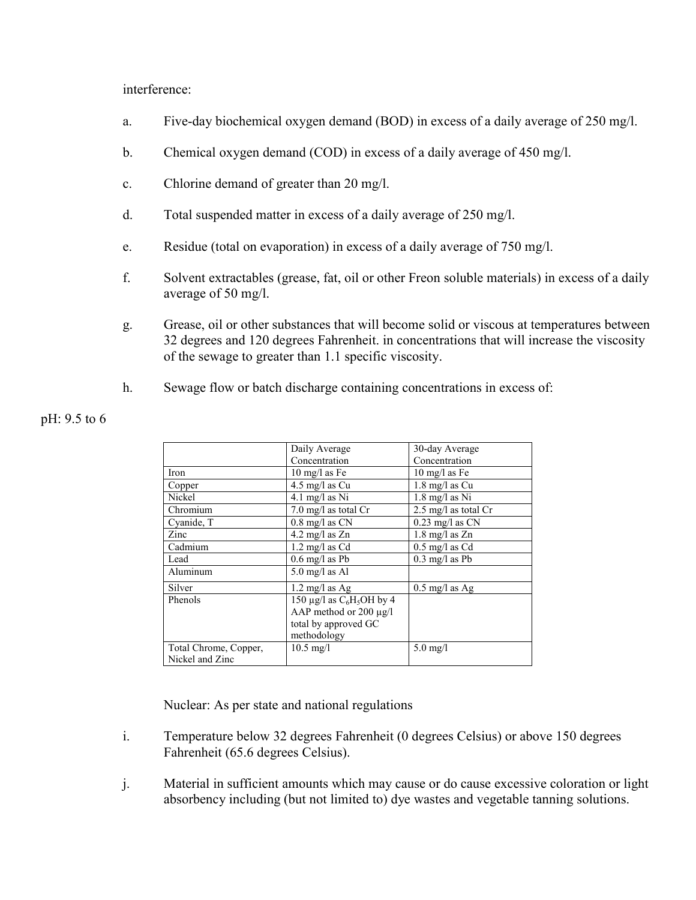interference:

a. Five-day biochemical oxygen demand (BOD) in excess of a daily average of 250 mg/l.

b. Chemical oxygen demand (COD) in excess of a daily average of 450 mg/l.

c. Chlorine demand of greater than 20 mg/l.

d. Total suspended matter in excess of a daily average of 250 mg/l.

e. Residue (total on evaporation) in excess of a daily average of 750 mg/l.

f. Solvent extractables (grease, fat, oil or other Freon soluble materials) in excess of a daily average of 50 mg/l.

g. Grease, oil or other substances that will become solid or viscous at temperatures between 32 degrees and 120 degrees Fahrenheit. in concentrations that will increase the viscosity of the sewage to greater than 1.1 specific viscosity.

h. Sewage flow or batch discharge containing concentrations in excess of:

pH: 9.5 to 6

| | Daily Average Concentration | 30-day Average Concentration |
|---|---|---|
| Iron | 10 mg/l as Fe | 10 mg/l as Fe |
| Copper | 4.5 mg/l as Cu | 1.8 mg/l as Cu |
| Nickel | 4.1 mg/l as Ni | 1.8 mg/l as Ni |
| Chromium | 7.0 mg/l as total Cr | 2.5 mg/l as total Cr |
| Cyanide, T | 0.8 mg/l as CN | 0.23 mg/l as CN |
| Zinc | 4.2 mg/l as Zn | 1.8 mg/l as Zn |
| Cadmium | 1.2 mg/l as Cd | 0.5 mg/l as Cd |
| Lead | 0.6 mg/l as Pb | 0.3 mg/l as Pb |
| Aluminum | 5.0 mg/l as Al | |
| Silver | 1.2 mg/l as Ag | 0.5 mg/l as Ag |
| Phenols | 150 µg/l as $C_6H_5OH$ by 4 AAP method or 200 µg/l total by approved GC methodology | |
| Total Chrome, Copper, Nickel and Zinc | 10.5 mg/l | 5.0 mg/l |

Nuclear: As per state and national regulations

i. Temperature below 32 degrees Fahrenheit (0 degrees Celsius) or above 150 degrees Fahrenheit (65.6 degrees Celsius).

j. Material in sufficient amounts which may cause or do cause excessive coloration or light absorbency including (but not limited to) dye wastes and vegetable tanning solutions.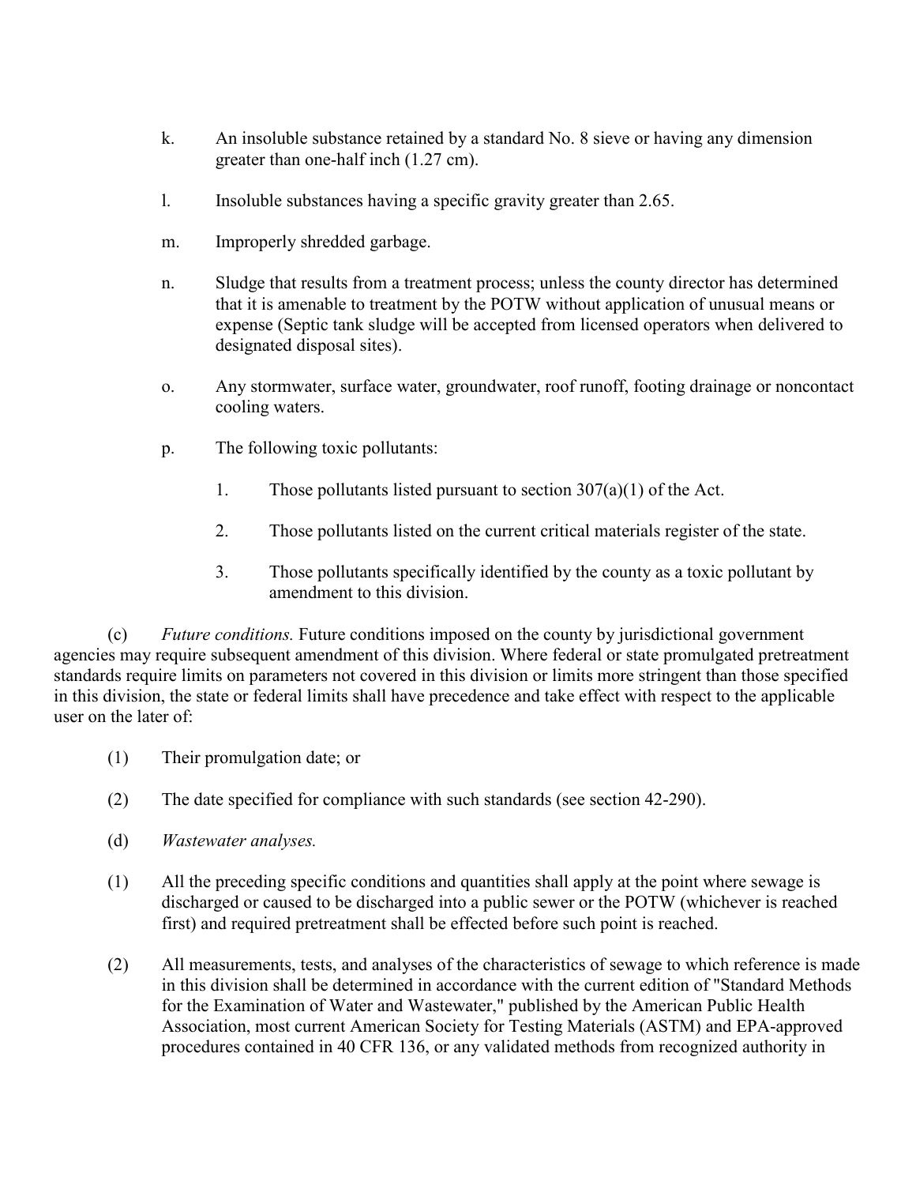k. An insoluble substance retained by a standard No. 8 sieve or having any dimension greater than one-half inch (1.27 cm).

l. Insoluble substances having a specific gravity greater than 2.65.

m. Improperly shredded garbage.

n. Sludge that results from a treatment process; unless the county director has determined that it is amenable to treatment by the POTW without application of unusual means or expense (Septic tank sludge will be accepted from licensed operators when delivered to designated disposal sites).

o. Any stormwater, surface water, groundwater, roof runoff, footing drainage or noncontact cooling waters.

p. The following toxic pollutants:

   1. Those pollutants listed pursuant to section 307(a)(1) of the Act.

   2. Those pollutants listed on the current critical materials register of the state.

   3. Those pollutants specifically identified by the county as a toxic pollutant by amendment to this division.

(c) *Future conditions.* Future conditions imposed on the county by jurisdictional government agencies may require subsequent amendment of this division. Where federal or state promulgated pretreatment standards require limits on parameters not covered in this division or limits more stringent than those specified in this division, the state or federal limits shall have precedence and take effect with respect to the applicable user on the later of:

(1) Their promulgation date; or

(2) The date specified for compliance with such standards (see section 42-290).

(d) *Wastewater analyses.*

(1) All the preceding specific conditions and quantities shall apply at the point where sewage is discharged or caused to be discharged into a public sewer or the POTW (whichever is reached first) and required pretreatment shall be effected before such point is reached.

(2) All measurements, tests, and analyses of the characteristics of sewage to which reference is made in this division shall be determined in accordance with the current edition of "Standard Methods for the Examination of Water and Wastewater," published by the American Public Health Association, most current American Society for Testing Materials (ASTM) and EPA-approved procedures contained in 40 CFR 136, or any validated methods from recognized authority in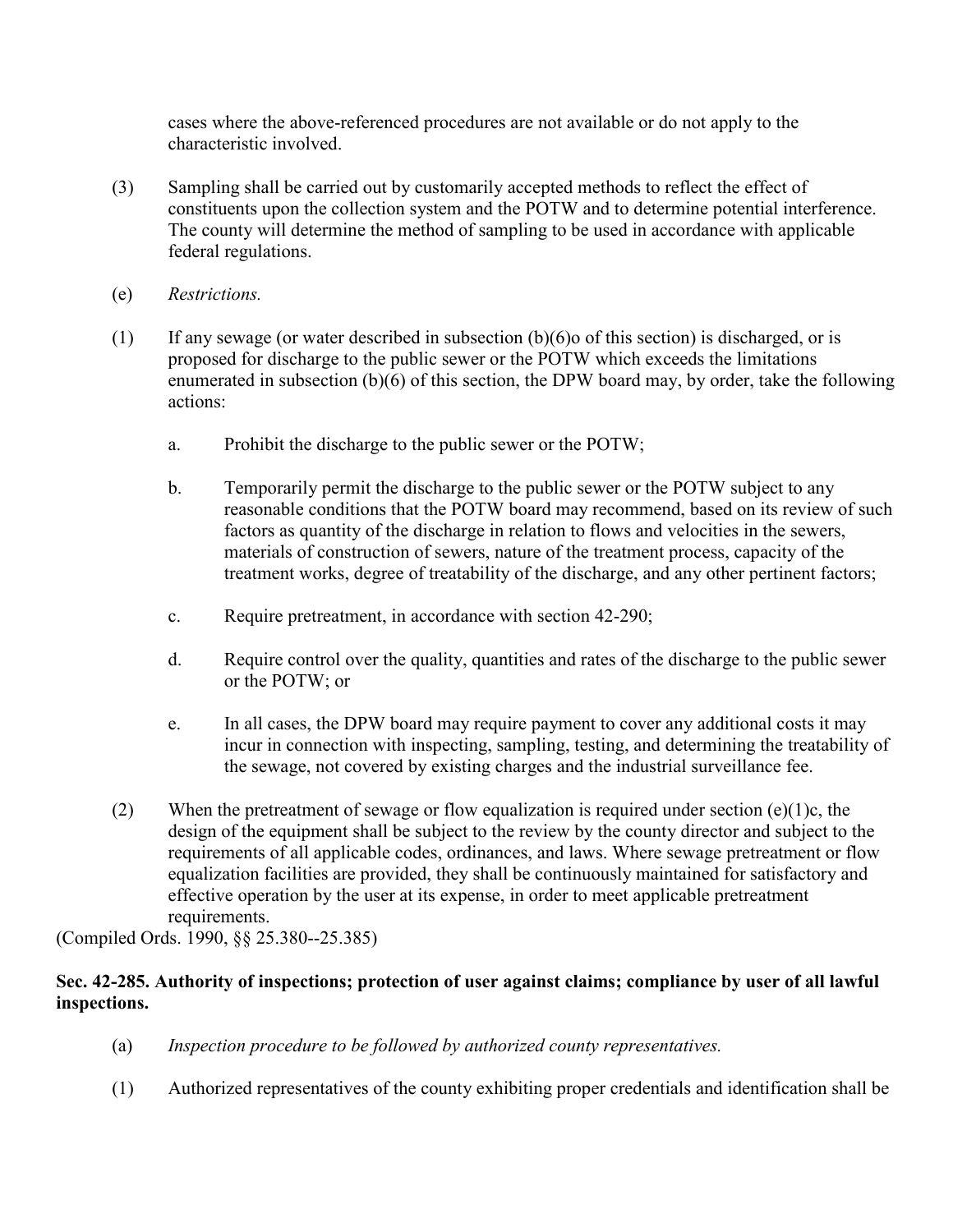cases where the above-referenced procedures are not available or do not apply to the characteristic involved.

(3) Sampling shall be carried out by customarily accepted methods to reflect the effect of constituents upon the collection system and the POTW and to determine potential interference. The county will determine the method of sampling to be used in accordance with applicable federal regulations.

(e) *Restrictions.*

(1) If any sewage (or water described in subsection (b)(6)o of this section) is discharged, or is proposed for discharge to the public sewer or the POTW which exceeds the limitations enumerated in subsection (b)(6) of this section, the DPW board may, by order, take the following actions:

a. Prohibit the discharge to the public sewer or the POTW;

b. Temporarily permit the discharge to the public sewer or the POTW subject to any reasonable conditions that the POTW board may recommend, based on its review of such factors as quantity of the discharge in relation to flows and velocities in the sewers, materials of construction of sewers, nature of the treatment process, capacity of the treatment works, degree of treatability of the discharge, and any other pertinent factors;

c. Require pretreatment, in accordance with section 42-290;

d. Require control over the quality, quantities and rates of the discharge to the public sewer or the POTW; or

e. In all cases, the DPW board may require payment to cover any additional costs it may incur in connection with inspecting, sampling, testing, and determining the treatability of the sewage, not covered by existing charges and the industrial surveillance fee.

(2) When the pretreatment of sewage or flow equalization is required under section (e)(1)c, the design of the equipment shall be subject to the review by the county director and subject to the requirements of all applicable codes, ordinances, and laws. Where sewage pretreatment or flow equalization facilities are provided, they shall be continuously maintained for satisfactory and effective operation by the user at its expense, in order to meet applicable pretreatment requirements.

(Compiled Ords. 1990, §§ 25.380--25.385)

**Sec. 42-285. Authority of inspections; protection of user against claims; compliance by user of all lawful inspections.**

(a) *Inspection procedure to be followed by authorized county representatives.*

(1) Authorized representatives of the county exhibiting proper credentials and identification shall be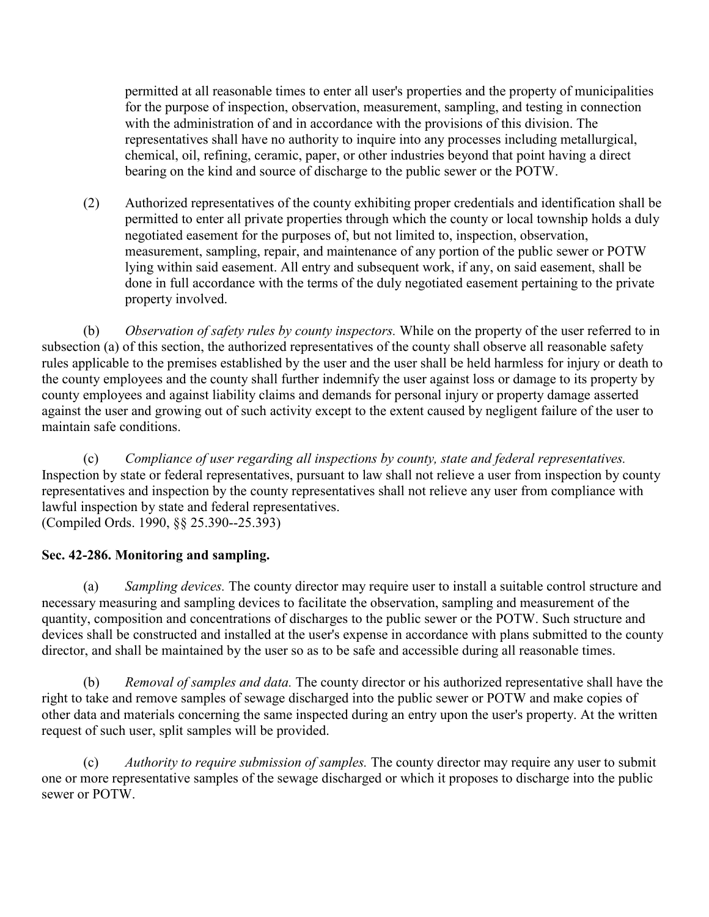permitted at all reasonable times to enter all user's properties and the property of municipalities for the purpose of inspection, observation, measurement, sampling, and testing in connection with the administration of and in accordance with the provisions of this division. The representatives shall have no authority to inquire into any processes including metallurgical, chemical, oil, refining, ceramic, paper, or other industries beyond that point having a direct bearing on the kind and source of discharge to the public sewer or the POTW.

(2) Authorized representatives of the county exhibiting proper credentials and identification shall be permitted to enter all private properties through which the county or local township holds a duly negotiated easement for the purposes of, but not limited to, inspection, observation, measurement, sampling, repair, and maintenance of any portion of the public sewer or POTW lying within said easement. All entry and subsequent work, if any, on said easement, shall be done in full accordance with the terms of the duly negotiated easement pertaining to the private property involved.

(b) *Observation of safety rules by county inspectors.* While on the property of the user referred to in subsection (a) of this section, the authorized representatives of the county shall observe all reasonable safety rules applicable to the premises established by the user and the user shall be held harmless for injury or death to the county employees and the county shall further indemnify the user against loss or damage to its property by county employees and against liability claims and demands for personal injury or property damage asserted against the user and growing out of such activity except to the extent caused by negligent failure of the user to maintain safe conditions.

(c) *Compliance of user regarding all inspections by county, state and federal representatives.* Inspection by state or federal representatives, pursuant to law shall not relieve a user from inspection by county representatives and inspection by the county representatives shall not relieve any user from compliance with lawful inspection by state and federal representatives.
(Compiled Ords. 1990, §§ 25.390--25.393)

**Sec. 42-286. Monitoring and sampling.**

(a) *Sampling devices.* The county director may require user to install a suitable control structure and necessary measuring and sampling devices to facilitate the observation, sampling and measurement of the quantity, composition and concentrations of discharges to the public sewer or the POTW. Such structure and devices shall be constructed and installed at the user's expense in accordance with plans submitted to the county director, and shall be maintained by the user so as to be safe and accessible during all reasonable times.

(b) *Removal of samples and data.* The county director or his authorized representative shall have the right to take and remove samples of sewage discharged into the public sewer or POTW and make copies of other data and materials concerning the same inspected during an entry upon the user's property. At the written request of such user, split samples will be provided.

(c) *Authority to require submission of samples.* The county director may require any user to submit one or more representative samples of the sewage discharged or which it proposes to discharge into the public sewer or POTW.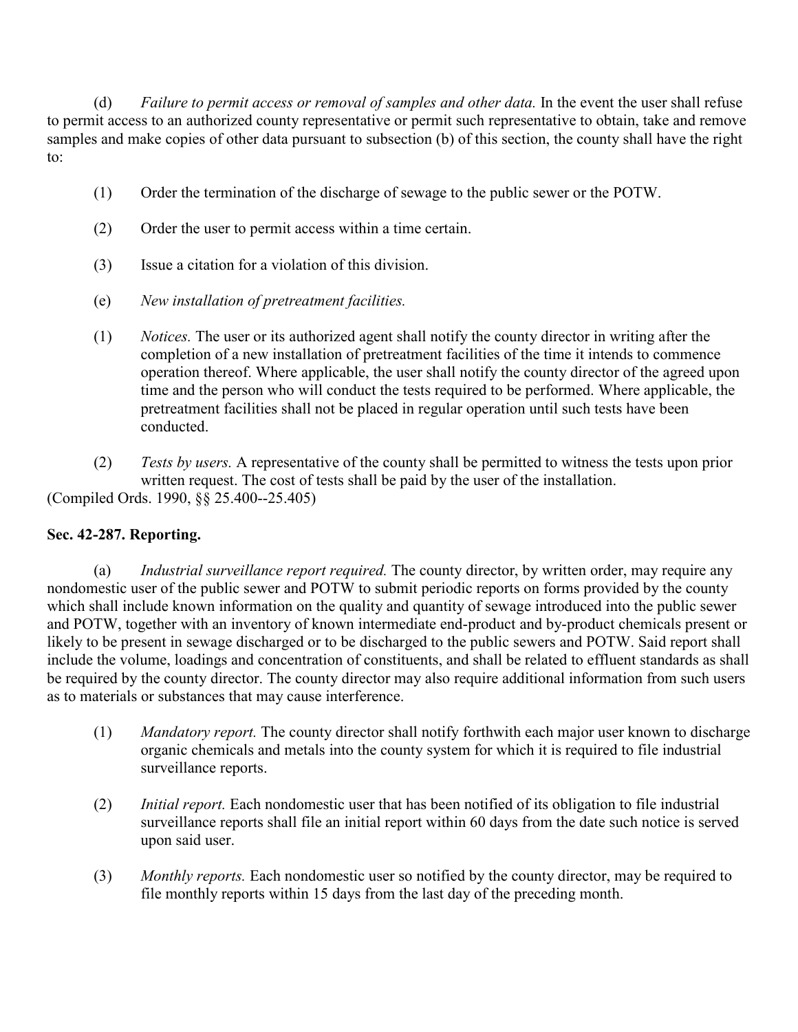(d) *Failure to permit access or removal of samples and other data.* In the event the user shall refuse to permit access to an authorized county representative or permit such representative to obtain, take and remove samples and make copies of other data pursuant to subsection (b) of this section, the county shall have the right to:

(1) Order the termination of the discharge of sewage to the public sewer or the POTW.

(2) Order the user to permit access within a time certain.

(3) Issue a citation for a violation of this division.

(e) *New installation of pretreatment facilities.*

(1) *Notices.* The user or its authorized agent shall notify the county director in writing after the completion of a new installation of pretreatment facilities of the time it intends to commence operation thereof. Where applicable, the user shall notify the county director of the agreed upon time and the person who will conduct the tests required to be performed. Where applicable, the pretreatment facilities shall not be placed in regular operation until such tests have been conducted.

(2) *Tests by users.* A representative of the county shall be permitted to witness the tests upon prior written request. The cost of tests shall be paid by the user of the installation.

(Compiled Ords. 1990, §§ 25.400--25.405)

**Sec. 42-287. Reporting.**

(a) *Industrial surveillance report required.* The county director, by written order, may require any nondomestic user of the public sewer and POTW to submit periodic reports on forms provided by the county which shall include known information on the quality and quantity of sewage introduced into the public sewer and POTW, together with an inventory of known intermediate end-product and by-product chemicals present or likely to be present in sewage discharged or to be discharged to the public sewers and POTW. Said report shall include the volume, loadings and concentration of constituents, and shall be related to effluent standards as shall be required by the county director. The county director may also require additional information from such users as to materials or substances that may cause interference.

(1) *Mandatory report.* The county director shall notify forthwith each major user known to discharge organic chemicals and metals into the county system for which it is required to file industrial surveillance reports.

(2) *Initial report.* Each nondomestic user that has been notified of its obligation to file industrial surveillance reports shall file an initial report within 60 days from the date such notice is served upon said user.

(3) *Monthly reports.* Each nondomestic user so notified by the county director, may be required to file monthly reports within 15 days from the last day of the preceding month.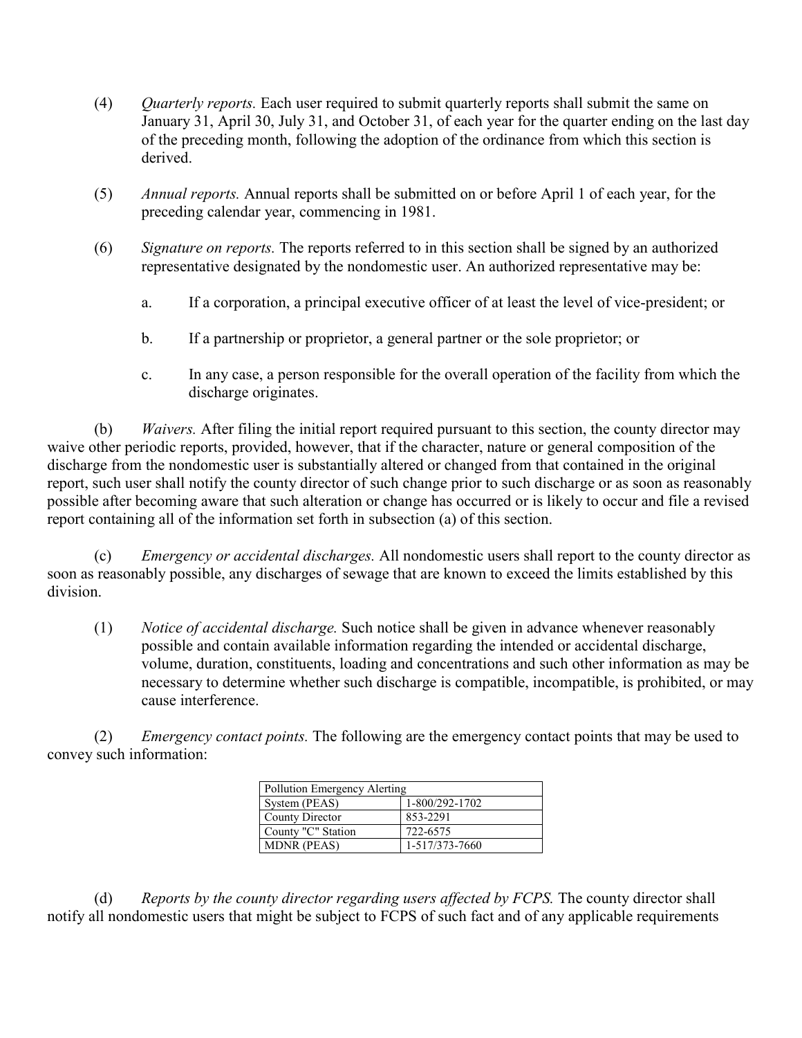(4) *Quarterly reports.* Each user required to submit quarterly reports shall submit the same on January 31, April 30, July 31, and October 31, of each year for the quarter ending on the last day of the preceding month, following the adoption of the ordinance from which this section is derived.

(5) *Annual reports.* Annual reports shall be submitted on or before April 1 of each year, for the preceding calendar year, commencing in 1981.

(6) *Signature on reports.* The reports referred to in this section shall be signed by an authorized representative designated by the nondomestic user. An authorized representative may be:

a. If a corporation, a principal executive officer of at least the level of vice-president; or

b. If a partnership or proprietor, a general partner or the sole proprietor; or

c. In any case, a person responsible for the overall operation of the facility from which the discharge originates.

(b) *Waivers.* After filing the initial report required pursuant to this section, the county director may waive other periodic reports, provided, however, that if the character, nature or general composition of the discharge from the nondomestic user is substantially altered or changed from that contained in the original report, such user shall notify the county director of such change prior to such discharge or as soon as reasonably possible after becoming aware that such alteration or change has occurred or is likely to occur and file a revised report containing all of the information set forth in subsection (a) of this section.

(c) *Emergency or accidental discharges.* All nondomestic users shall report to the county director as soon as reasonably possible, any discharges of sewage that are known to exceed the limits established by this division.

(1) *Notice of accidental discharge.* Such notice shall be given in advance whenever reasonably possible and contain available information regarding the intended or accidental discharge, volume, duration, constituents, loading and concentrations and such other information as may be necessary to determine whether such discharge is compatible, incompatible, is prohibited, or may cause interference.

(2) *Emergency contact points.* The following are the emergency contact points that may be used to convey such information:

| Pollution Emergency Alerting | |
|---|---|
| System (PEAS) | 1-800/292-1702 |
| County Director | 853-2291 |
| County "C" Station | 722-6575 |
| MDNR (PEAS) | 1-517/373-7660 |

(d) *Reports by the county director regarding users affected by FCPS.* The county director shall notify all nondomestic users that might be subject to FCPS of such fact and of any applicable requirements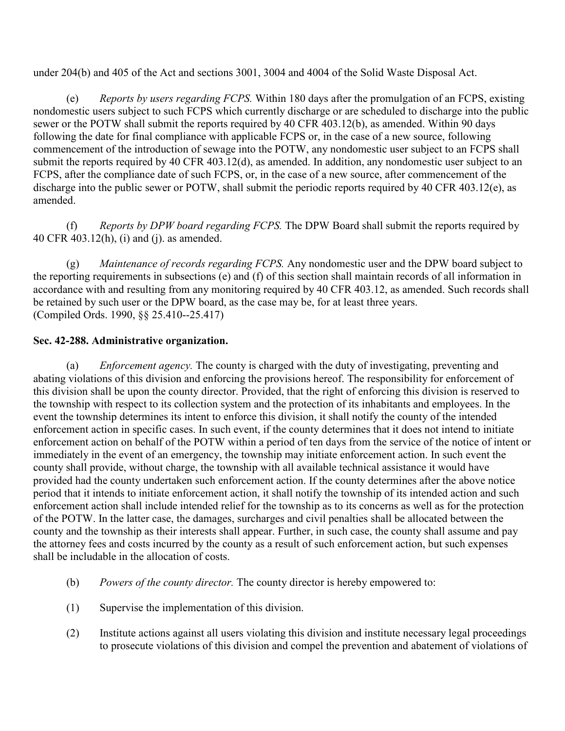under 204(b) and 405 of the Act and sections 3001, 3004 and 4004 of the Solid Waste Disposal Act.

(e) *Reports by users regarding FCPS.* Within 180 days after the promulgation of an FCPS, existing nondomestic users subject to such FCPS which currently discharge or are scheduled to discharge into the public sewer or the POTW shall submit the reports required by 40 CFR 403.12(b), as amended. Within 90 days following the date for final compliance with applicable FCPS or, in the case of a new source, following commencement of the introduction of sewage into the POTW, any nondomestic user subject to an FCPS shall submit the reports required by 40 CFR 403.12(d), as amended. In addition, any nondomestic user subject to an FCPS, after the compliance date of such FCPS, or, in the case of a new source, after commencement of the discharge into the public sewer or POTW, shall submit the periodic reports required by 40 CFR 403.12(e), as amended.

(f) *Reports by DPW board regarding FCPS.* The DPW Board shall submit the reports required by 40 CFR 403.12(h), (i) and (j). as amended.

(g) *Maintenance of records regarding FCPS.* Any nondomestic user and the DPW board subject to the reporting requirements in subsections (e) and (f) of this section shall maintain records of all information in accordance with and resulting from any monitoring required by 40 CFR 403.12, as amended. Such records shall be retained by such user or the DPW board, as the case may be, for at least three years.
(Compiled Ords. 1990, §§ 25.410--25.417)

**Sec. 42-288. Administrative organization.**

(a) *Enforcement agency.* The county is charged with the duty of investigating, preventing and abating violations of this division and enforcing the provisions hereof. The responsibility for enforcement of this division shall be upon the county director. Provided, that the right of enforcing this division is reserved to the township with respect to its collection system and the protection of its inhabitants and employees. In the event the township determines its intent to enforce this division, it shall notify the county of the intended enforcement action in specific cases. In such event, if the county determines that it does not intend to initiate enforcement action on behalf of the POTW within a period of ten days from the service of the notice of intent or immediately in the event of an emergency, the township may initiate enforcement action. In such event the county shall provide, without charge, the township with all available technical assistance it would have provided had the county undertaken such enforcement action. If the county determines after the above notice period that it intends to initiate enforcement action, it shall notify the township of its intended action and such enforcement action shall include intended relief for the township as to its concerns as well as for the protection of the POTW. In the latter case, the damages, surcharges and civil penalties shall be allocated between the county and the township as their interests shall appear. Further, in such case, the county shall assume and pay the attorney fees and costs incurred by the county as a result of such enforcement action, but such expenses shall be includable in the allocation of costs.

(b) *Powers of the county director.* The county director is hereby empowered to:

(1) Supervise the implementation of this division.

(2) Institute actions against all users violating this division and institute necessary legal proceedings to prosecute violations of this division and compel the prevention and abatement of violations of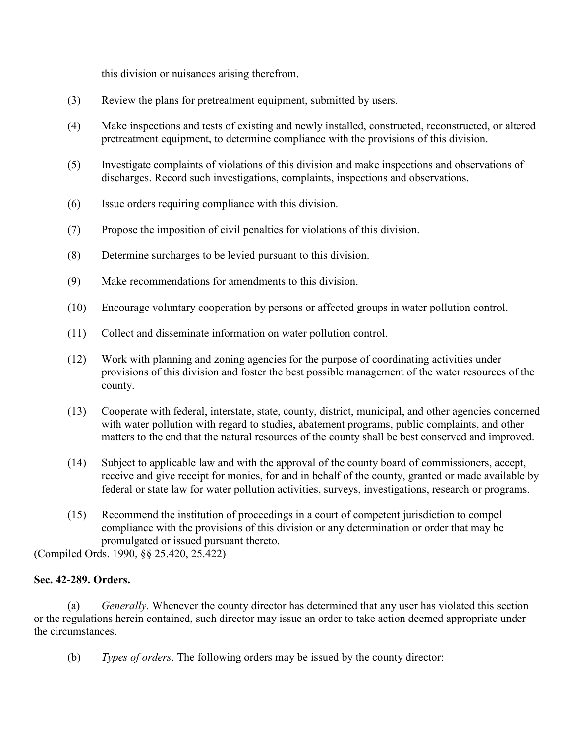this division or nuisances arising therefrom.

(3) Review the plans for pretreatment equipment, submitted by users.

(4) Make inspections and tests of existing and newly installed, constructed, reconstructed, or altered pretreatment equipment, to determine compliance with the provisions of this division.

(5) Investigate complaints of violations of this division and make inspections and observations of discharges. Record such investigations, complaints, inspections and observations.

(6) Issue orders requiring compliance with this division.

(7) Propose the imposition of civil penalties for violations of this division.

(8) Determine surcharges to be levied pursuant to this division.

(9) Make recommendations for amendments to this division.

(10) Encourage voluntary cooperation by persons or affected groups in water pollution control.

(11) Collect and disseminate information on water pollution control.

(12) Work with planning and zoning agencies for the purpose of coordinating activities under provisions of this division and foster the best possible management of the water resources of the county.

(13) Cooperate with federal, interstate, state, county, district, municipal, and other agencies concerned with water pollution with regard to studies, abatement programs, public complaints, and other matters to the end that the natural resources of the county shall be best conserved and improved.

(14) Subject to applicable law and with the approval of the county board of commissioners, accept, receive and give receipt for monies, for and in behalf of the county, granted or made available by federal or state law for water pollution activities, surveys, investigations, research or programs.

(15) Recommend the institution of proceedings in a court of competent jurisdiction to compel compliance with the provisions of this division or any determination or order that may be promulgated or issued pursuant thereto.

(Compiled Ords. 1990, §§ 25.420, 25.422)

**Sec. 42-289. Orders.**

(a) *Generally.* Whenever the county director has determined that any user has violated this section or the regulations herein contained, such director may issue an order to take action deemed appropriate under the circumstances.

(b) *Types of orders*. The following orders may be issued by the county director: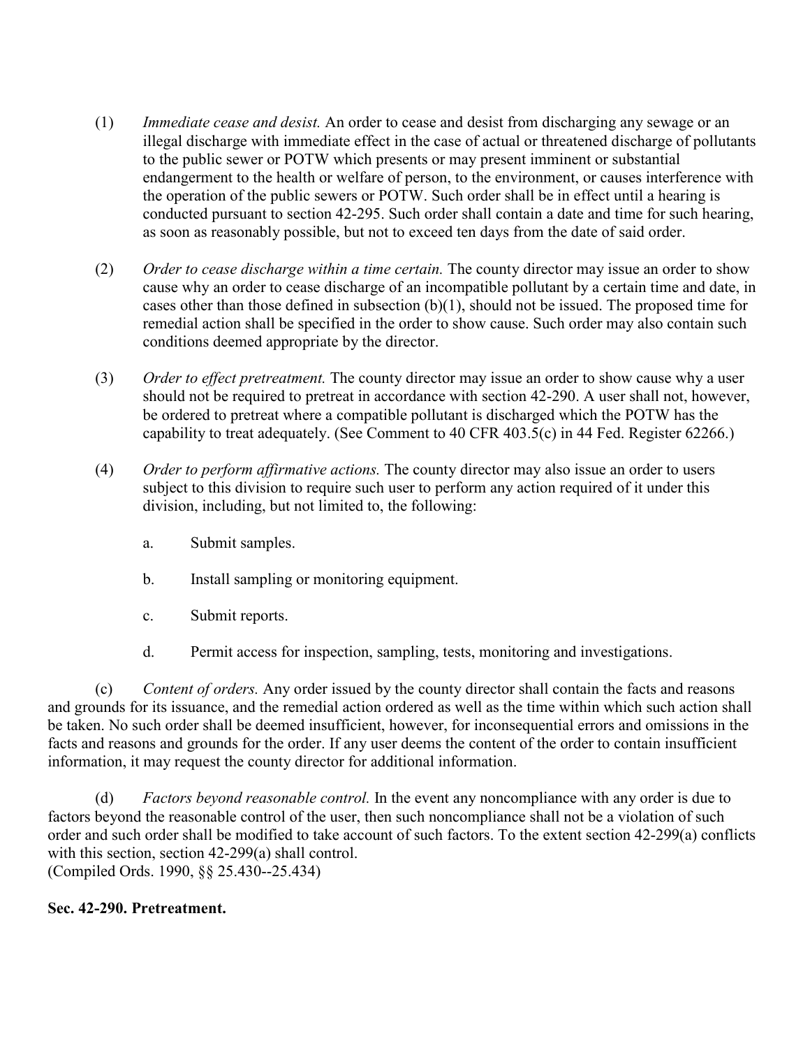(1) *Immediate cease and desist.* An order to cease and desist from discharging any sewage or an illegal discharge with immediate effect in the case of actual or threatened discharge of pollutants to the public sewer or POTW which presents or may present imminent or substantial endangerment to the health or welfare of person, to the environment, or causes interference with the operation of the public sewers or POTW. Such order shall be in effect until a hearing is conducted pursuant to section 42-295. Such order shall contain a date and time for such hearing, as soon as reasonably possible, but not to exceed ten days from the date of said order.

(2) *Order to cease discharge within a time certain.* The county director may issue an order to show cause why an order to cease discharge of an incompatible pollutant by a certain time and date, in cases other than those defined in subsection (b)(1), should not be issued. The proposed time for remedial action shall be specified in the order to show cause. Such order may also contain such conditions deemed appropriate by the director.

(3) *Order to effect pretreatment.* The county director may issue an order to show cause why a user should not be required to pretreat in accordance with section 42-290. A user shall not, however, be ordered to pretreat where a compatible pollutant is discharged which the POTW has the capability to treat adequately. (See Comment to 40 CFR 403.5(c) in 44 Fed. Register 62266.)

(4) *Order to perform affirmative actions.* The county director may also issue an order to users subject to this division to require such user to perform any action required of it under this division, including, but not limited to, the following:

   a. Submit samples.

   b. Install sampling or monitoring equipment.

   c. Submit reports.

   d. Permit access for inspection, sampling, tests, monitoring and investigations.

(c) *Content of orders.* Any order issued by the county director shall contain the facts and reasons and grounds for its issuance, and the remedial action ordered as well as the time within which such action shall be taken. No such order shall be deemed insufficient, however, for inconsequential errors and omissions in the facts and reasons and grounds for the order. If any user deems the content of the order to contain insufficient information, it may request the county director for additional information.

(d) *Factors beyond reasonable control.* In the event any noncompliance with any order is due to factors beyond the reasonable control of the user, then such noncompliance shall not be a violation of such order and such order shall be modified to take account of such factors. To the extent section 42-299(a) conflicts with this section, section 42-299(a) shall control.
(Compiled Ords. 1990, §§ 25.430--25.434)

**Sec. 42-290. Pretreatment.**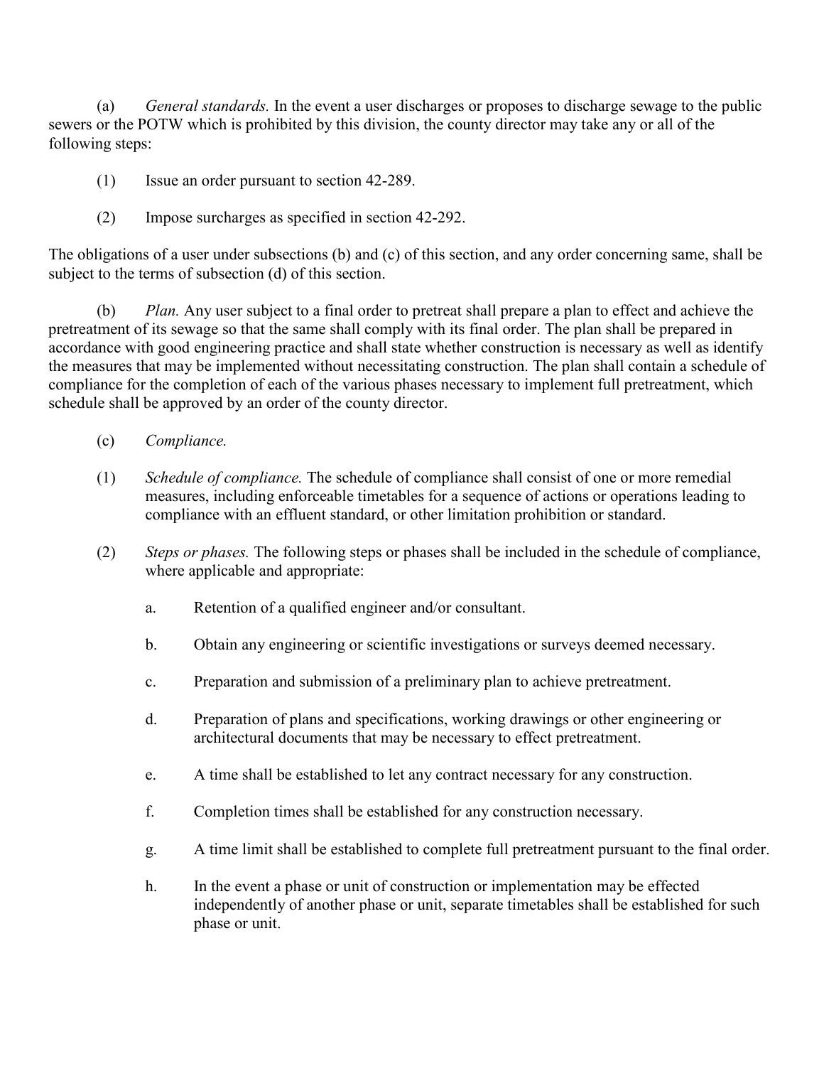(a) *General standards.* In the event a user discharges or proposes to discharge sewage to the public sewers or the POTW which is prohibited by this division, the county director may take any or all of the following steps:

(1) Issue an order pursuant to section 42-289.

(2) Impose surcharges as specified in section 42-292.

The obligations of a user under subsections (b) and (c) of this section, and any order concerning same, shall be subject to the terms of subsection (d) of this section.

(b) *Plan.* Any user subject to a final order to pretreat shall prepare a plan to effect and achieve the pretreatment of its sewage so that the same shall comply with its final order. The plan shall be prepared in accordance with good engineering practice and shall state whether construction is necessary as well as identify the measures that may be implemented without necessitating construction. The plan shall contain a schedule of compliance for the completion of each of the various phases necessary to implement full pretreatment, which schedule shall be approved by an order of the county director.

(c) *Compliance.*

(1) *Schedule of compliance.* The schedule of compliance shall consist of one or more remedial measures, including enforceable timetables for a sequence of actions or operations leading to compliance with an effluent standard, or other limitation prohibition or standard.

(2) *Steps or phases.* The following steps or phases shall be included in the schedule of compliance, where applicable and appropriate:

a. Retention of a qualified engineer and/or consultant.

b. Obtain any engineering or scientific investigations or surveys deemed necessary.

c. Preparation and submission of a preliminary plan to achieve pretreatment.

d. Preparation of plans and specifications, working drawings or other engineering or architectural documents that may be necessary to effect pretreatment.

e. A time shall be established to let any contract necessary for any construction.

f. Completion times shall be established for any construction necessary.

g. A time limit shall be established to complete full pretreatment pursuant to the final order.

h. In the event a phase or unit of construction or implementation may be effected independently of another phase or unit, separate timetables shall be established for such phase or unit.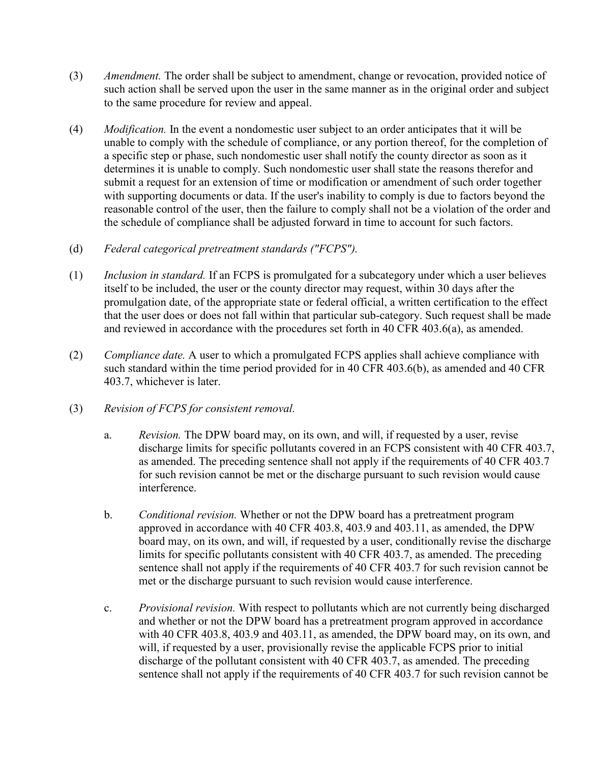(3) *Amendment.* The order shall be subject to amendment, change or revocation, provided notice of such action shall be served upon the user in the same manner as in the original order and subject to the same procedure for review and appeal.

(4) *Modification.* In the event a nondomestic user subject to an order anticipates that it will be unable to comply with the schedule of compliance, or any portion thereof, for the completion of a specific step or phase, such nondomestic user shall notify the county director as soon as it determines it is unable to comply. Such nondomestic user shall state the reasons therefor and submit a request for an extension of time or modification or amendment of such order together with supporting documents or data. If the user's inability to comply is due to factors beyond the reasonable control of the user, then the failure to comply shall not be a violation of the order and the schedule of compliance shall be adjusted forward in time to account for such factors.

(d) *Federal categorical pretreatment standards ("FCPS").*

(1) *Inclusion in standard.* If an FCPS is promulgated for a subcategory under which a user believes itself to be included, the user or the county director may request, within 30 days after the promulgation date, of the appropriate state or federal official, a written certification to the effect that the user does or does not fall within that particular sub-category. Such request shall be made and reviewed in accordance with the procedures set forth in 40 CFR 403.6(a), as amended.

(2) *Compliance date.* A user to which a promulgated FCPS applies shall achieve compliance with such standard within the time period provided for in 40 CFR 403.6(b), as amended and 40 CFR 403.7, whichever is later.

(3) *Revision of FCPS for consistent removal.*

a. *Revision.* The DPW board may, on its own, and will, if requested by a user, revise discharge limits for specific pollutants covered in an FCPS consistent with 40 CFR 403.7, as amended. The preceding sentence shall not apply if the requirements of 40 CFR 403.7 for such revision cannot be met or the discharge pursuant to such revision would cause interference.

b. *Conditional revision.* Whether or not the DPW board has a pretreatment program approved in accordance with 40 CFR 403.8, 403.9 and 403.11, as amended, the DPW board may, on its own, and will, if requested by a user, conditionally revise the discharge limits for specific pollutants consistent with 40 CFR 403.7, as amended. The preceding sentence shall not apply if the requirements of 40 CFR 403.7 for such revision cannot be met or the discharge pursuant to such revision would cause interference.

c. *Provisional revision.* With respect to pollutants which are not currently being discharged and whether or not the DPW board has a pretreatment program approved in accordance with 40 CFR 403.8, 403.9 and 403.11, as amended, the DPW board may, on its own, and will, if requested by a user, provisionally revise the applicable FCPS prior to initial discharge of the pollutant consistent with 40 CFR 403.7, as amended. The preceding sentence shall not apply if the requirements of 40 CFR 403.7 for such revision cannot be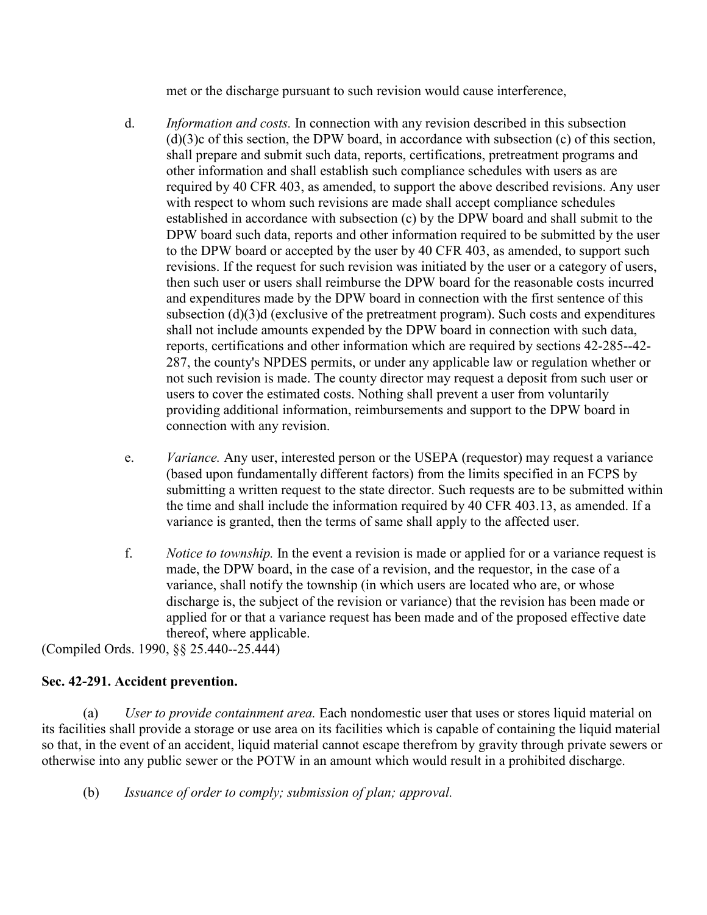met or the discharge pursuant to such revision would cause interference,

d. *Information and costs.* In connection with any revision described in this subsection (d)(3)c of this section, the DPW board, in accordance with subsection (c) of this section, shall prepare and submit such data, reports, certifications, pretreatment programs and other information and shall establish such compliance schedules with users as are required by 40 CFR 403, as amended, to support the above described revisions. Any user with respect to whom such revisions are made shall accept compliance schedules established in accordance with subsection (c) by the DPW board and shall submit to the DPW board such data, reports and other information required to be submitted by the user to the DPW board or accepted by the user by 40 CFR 403, as amended, to support such revisions. If the request for such revision was initiated by the user or a category of users, then such user or users shall reimburse the DPW board for the reasonable costs incurred and expenditures made by the DPW board in connection with the first sentence of this subsection (d)(3)d (exclusive of the pretreatment program). Such costs and expenditures shall not include amounts expended by the DPW board in connection with such data, reports, certifications and other information which are required by sections 42-285--42-287, the county's NPDES permits, or under any applicable law or regulation whether or not such revision is made. The county director may request a deposit from such user or users to cover the estimated costs. Nothing shall prevent a user from voluntarily providing additional information, reimbursements and support to the DPW board in connection with any revision.

e. *Variance.* Any user, interested person or the USEPA (requestor) may request a variance (based upon fundamentally different factors) from the limits specified in an FCPS by submitting a written request to the state director. Such requests are to be submitted within the time and shall include the information required by 40 CFR 403.13, as amended. If a variance is granted, then the terms of same shall apply to the affected user.

f. *Notice to township.* In the event a revision is made or applied for or a variance request is made, the DPW board, in the case of a revision, and the requestor, in the case of a variance, shall notify the township (in which users are located who are, or whose discharge is, the subject of the revision or variance) that the revision has been made or applied for or that a variance request has been made and of the proposed effective date thereof, where applicable.

(Compiled Ords. 1990, §§ 25.440--25.444)

**Sec. 42-291. Accident prevention.**

(a) *User to provide containment area.* Each nondomestic user that uses or stores liquid material on its facilities shall provide a storage or use area on its facilities which is capable of containing the liquid material so that, in the event of an accident, liquid material cannot escape therefrom by gravity through private sewers or otherwise into any public sewer or the POTW in an amount which would result in a prohibited discharge.

(b) *Issuance of order to comply; submission of plan; approval.*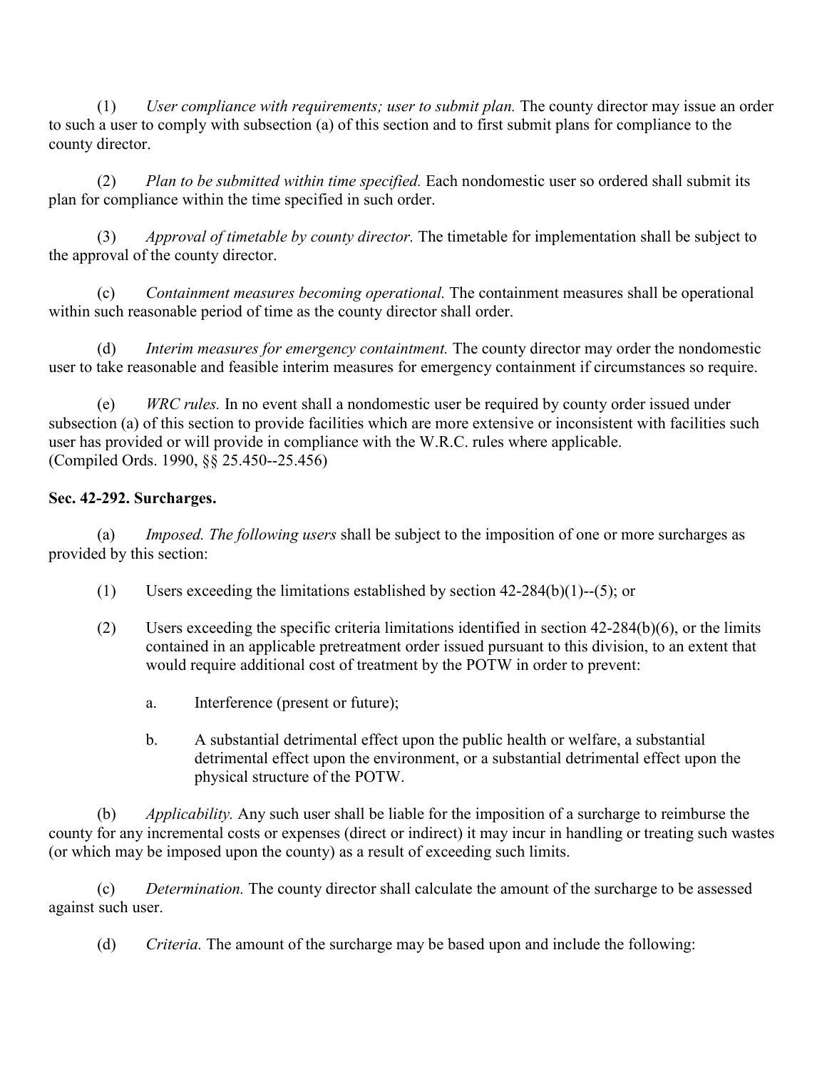(1) *User compliance with requirements; user to submit plan.* The county director may issue an order to such a user to comply with subsection (a) of this section and to first submit plans for compliance to the county director.

(2) *Plan to be submitted within time specified.* Each nondomestic user so ordered shall submit its plan for compliance within the time specified in such order.

(3) *Approval of timetable by county director.* The timetable for implementation shall be subject to the approval of the county director.

(c) *Containment measures becoming operational.* The containment measures shall be operational within such reasonable period of time as the county director shall order.

(d) *Interim measures for emergency containtment.* The county director may order the nondomestic user to take reasonable and feasible interim measures for emergency containment if circumstances so require.

(e) *WRC rules.* In no event shall a nondomestic user be required by county order issued under subsection (a) of this section to provide facilities which are more extensive or inconsistent with facilities such user has provided or will provide in compliance with the W.R.C. rules where applicable.
(Compiled Ords. 1990, §§ 25.450--25.456)

**Sec. 42-292. Surcharges.**

(a) *Imposed. The following users* shall be subject to the imposition of one or more surcharges as provided by this section:

(1) Users exceeding the limitations established by section 42-284(b)(1)--(5); or

(2) Users exceeding the specific criteria limitations identified in section 42-284(b)(6), or the limits contained in an applicable pretreatment order issued pursuant to this division, to an extent that would require additional cost of treatment by the POTW in order to prevent:

a. Interference (present or future);

b. A substantial detrimental effect upon the public health or welfare, a substantial detrimental effect upon the environment, or a substantial detrimental effect upon the physical structure of the POTW.

(b) *Applicability.* Any such user shall be liable for the imposition of a surcharge to reimburse the county for any incremental costs or expenses (direct or indirect) it may incur in handling or treating such wastes (or which may be imposed upon the county) as a result of exceeding such limits.

(c) *Determination.* The county director shall calculate the amount of the surcharge to be assessed against such user.

(d) *Criteria.* The amount of the surcharge may be based upon and include the following: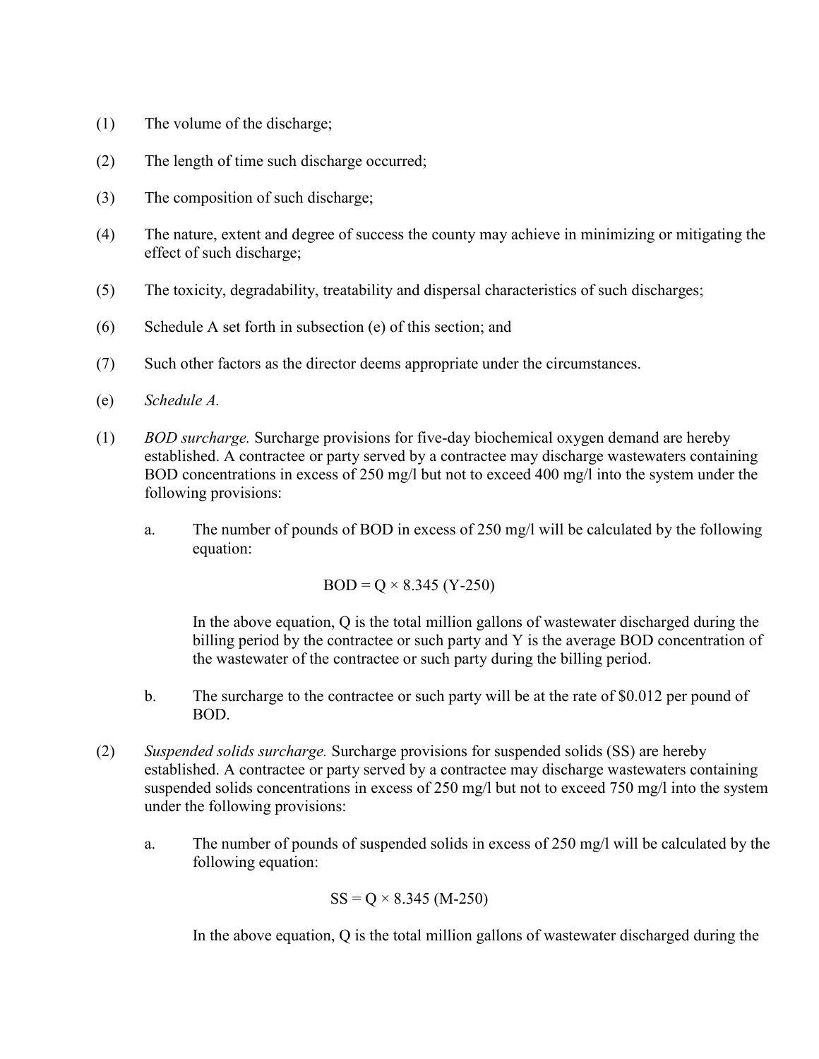(1) The volume of the discharge;

(2) The length of time such discharge occurred;

(3) The composition of such discharge;

(4) The nature, extent and degree of success the county may achieve in minimizing or mitigating the effect of such discharge;

(5) The toxicity, degradability, treatability and dispersal characteristics of such discharges;

(6) Schedule A set forth in subsection (e) of this section; and

(7) Such other factors as the director deems appropriate under the circumstances.

(e) *Schedule A.*

(1) *BOD surcharge.* Surcharge provisions for five-day biochemical oxygen demand are hereby established. A contractee or party served by a contractee may discharge wastewaters containing BOD concentrations in excess of 250 mg/l but not to exceed 400 mg/l into the system under the following provisions:

a. The number of pounds of BOD in excess of 250 mg/l will be calculated by the following equation:

$$BOD = Q \times 8.345\,(Y - 250)$$

In the above equation, Q is the total million gallons of wastewater discharged during the billing period by the contractee or such party and Y is the average BOD concentration of the wastewater of the contractee or such party during the billing period.

b. The surcharge to the contractee or such party will be at the rate of \$0.012 per pound of BOD.

(2) *Suspended solids surcharge.* Surcharge provisions for suspended solids (SS) are hereby established. A contractee or party served by a contractee may discharge wastewaters containing suspended solids concentrations in excess of 250 mg/l but not to exceed 750 mg/l into the system under the following provisions:

a. The number of pounds of suspended solids in excess of 250 mg/l will be calculated by the following equation:

$$SS = Q \times 8.345\,(M - 250)$$

In the above equation, Q is the total million gallons of wastewater discharged during the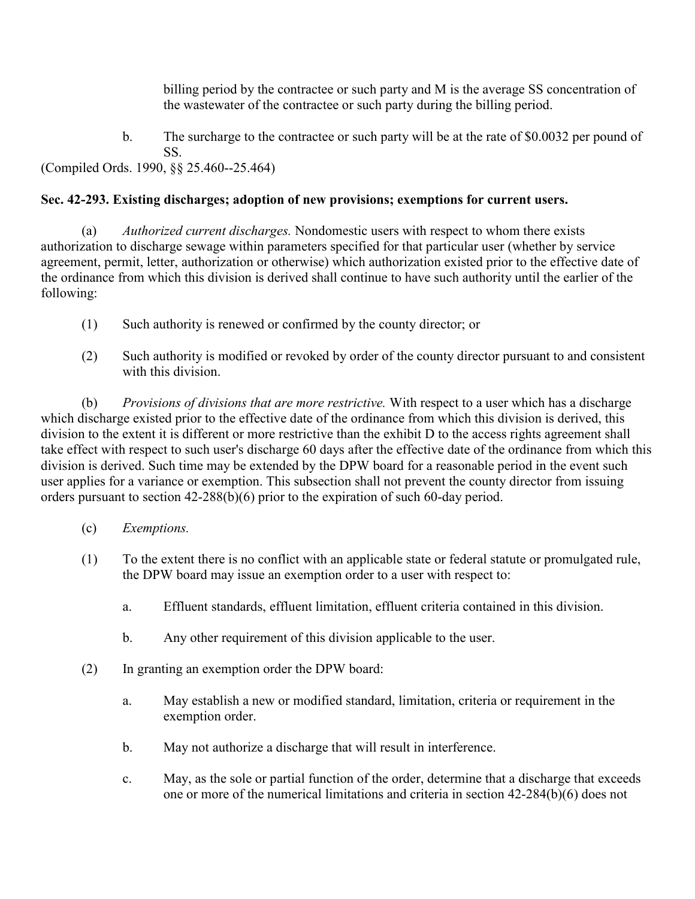billing period by the contractee or such party and M is the average SS concentration of the wastewater of the contractee or such party during the billing period.

b. The surcharge to the contractee or such party will be at the rate of $0.0032 per pound of SS.

(Compiled Ords. 1990, §§ 25.460--25.464)

**Sec. 42-293. Existing discharges; adoption of new provisions; exemptions for current users.**

(a) *Authorized current discharges.* Nondomestic users with respect to whom there exists authorization to discharge sewage within parameters specified for that particular user (whether by service agreement, permit, letter, authorization or otherwise) which authorization existed prior to the effective date of the ordinance from which this division is derived shall continue to have such authority until the earlier of the following:

(1) Such authority is renewed or confirmed by the county director; or

(2) Such authority is modified or revoked by order of the county director pursuant to and consistent with this division.

(b) *Provisions of divisions that are more restrictive.* With respect to a user which has a discharge which discharge existed prior to the effective date of the ordinance from which this division is derived, this division to the extent it is different or more restrictive than the exhibit D to the access rights agreement shall take effect with respect to such user's discharge 60 days after the effective date of the ordinance from which this division is derived. Such time may be extended by the DPW board for a reasonable period in the event such user applies for a variance or exemption. This subsection shall not prevent the county director from issuing orders pursuant to section 42-288(b)(6) prior to the expiration of such 60-day period.

(c) *Exemptions.*

(1) To the extent there is no conflict with an applicable state or federal statute or promulgated rule, the DPW board may issue an exemption order to a user with respect to:

a. Effluent standards, effluent limitation, effluent criteria contained in this division.

b. Any other requirement of this division applicable to the user.

(2) In granting an exemption order the DPW board:

a. May establish a new or modified standard, limitation, criteria or requirement in the exemption order.

b. May not authorize a discharge that will result in interference.

c. May, as the sole or partial function of the order, determine that a discharge that exceeds one or more of the numerical limitations and criteria in section 42-284(b)(6) does not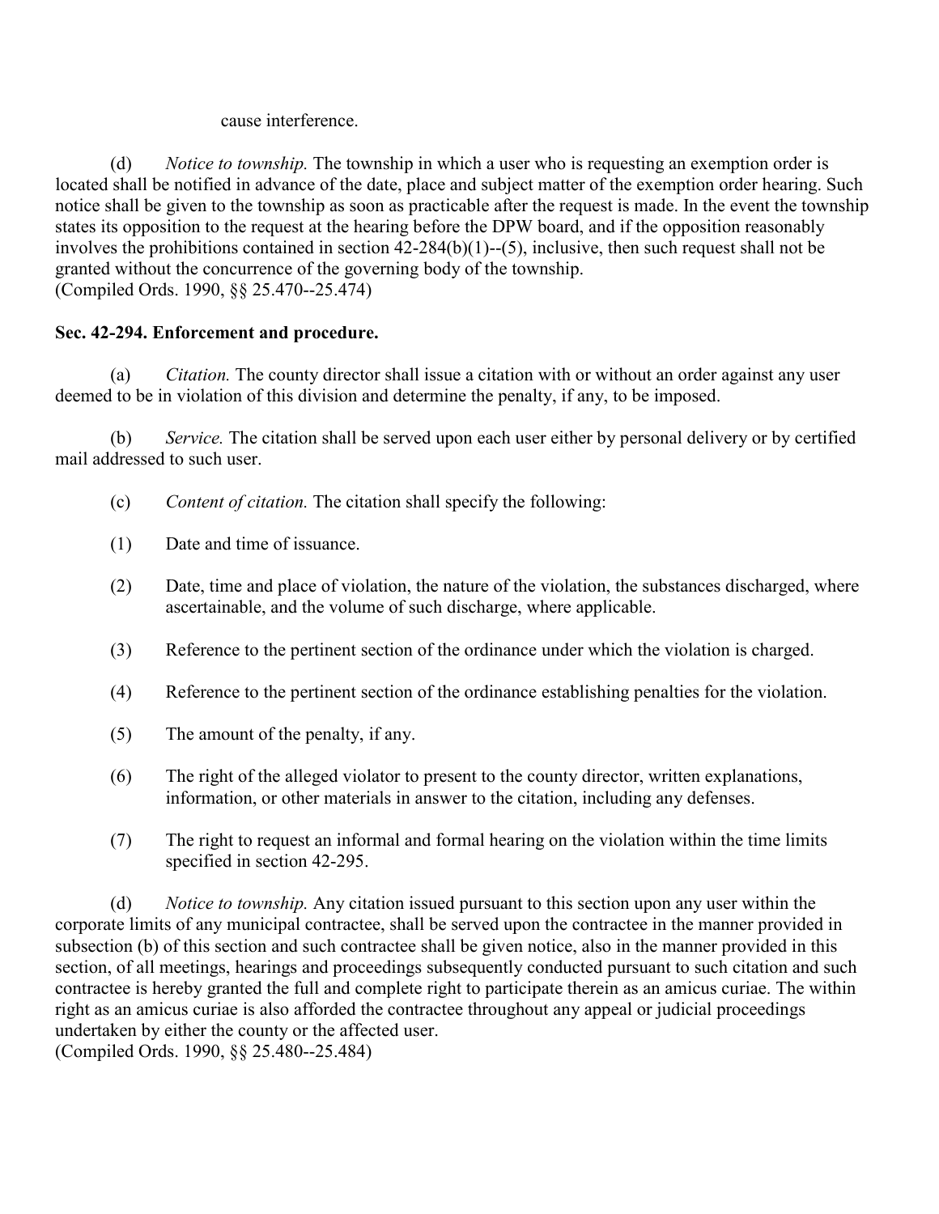cause interference.

(d) *Notice to township.* The township in which a user who is requesting an exemption order is located shall be notified in advance of the date, place and subject matter of the exemption order hearing. Such notice shall be given to the township as soon as practicable after the request is made. In the event the township states its opposition to the request at the hearing before the DPW board, and if the opposition reasonably involves the prohibitions contained in section 42-284(b)(1)--(5), inclusive, then such request shall not be granted without the concurrence of the governing body of the township.
(Compiled Ords. 1990, §§ 25.470--25.474)

**Sec. 42-294. Enforcement and procedure.**

(a) *Citation.* The county director shall issue a citation with or without an order against any user deemed to be in violation of this division and determine the penalty, if any, to be imposed.

(b) *Service.* The citation shall be served upon each user either by personal delivery or by certified mail addressed to such user.

(c) *Content of citation.* The citation shall specify the following:

(1) Date and time of issuance.

(2) Date, time and place of violation, the nature of the violation, the substances discharged, where ascertainable, and the volume of such discharge, where applicable.

(3) Reference to the pertinent section of the ordinance under which the violation is charged.

(4) Reference to the pertinent section of the ordinance establishing penalties for the violation.

(5) The amount of the penalty, if any.

(6) The right of the alleged violator to present to the county director, written explanations, information, or other materials in answer to the citation, including any defenses.

(7) The right to request an informal and formal hearing on the violation within the time limits specified in section 42-295.

(d) *Notice to township.* Any citation issued pursuant to this section upon any user within the corporate limits of any municipal contractee, shall be served upon the contractee in the manner provided in subsection (b) of this section and such contractee shall be given notice, also in the manner provided in this section, of all meetings, hearings and proceedings subsequently conducted pursuant to such citation and such contractee is hereby granted the full and complete right to participate therein as an amicus curiae. The within right as an amicus curiae is also afforded the contractee throughout any appeal or judicial proceedings undertaken by either the county or the affected user.
(Compiled Ords. 1990, §§ 25.480--25.484)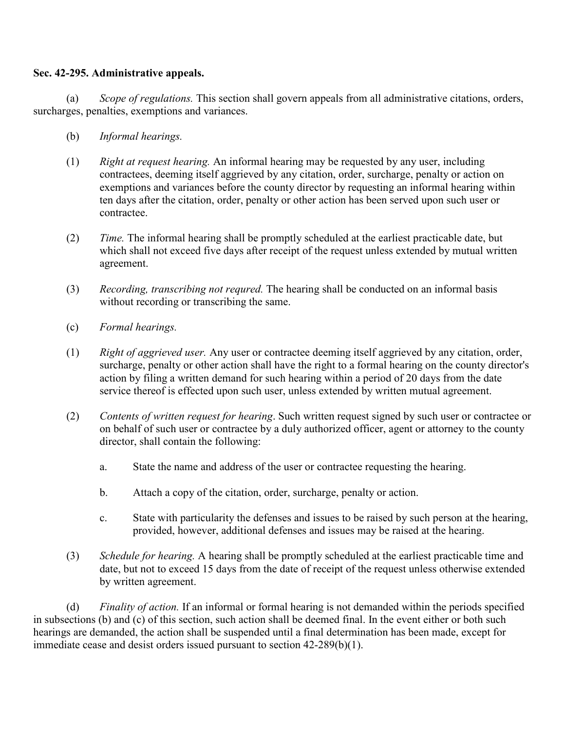**Sec. 42-295. Administrative appeals.**

(a) *Scope of regulations.* This section shall govern appeals from all administrative citations, orders, surcharges, penalties, exemptions and variances.

(b) *Informal hearings.*

(1) *Right at request hearing.* An informal hearing may be requested by any user, including contractees, deeming itself aggrieved by any citation, order, surcharge, penalty or action on exemptions and variances before the county director by requesting an informal hearing within ten days after the citation, order, penalty or other action has been served upon such user or contractee.

(2) *Time.* The informal hearing shall be promptly scheduled at the earliest practicable date, but which shall not exceed five days after receipt of the request unless extended by mutual written agreement.

(3) *Recording, transcribing not requred.* The hearing shall be conducted on an informal basis without recording or transcribing the same.

(c) *Formal hearings.*

(1) *Right of aggrieved user.* Any user or contractee deeming itself aggrieved by any citation, order, surcharge, penalty or other action shall have the right to a formal hearing on the county director's action by filing a written demand for such hearing within a period of 20 days from the date service thereof is effected upon such user, unless extended by written mutual agreement.

(2) *Contents of written request for hearing*. Such written request signed by such user or contractee or on behalf of such user or contractee by a duly authorized officer, agent or attorney to the county director, shall contain the following:

a. State the name and address of the user or contractee requesting the hearing.

b. Attach a copy of the citation, order, surcharge, penalty or action.

c. State with particularity the defenses and issues to be raised by such person at the hearing, provided, however, additional defenses and issues may be raised at the hearing.

(3) *Schedule for hearing.* A hearing shall be promptly scheduled at the earliest practicable time and date, but not to exceed 15 days from the date of receipt of the request unless otherwise extended by written agreement.

(d) *Finality of action.* If an informal or formal hearing is not demanded within the periods specified in subsections (b) and (c) of this section, such action shall be deemed final. In the event either or both such hearings are demanded, the action shall be suspended until a final determination has been made, except for immediate cease and desist orders issued pursuant to section 42-289(b)(1).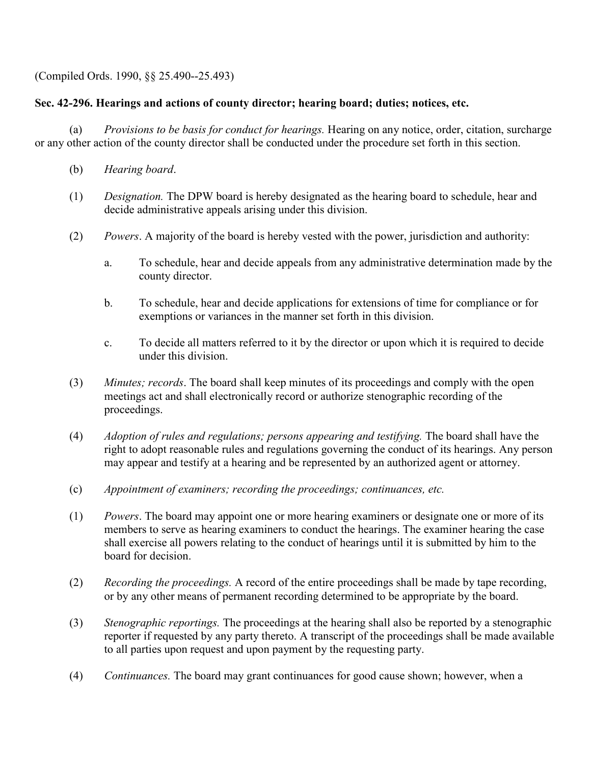(Compiled Ords. 1990, §§ 25.490--25.493)

**Sec. 42-296. Hearings and actions of county director; hearing board; duties; notices, etc.**

(a) *Provisions to be basis for conduct for hearings.* Hearing on any notice, order, citation, surcharge or any other action of the county director shall be conducted under the procedure set forth in this section.

(b) *Hearing board*.

(1) *Designation.* The DPW board is hereby designated as the hearing board to schedule, hear and decide administrative appeals arising under this division.

(2) *Powers*. A majority of the board is hereby vested with the power, jurisdiction and authority:

a. To schedule, hear and decide appeals from any administrative determination made by the county director.

b. To schedule, hear and decide applications for extensions of time for compliance or for exemptions or variances in the manner set forth in this division.

c. To decide all matters referred to it by the director or upon which it is required to decide under this division.

(3) *Minutes; records*. The board shall keep minutes of its proceedings and comply with the open meetings act and shall electronically record or authorize stenographic recording of the proceedings.

(4) *Adoption of rules and regulations; persons appearing and testifying.* The board shall have the right to adopt reasonable rules and regulations governing the conduct of its hearings. Any person may appear and testify at a hearing and be represented by an authorized agent or attorney.

(c) *Appointment of examiners; recording the proceedings; continuances, etc.*

(1) *Powers*. The board may appoint one or more hearing examiners or designate one or more of its members to serve as hearing examiners to conduct the hearings. The examiner hearing the case shall exercise all powers relating to the conduct of hearings until it is submitted by him to the board for decision.

(2) *Recording the proceedings.* A record of the entire proceedings shall be made by tape recording, or by any other means of permanent recording determined to be appropriate by the board.

(3) *Stenographic reportings.* The proceedings at the hearing shall also be reported by a stenographic reporter if requested by any party thereto. A transcript of the proceedings shall be made available to all parties upon request and upon payment by the requesting party.

(4) *Continuances.* The board may grant continuances for good cause shown; however, when a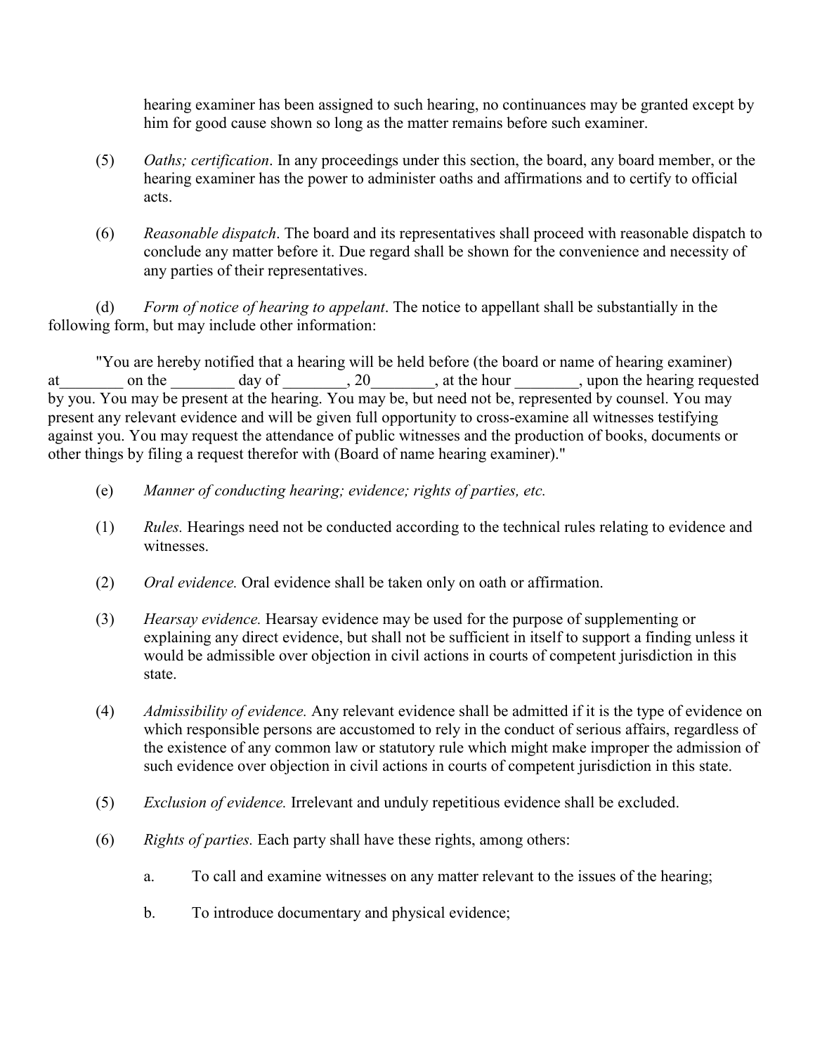hearing examiner has been assigned to such hearing, no continuances may be granted except by him for good cause shown so long as the matter remains before such examiner.

(5) *Oaths; certification*. In any proceedings under this section, the board, any board member, or the hearing examiner has the power to administer oaths and affirmations and to certify to official acts.

(6) *Reasonable dispatch*. The board and its representatives shall proceed with reasonable dispatch to conclude any matter before it. Due regard shall be shown for the convenience and necessity of any parties of their representatives.

(d) *Form of notice of hearing to appellant*. The notice to appellant shall be substantially in the following form, but may include other information:

"You are hereby notified that a hearing will be held before (the board or name of hearing examiner) at________ on the ________ day of ________, 20________, at the hour ________, upon the hearing requested by you. You may be present at the hearing. You may be, but need not be, represented by counsel. You may present any relevant evidence and will be given full opportunity to cross-examine all witnesses testifying against you. You may request the attendance of public witnesses and the production of books, documents or other things by filing a request therefor with (Board of name hearing examiner)."

(e) *Manner of conducting hearing; evidence; rights of parties, etc.*

(1) *Rules.* Hearings need not be conducted according to the technical rules relating to evidence and witnesses.

(2) *Oral evidence.* Oral evidence shall be taken only on oath or affirmation.

(3) *Hearsay evidence.* Hearsay evidence may be used for the purpose of supplementing or explaining any direct evidence, but shall not be sufficient in itself to support a finding unless it would be admissible over objection in civil actions in courts of competent jurisdiction in this state.

(4) *Admissibility of evidence.* Any relevant evidence shall be admitted if it is the type of evidence on which responsible persons are accustomed to rely in the conduct of serious affairs, regardless of the existence of any common law or statutory rule which might make improper the admission of such evidence over objection in civil actions in courts of competent jurisdiction in this state.

(5) *Exclusion of evidence.* Irrelevant and unduly repetitious evidence shall be excluded.

(6) *Rights of parties.* Each party shall have these rights, among others:

a. To call and examine witnesses on any matter relevant to the issues of the hearing;

b. To introduce documentary and physical evidence;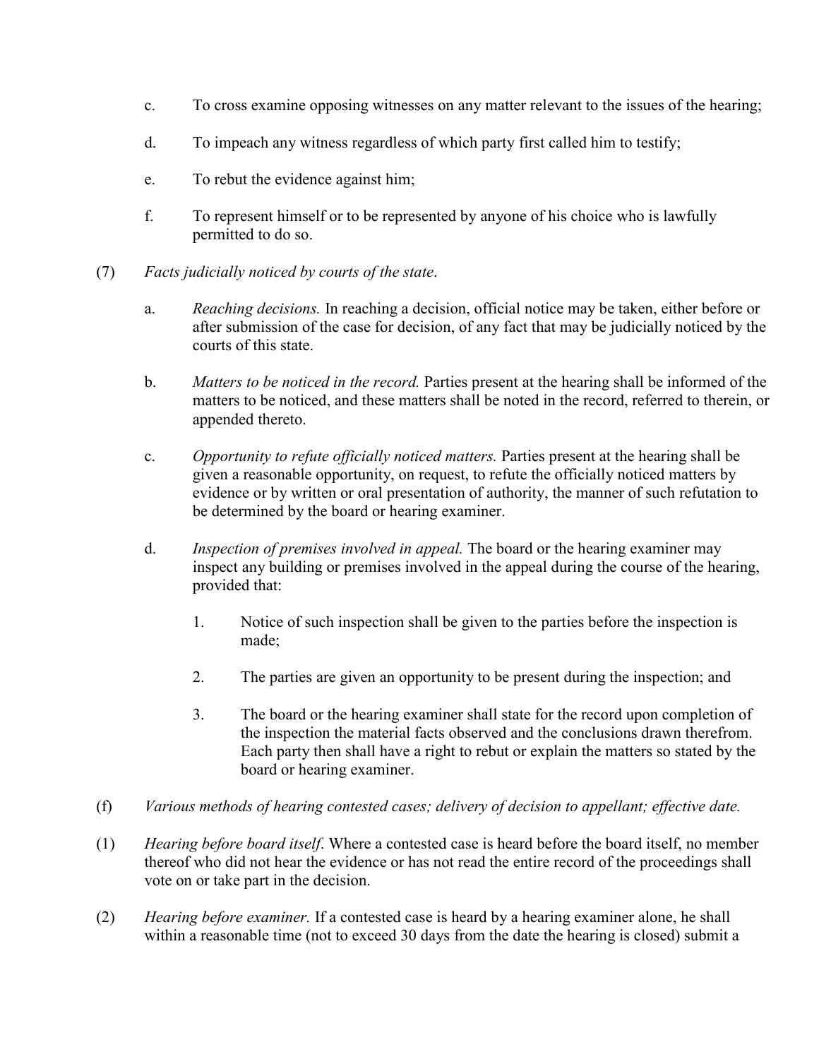c. To cross examine opposing witnesses on any matter relevant to the issues of the hearing;

d. To impeach any witness regardless of which party first called him to testify;

e. To rebut the evidence against him;

f. To represent himself or to be represented by anyone of his choice who is lawfully permitted to do so.

(7) *Facts judicially noticed by courts of the state*.

a. *Reaching decisions.* In reaching a decision, official notice may be taken, either before or after submission of the case for decision, of any fact that may be judicially noticed by the courts of this state.

b. *Matters to be noticed in the record.* Parties present at the hearing shall be informed of the matters to be noticed, and these matters shall be noted in the record, referred to therein, or appended thereto.

c. *Opportunity to refute officially noticed matters.* Parties present at the hearing shall be given a reasonable opportunity, on request, to refute the officially noticed matters by evidence or by written or oral presentation of authority, the manner of such refutation to be determined by the board or hearing examiner.

d. *Inspection of premises involved in appeal.* The board or the hearing examiner may inspect any building or premises involved in the appeal during the course of the hearing, provided that:

1. Notice of such inspection shall be given to the parties before the inspection is made;

2. The parties are given an opportunity to be present during the inspection; and

3. The board or the hearing examiner shall state for the record upon completion of the inspection the material facts observed and the conclusions drawn therefrom. Each party then shall have a right to rebut or explain the matters so stated by the board or hearing examiner.

(f) *Various methods of hearing contested cases; delivery of decision to appellant; effective date.*

(1) *Hearing before board itself*. Where a contested case is heard before the board itself, no member thereof who did not hear the evidence or has not read the entire record of the proceedings shall vote on or take part in the decision.

(2) *Hearing before examiner.* If a contested case is heard by a hearing examiner alone, he shall within a reasonable time (not to exceed 30 days from the date the hearing is closed) submit a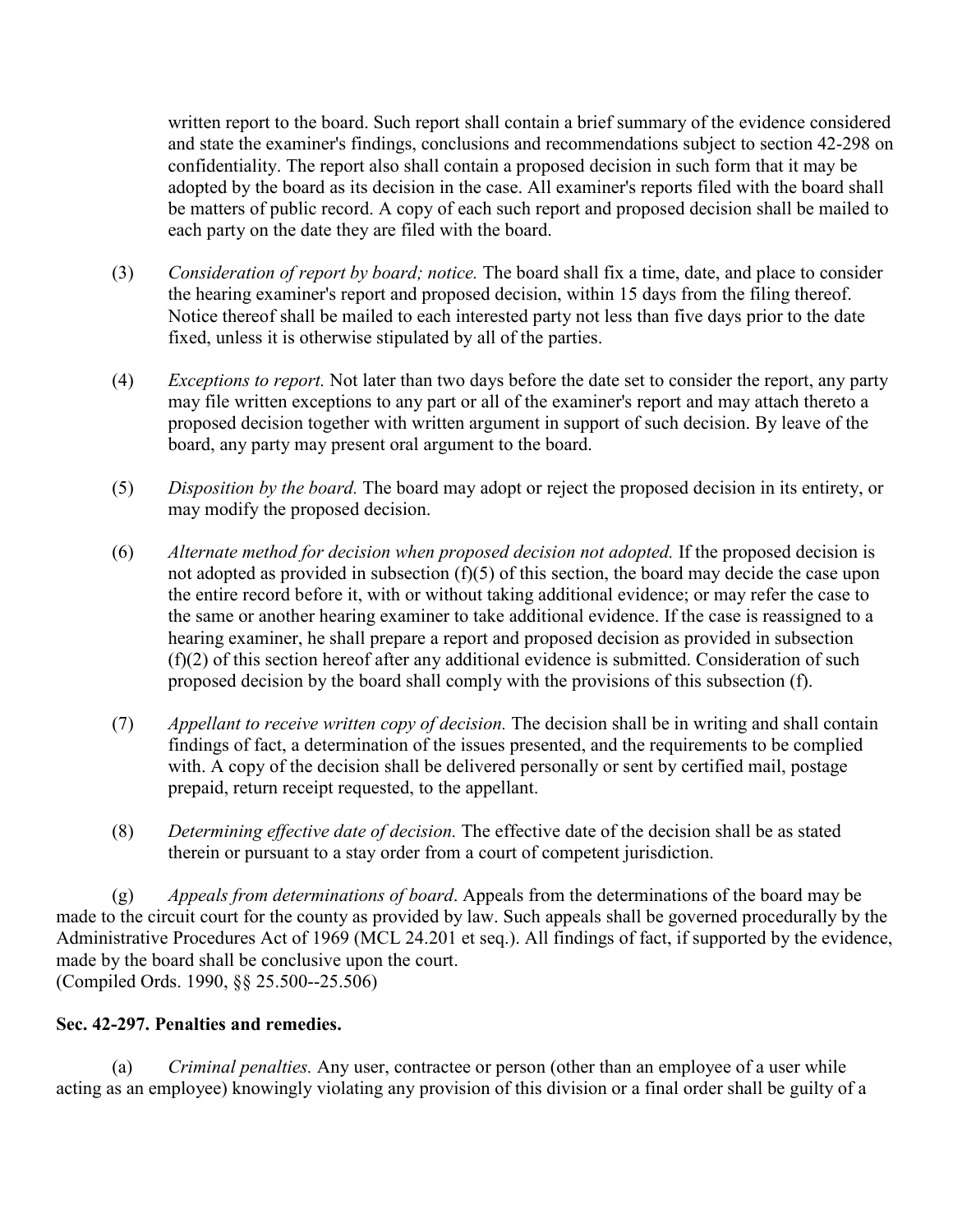written report to the board. Such report shall contain a brief summary of the evidence considered and state the examiner's findings, conclusions and recommendations subject to section 42-298 on confidentiality. The report also shall contain a proposed decision in such form that it may be adopted by the board as its decision in the case. All examiner's reports filed with the board shall be matters of public record. A copy of each such report and proposed decision shall be mailed to each party on the date they are filed with the board.

(3) *Consideration of report by board; notice.* The board shall fix a time, date, and place to consider the hearing examiner's report and proposed decision, within 15 days from the filing thereof. Notice thereof shall be mailed to each interested party not less than five days prior to the date fixed, unless it is otherwise stipulated by all of the parties.

(4) *Exceptions to report.* Not later than two days before the date set to consider the report, any party may file written exceptions to any part or all of the examiner's report and may attach thereto a proposed decision together with written argument in support of such decision. By leave of the board, any party may present oral argument to the board.

(5) *Disposition by the board.* The board may adopt or reject the proposed decision in its entirety, or may modify the proposed decision.

(6) *Alternate method for decision when proposed decision not adopted.* If the proposed decision is not adopted as provided in subsection (f)(5) of this section, the board may decide the case upon the entire record before it, with or without taking additional evidence; or may refer the case to the same or another hearing examiner to take additional evidence. If the case is reassigned to a hearing examiner, he shall prepare a report and proposed decision as provided in subsection (f)(2) of this section hereof after any additional evidence is submitted. Consideration of such proposed decision by the board shall comply with the provisions of this subsection (f).

(7) *Appellant to receive written copy of decision.* The decision shall be in writing and shall contain findings of fact, a determination of the issues presented, and the requirements to be complied with. A copy of the decision shall be delivered personally or sent by certified mail, postage prepaid, return receipt requested, to the appellant.

(8) *Determining effective date of decision.* The effective date of the decision shall be as stated therein or pursuant to a stay order from a court of competent jurisdiction.

(g) *Appeals from determinations of board*. Appeals from the determinations of the board may be made to the circuit court for the county as provided by law. Such appeals shall be governed procedurally by the Administrative Procedures Act of 1969 (MCL 24.201 et seq.). All findings of fact, if supported by the evidence, made by the board shall be conclusive upon the court.
(Compiled Ords. 1990, §§ 25.500--25.506)

**Sec. 42-297. Penalties and remedies.**

(a) *Criminal penalties.* Any user, contractee or person (other than an employee of a user while acting as an employee) knowingly violating any provision of this division or a final order shall be guilty of a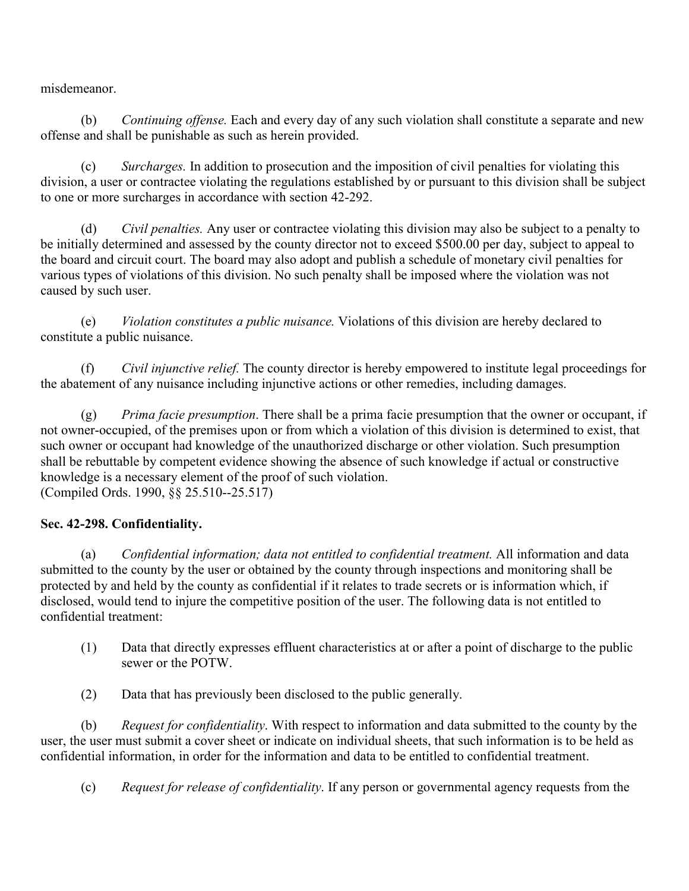misdemeanor.

(b) *Continuing offense.* Each and every day of any such violation shall constitute a separate and new offense and shall be punishable as such as herein provided.

(c) *Surcharges.* In addition to prosecution and the imposition of civil penalties for violating this division, a user or contractee violating the regulations established by or pursuant to this division shall be subject to one or more surcharges in accordance with section 42-292.

(d) *Civil penalties.* Any user or contractee violating this division may also be subject to a penalty to be initially determined and assessed by the county director not to exceed $500.00 per day, subject to appeal to the board and circuit court. The board may also adopt and publish a schedule of monetary civil penalties for various types of violations of this division. No such penalty shall be imposed where the violation was not caused by such user.

(e) *Violation constitutes a public nuisance.* Violations of this division are hereby declared to constitute a public nuisance.

(f) *Civil injunctive relief.* The county director is hereby empowered to institute legal proceedings for the abatement of any nuisance including injunctive actions or other remedies, including damages.

(g) *Prima facie presumption*. There shall be a prima facie presumption that the owner or occupant, if not owner-occupied, of the premises upon or from which a violation of this division is determined to exist, that such owner or occupant had knowledge of the unauthorized discharge or other violation. Such presumption shall be rebuttable by competent evidence showing the absence of such knowledge if actual or constructive knowledge is a necessary element of the proof of such violation.
(Compiled Ords. 1990, §§ 25.510--25.517)

**Sec. 42-298. Confidentiality.**

(a) *Confidential information; data not entitled to confidential treatment.* All information and data submitted to the county by the user or obtained by the county through inspections and monitoring shall be protected by and held by the county as confidential if it relates to trade secrets or is information which, if disclosed, would tend to injure the competitive position of the user. The following data is not entitled to confidential treatment:

(1) Data that directly expresses effluent characteristics at or after a point of discharge to the public sewer or the POTW.

(2) Data that has previously been disclosed to the public generally.

(b) *Request for confidentiality*. With respect to information and data submitted to the county by the user, the user must submit a cover sheet or indicate on individual sheets, that such information is to be held as confidential information, in order for the information and data to be entitled to confidential treatment.

(c) *Request for release of confidentiality*. If any person or governmental agency requests from the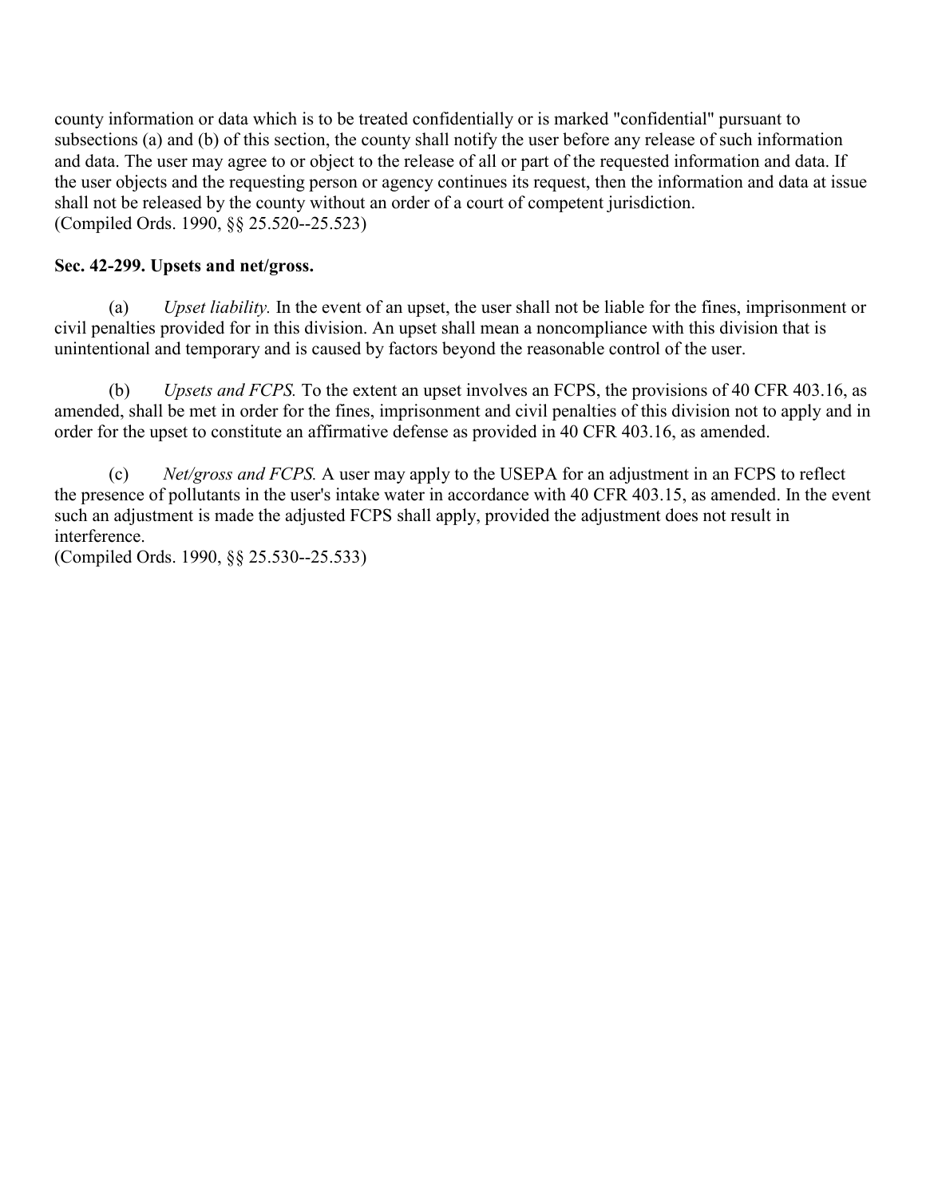county information or data which is to be treated confidentially or is marked "confidential" pursuant to subsections (a) and (b) of this section, the county shall notify the user before any release of such information and data. The user may agree to or object to the release of all or part of the requested information and data. If the user objects and the requesting person or agency continues its request, then the information and data at issue shall not be released by the county without an order of a court of competent jurisdiction.
(Compiled Ords. 1990, §§ 25.520--25.523)

**Sec. 42-299. Upsets and net/gross.**

(a) *Upset liability.* In the event of an upset, the user shall not be liable for the fines, imprisonment or civil penalties provided for in this division. An upset shall mean a noncompliance with this division that is unintentional and temporary and is caused by factors beyond the reasonable control of the user.

(b) *Upsets and FCPS.* To the extent an upset involves an FCPS, the provisions of 40 CFR 403.16, as amended, shall be met in order for the fines, imprisonment and civil penalties of this division not to apply and in order for the upset to constitute an affirmative defense as provided in 40 CFR 403.16, as amended.

(c) *Net/gross and FCPS.* A user may apply to the USEPA for an adjustment in an FCPS to reflect the presence of pollutants in the user's intake water in accordance with 40 CFR 403.15, as amended. In the event such an adjustment is made the adjusted FCPS shall apply, provided the adjustment does not result in interference.
(Compiled Ords. 1990, §§ 25.530--25.533)